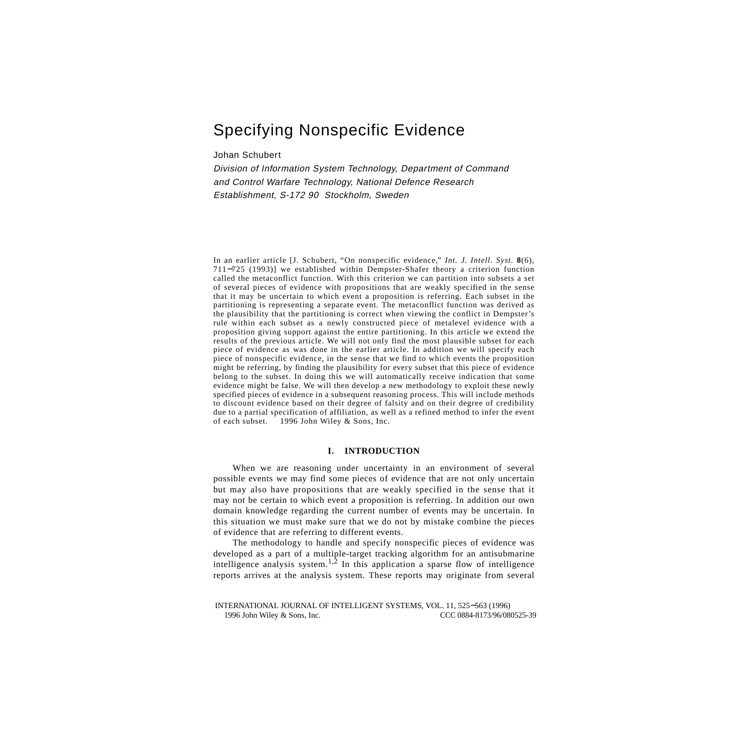# Specifying Nonspecific Evidence

Johan Schubert

*Division of Information System Technology, Department of Command and Control Warfare Technology, National Defence Research Establishment, S-172 90 Stockholm, Sweden*

In an earlier article [J. Schubert, "On nonspecific evidence," *Int. J. Intell. Syst.* **8**(6), 711−725 (1993)] we established within Dempster-Shafer theory a criterion function called the metaconflict function. With this criterion we can partition into subsets a set of several pieces of evidence with propositions that are weakly specified in the sense that it may be uncertain to which event a proposition is referring. Each subset in the partitioning is representing a separate event. The metaconflict function was derived as the plausibility that the partitioning is correct when viewing the conflict in Dempster's rule within each subset as a newly constructed piece of metalevel evidence with a proposition giving support against the entire partitioning. In this article we extend the results of the previous article. We will not only find the most plausible subset for each piece of evidence as was done in the earlier article. In addition we will specify each piece of nonspecific evidence, in the sense that we find to which events the proposition might be referring, by finding the plausibility for every subset that this piece of evidence belong to the subset. In doing this we will automatically receive indication that some evidence might be false. We will then develop a new methodology to exploit these newly specified pieces of evidence in a subsequent reasoning process. This will include methods to discount evidence based on their degree of falsity and on their degree of credibility due to a partial specification of affiliation, as well as a refined method to infer the event of each subset. © 1996 John Wiley & Sons, Inc.

## I. INTRODUCTION

When we are reasoning under uncertainty in an environment of several possible events we may find some pieces of evidence that are not only uncertain but may also have propositions that are weakly specified in the sense that it may not be certain to which event a proposition is referring. In addition our own domain knowledge regarding the current number of events may be uncertain. In this situation we must make sure that we do not by mistake combine the pieces of evidence that are referring to different events.

The methodology to handle and specify nonspecific pieces of evidence was developed as a part of a multiple-target tracking algorithm for an antisubmarine intelligence analysis system.[1,2] In this application a sparse flow of intelligence reports arrives at the analysis system. These reports may originate from several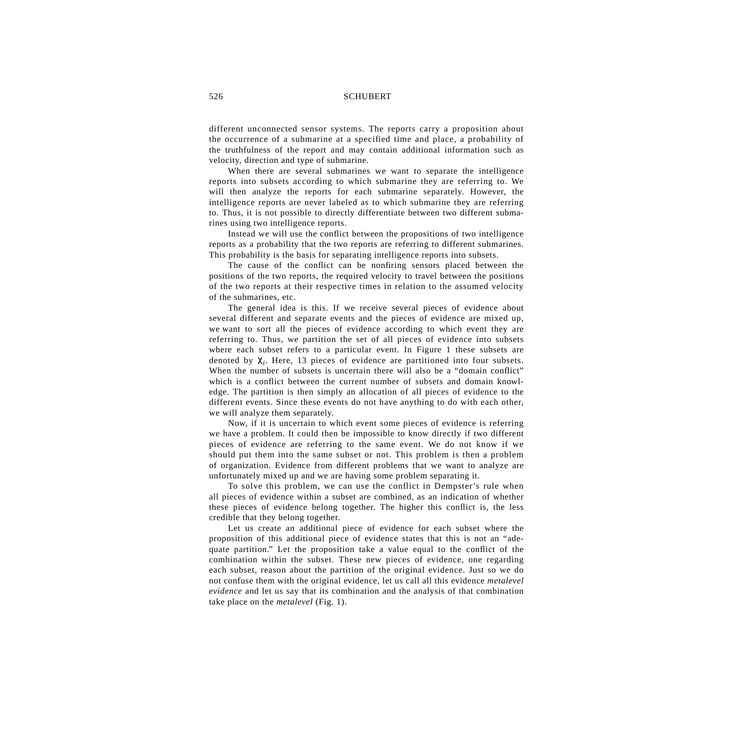different unconnected sensor systems. The reports carry a proposition about the occurrence of a submarine at a specified time and place, a probability of the truthfulness of the report and may contain additional information such as velocity, direction and type of submarine.

When there are several submarines we want to separate the intelligence reports into subsets according to which submarine they are referring to. We will then analyze the reports for each submarine separately. However, the intelligence reports are never labeled as to which submarine they are referring to. Thus, it is not possible to directly differentiate between two different submarines using two intelligence reports.

Instead we will use the conflict between the propositions of two intelligence reports as a probability that the two reports are referring to different submarines. This probability is the basis for separating intelligence reports into subsets.

The cause of the conflict can be nonfiring sensors placed between the positions of the two reports, the required velocity to travel between the positions of the two reports at their respective times in relation to the assumed velocity of the submarines, etc.

The general idea is this. If we receive several pieces of evidence about several different and separate events and the pieces of evidence are mixed up, we want to sort all the pieces of evidence according to which event they are referring to. Thus, we partition the set of all pieces of evidence into subsets where each subset refers to a particular event. In Figure 1 these subsets are denoted by $\chi_i$. Here, 13 pieces of evidence are partitioned into four subsets. When the number of subsets is uncertain there will also be a "domain conflict" which is a conflict between the current number of subsets and domain knowledge. The partition is then simply an allocation of all pieces of evidence to the different events. Since these events do not have anything to do with each other, we will analyze them separately.

Now, if it is uncertain to which event some pieces of evidence is referring we have a problem. It could then be impossible to know directly if two different pieces of evidence are referring to the same event. We do not know if we should put them into the same subset or not. This problem is then a problem of organization. Evidence from different problems that we want to analyze are unfortunately mixed up and we are having some problem separating it.

To solve this problem, we can use the conflict in Dempster's rule when all pieces of evidence within a subset are combined, as an indication of whether these pieces of evidence belong together. The higher this conflict is, the less credible that they belong together.

Let us create an additional piece of evidence for each subset where the proposition of this additional piece of evidence states that this is not an "adequate partition." Let the proposition take a value equal to the conflict of the combination within the subset. These new pieces of evidence, one regarding each subset, reason about the partition of the original evidence. Just so we do not confuse them with the original evidence, let us call all this evidence *metalevel evidence* and let us say that its combination and the analysis of that combination take place on the *metalevel* (Fig. 1).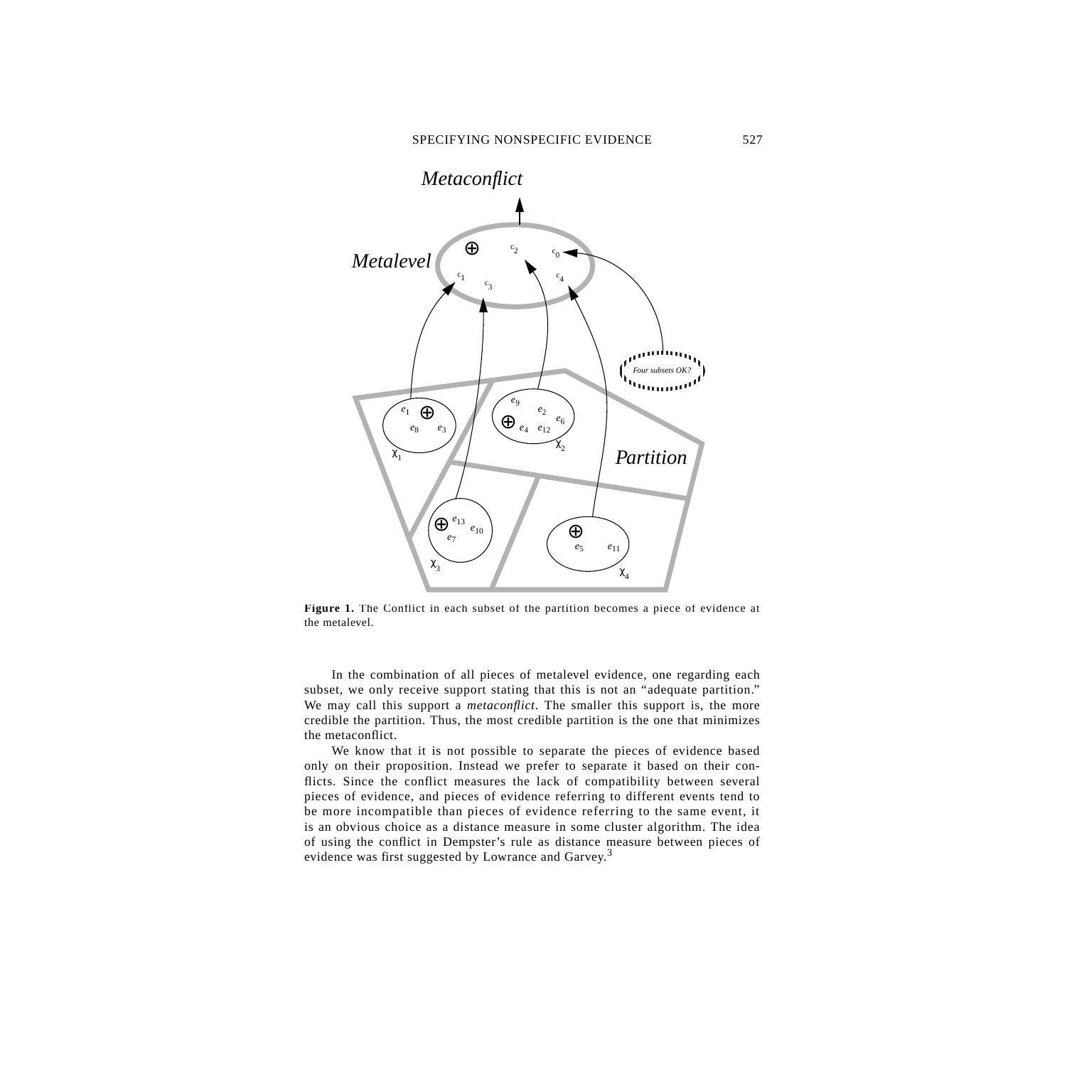**Figure 1.** The Conflict in each subset of the partition becomes a piece of evidence at the metalevel.

In the combination of all pieces of metalevel evidence, one regarding each subset, we only receive support stating that this is not an "adequate partition." We may call this support a *metaconflict*. The smaller this support is, the more credible the partition. Thus, the most credible partition is the one that minimizes the metaconflict.

We know that it is not possible to separate the pieces of evidence based only on their proposition. Instead we prefer to separate it based on their conflicts. Since the conflict measures the lack of compatibility between several pieces of evidence, and pieces of evidence referring to different events tend to be more incompatible than pieces of evidence referring to the same event, it is an obvious choice as a distance measure in some cluster algorithm. The idea of using the conflict in Dempster's rule as distance measure between pieces of evidence was first suggested by Lowrance and Garvey.[3]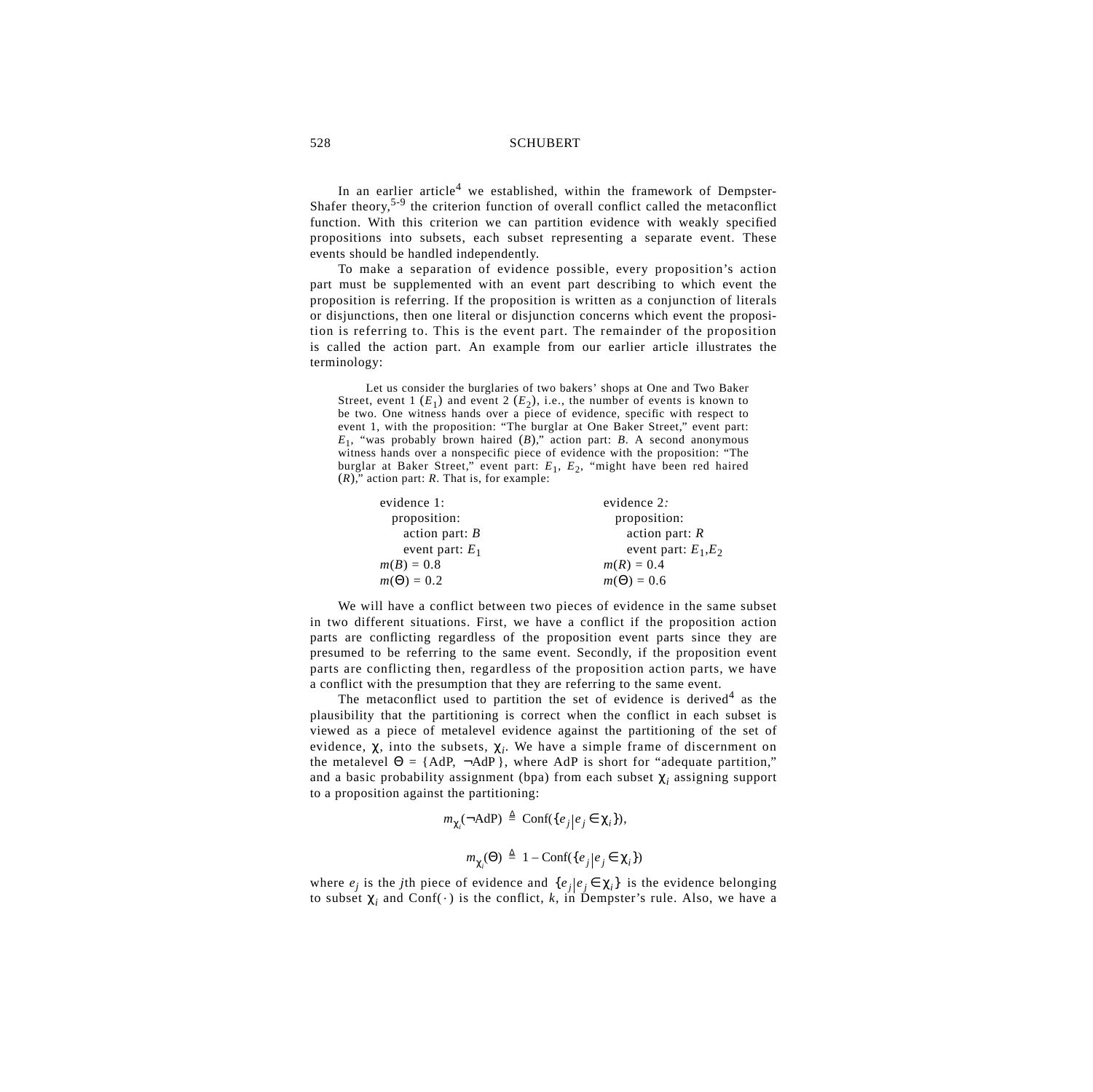In an earlier article[4] we established, within the framework of Dempster-Shafer theory,[5-9] the criterion function of overall conflict called the metaconflict function. With this criterion we can partition evidence with weakly specified propositions into subsets, each subset representing a separate event. These events should be handled independently.

To make a separation of evidence possible, every proposition's action part must be supplemented with an event part describing to which event the proposition is referring. If the proposition is written as a conjunction of literals or disjunctions, then one literal or disjunction concerns which event the proposition is referring to. This is the event part. The remainder of the proposition is called the action part. An example from our earlier article illustrates the terminology:

> Let us consider the burglaries of two bakers' shops at One and Two Baker Street, event 1 ($E_1$) and event 2 ($E_2$), i.e., the number of events is known to be two. One witness hands over a piece of evidence, specific with respect to event 1, with the proposition: "The burglar at One Baker Street," event part: $E_1$, "was probably brown haired ($B$)," action part: $B$. A second anonymous witness hands over a nonspecific piece of evidence with the proposition: "The burglar at Baker Street," event part: $E_1$, $E_2$, "might have been red haired ($R$)," action part: $R$. That is, for example:
>
> | evidence 1: | evidence 2: |
> |---|---|
> | proposition: | proposition: |
> | action part: $B$ | action part: $R$ |
> | event part: $E_1$ | event part: $E_1, E_2$ |
> | $m(B) = 0.8$ | $m(R) = 0.4$ |
> | $m(\Theta) = 0.2$ | $m(\Theta) = 0.6$ |

We will have a conflict between two pieces of evidence in the same subset in two different situations. First, we have a conflict if the proposition action parts are conflicting regardless of the proposition event parts since they are presumed to be referring to the same event. Secondly, if the proposition event parts are conflicting then, regardless of the proposition action parts, we have a conflict with the presumption that they are referring to the same event.

The metaconflict used to partition the set of evidence is derived[4] as the plausibility that the partitioning is correct when the conflict in each subset is viewed as a piece of metalevel evidence against the partitioning of the set of evidence, $\chi$, into the subsets, $\chi_i$. We have a simple frame of discernment on the metalevel $\Theta = \{\text{AdP}, \neg\text{AdP}\}$, where AdP is short for "adequate partition," and a basic probability assignment (bpa) from each subset $\chi_i$ assigning support to a proposition against the partitioning:

$$m_{\chi_i}(\neg\text{AdP}) \triangleq \text{Conf}(\{e_j | e_j \in \chi_i\}),$$

$$m_{\chi_i}(\Theta) \triangleq 1 - \text{Conf}(\{e_j | e_j \in \chi_i\})$$

where $e_j$ is the $j$th piece of evidence and $\{e_j | e_j \in \chi_i\}$ is the evidence belonging to subset $\chi_i$ and $\text{Conf}(\cdot)$ is the conflict, $k$, in Dempster's rule. Also, we have a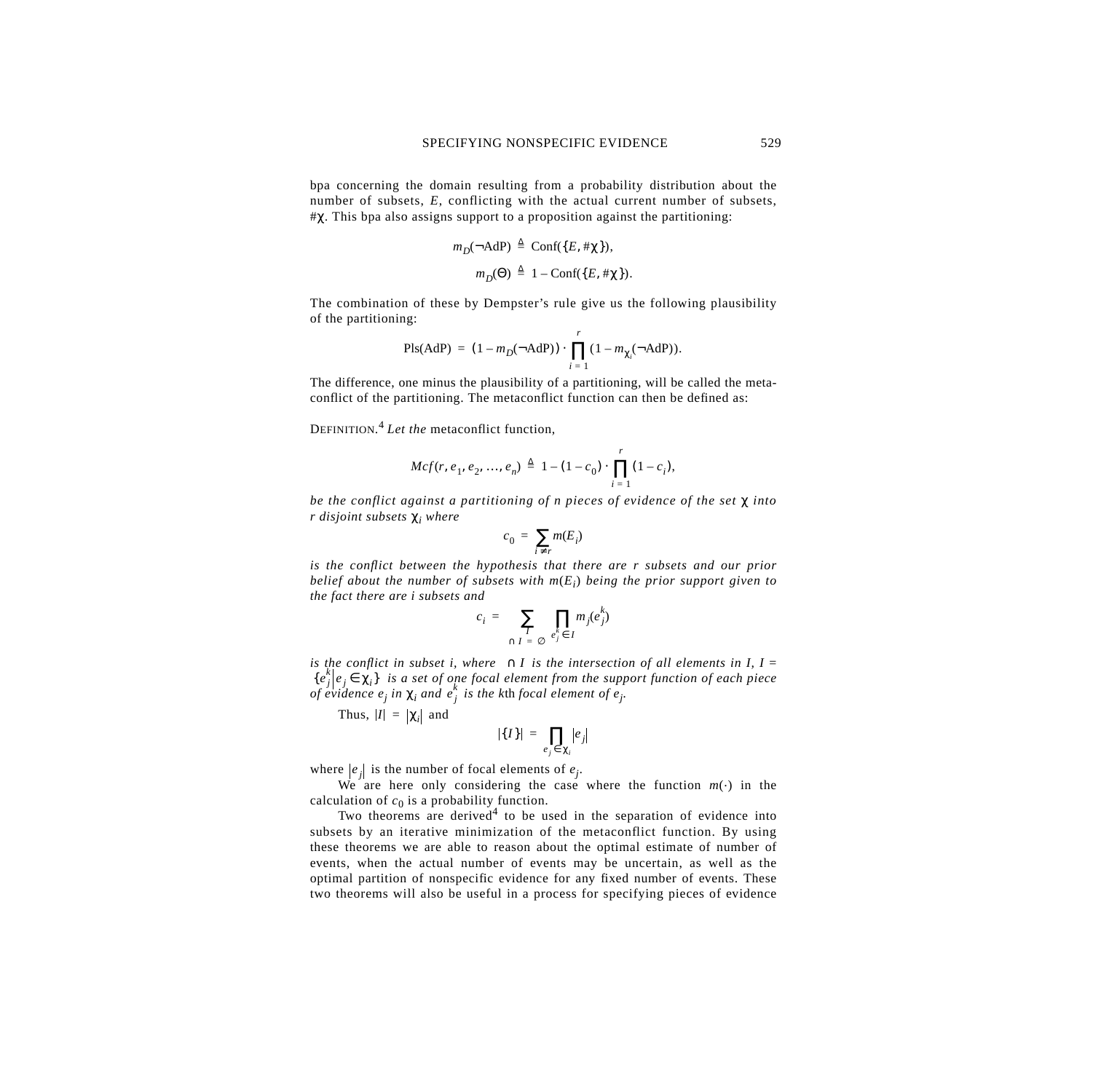bpa concerning the domain resulting from a probability distribution about the number of subsets, $E$, conflicting with the actual current number of subsets, $\#\chi$. This bpa also assigns support to a proposition against the partitioning:

$$m_D(\neg\text{AdP}) \triangleq \text{Conf}(\{E, \#\chi\}),$$

$$m_D(\Theta) \triangleq 1 - \text{Conf}(\{E, \#\chi\}).$$

The combination of these by Dempster's rule give us the following plausibility of the partitioning:

$$\text{Pls}(\text{AdP}) = (1 - m_D(\neg\text{AdP})) \cdot \prod_{i=1}^{r} (1 - m_{\chi_i}(\neg\text{AdP})).$$

The difference, one minus the plausibility of a partitioning, will be called the metaconflict of the partitioning. The metaconflict function can then be defined as:

Definition.[4] *Let the* metaconflict function,

$$Mcf(r, e_1, e_2, \ldots, e_n) \triangleq 1 - (1 - c_0) \cdot \prod_{i=1}^{r} (1 - c_i),$$

*be the conflict against a partitioning of n pieces of evidence of the set* $\chi$ *into r disjoint subsets* $\chi_i$ *where*

$$c_0 = \sum_{i \neq r} m(E_i)$$

*is the conflict between the hypothesis that there are r subsets and our prior belief about the number of subsets with* $m(E_i)$ *being the prior support given to the fact there are i subsets and*

$$c_i = \sum_{\substack{I \\ \cap I = \emptyset}} \prod_{e_j^k \in I} m_j(e_j^k)$$

*is the conflict in subset i, where* $\cap I$ *is the intersection of all elements in I,* $I = \{e_j^k \mid e_j \in \chi_i\}$ *is a set of one focal element from the support function of each piece of evidence* $e_j$ *in* $\chi_i$ *and* $e_j^k$ *is the* $k$th *focal element of* $e_j$.

Thus, $|I| = |\chi_i|$ and

$$|\{I\}| = \prod_{e_j \in \chi_i} |e_j|$$

where $|e_j|$ is the number of focal elements of $e_j$.

We are here only considering the case where the function $m(\cdot)$ in the calculation of $c_0$ is a probability function.

Two theorems are derived[4] to be used in the separation of evidence into subsets by an iterative minimization of the metaconflict function. By using these theorems we are able to reason about the optimal estimate of number of events, when the actual number of events may be uncertain, as well as the optimal partition of nonspecific evidence for any fixed number of events. These two theorems will also be useful in a process for specifying pieces of evidence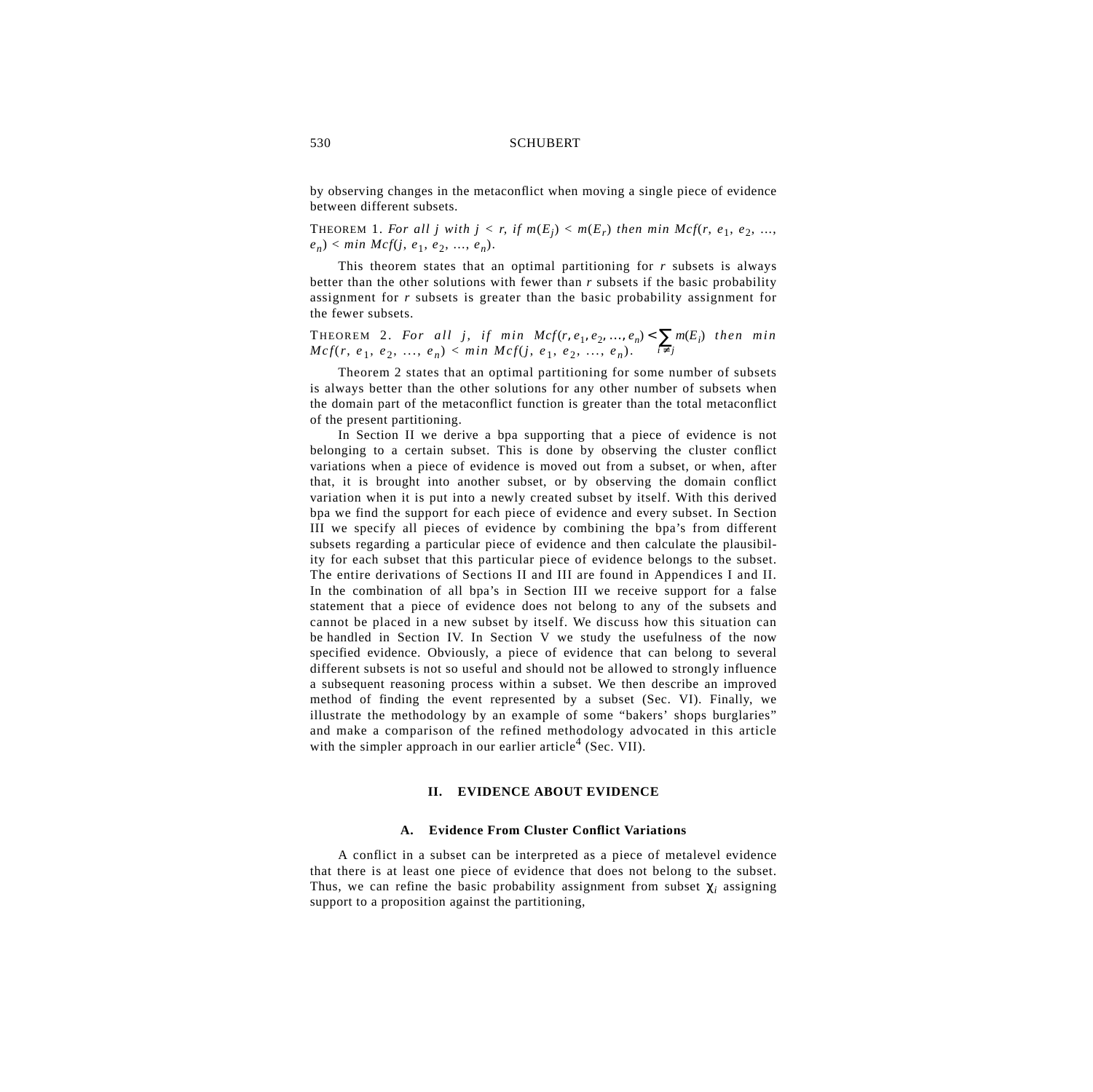by observing changes in the metaconflict when moving a single piece of evidence between different subsets.

THEOREM 1. *For all $j$ with $j < r$, if $m(E_j) < m(E_r)$ then min $Mcf(r, e_1, e_2, \ldots, e_n) <$ min $Mcf(j, e_1, e_2, \ldots, e_n)$.*

This theorem states that an optimal partitioning for $r$ subsets is always better than the other solutions with fewer than $r$ subsets if the basic probability assignment for $r$ subsets is greater than the basic probability assignment for the fewer subsets.

THEOREM 2. *For all $j$, if min $Mcf(r, e_1, e_2, \ldots, e_n) < \sum_{i \neq j} m(E_i)$ then min $Mcf(r, e_1, e_2, \ldots, e_n) <$ min $Mcf(j, e_1, e_2, \ldots, e_n)$.*

Theorem 2 states that an optimal partitioning for some number of subsets is always better than the other solutions for any other number of subsets when the domain part of the metaconflict function is greater than the total metaconflict of the present partitioning.

In Section II we derive a bpa supporting that a piece of evidence is not belonging to a certain subset. This is done by observing the cluster conflict variations when a piece of evidence is moved out from a subset, or when, after that, it is brought into another subset, or by observing the domain conflict variation when it is put into a newly created subset by itself. With this derived bpa we find the support for each piece of evidence and every subset. In Section III we specify all pieces of evidence by combining the bpa's from different subsets regarding a particular piece of evidence and then calculate the plausibility for each subset that this particular piece of evidence belongs to the subset. The entire derivations of Sections II and III are found in Appendices I and II. In the combination of all bpa's in Section III we receive support for a false statement that a piece of evidence does not belong to any of the subsets and cannot be placed in a new subset by itself. We discuss how this situation can be handled in Section IV. In Section V we study the usefulness of the now specified evidence. Obviously, a piece of evidence that can belong to several different subsets is not so useful and should not be allowed to strongly influence a subsequent reasoning process within a subset. We then describe an improved method of finding the event represented by a subset (Sec. VI). Finally, we illustrate the methodology by an example of some "bakers' shops burglaries" and make a comparison of the refined methodology advocated in this article with the simpler approach in our earlier article[4] (Sec. VII).

## II. EVIDENCE ABOUT EVIDENCE

### A. Evidence From Cluster Conflict Variations

A conflict in a subset can be interpreted as a piece of metalevel evidence that there is at least one piece of evidence that does not belong to the subset. Thus, we can refine the basic probability assignment from subset $\chi_i$ assigning support to a proposition against the partitioning,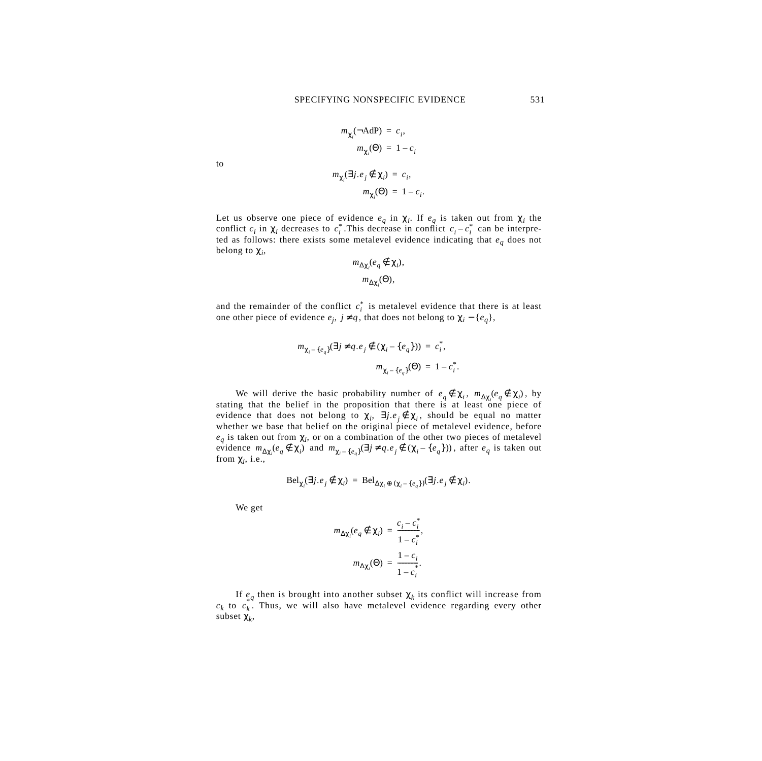$$m_{\chi_i}(\neg \text{AdP}) = c_i,$$
$$m_{\chi_i}(\Theta) = 1 - c_i$$

to

$$m_{\chi_i}(\exists j.e_j \notin \chi_i) = c_i,$$
$$m_{\chi_i}(\Theta) = 1 - c_i.$$

Let us observe one piece of evidence $e_q$ in $\chi_i$. If $e_q$ is taken out from $\chi_i$ the conflict $c_i$ in $\chi_i$ decreases to $c_i^*$. This decrease in conflict $c_i - c_i^*$ can be interpreted as follows: there exists some metalevel evidence indicating that $e_q$ does not belong to $\chi_i$,

$$m_{\Delta\chi_i}(e_q \notin \chi_i),$$
$$m_{\Delta\chi_i}(\Theta),$$

and the remainder of the conflict $c_i^*$ is metalevel evidence that there is at least one other piece of evidence $e_j$, $j \neq q$, that does not belong to $\chi_i - \{e_q\}$,

$$m_{\chi_i - \{e_q\}}(\exists j \neq q.e_j \notin (\chi_i - \{e_q\})) = c_i^*,$$
$$m_{\chi_i - \{e_q\}}(\Theta) = 1 - c_i^*.$$

We will derive the basic probability number of $e_q \notin \chi_i$, $m_{\Delta\chi_i}(e_q \notin \chi_i)$, by stating that the belief in the proposition that there is at least one piece of evidence that does not belong to $\chi_i$, $\exists j.e_j \notin \chi_i$, should be equal no matter whether we base that belief on the original piece of metalevel evidence, before $e_q$ is taken out from $\chi_i$, or on a combination of the other two pieces of metalevel evidence $m_{\Delta\chi_i}(e_q \notin \chi_i)$ and $m_{\chi_i - \{e_q\}}(\exists j \neq q.e_j \notin (\chi_i - \{e_q\}))$, after $e_q$ is taken out from $\chi_i$, i.e.,

$$\text{Bel}_{\chi_i}(\exists j.e_j \notin \chi_i) = \text{Bel}_{\Delta\chi_i \oplus (\chi_i - \{e_q\})}(\exists j.e_j \notin \chi_i).$$

We get

$$m_{\Delta\chi_i}(e_q \notin \chi_i) = \frac{c_i - c_i^*}{1 - c_i^*},$$
$$m_{\Delta\chi_i}(\Theta) = \frac{1 - c_i}{1 - c_i^*}.$$

If $e_q$ then is brought into another subset $\chi_k$ its conflict will increase from $c_k$ to $c_k^*$. Thus, we will also have metalevel evidence regarding every other subset $\chi_k$,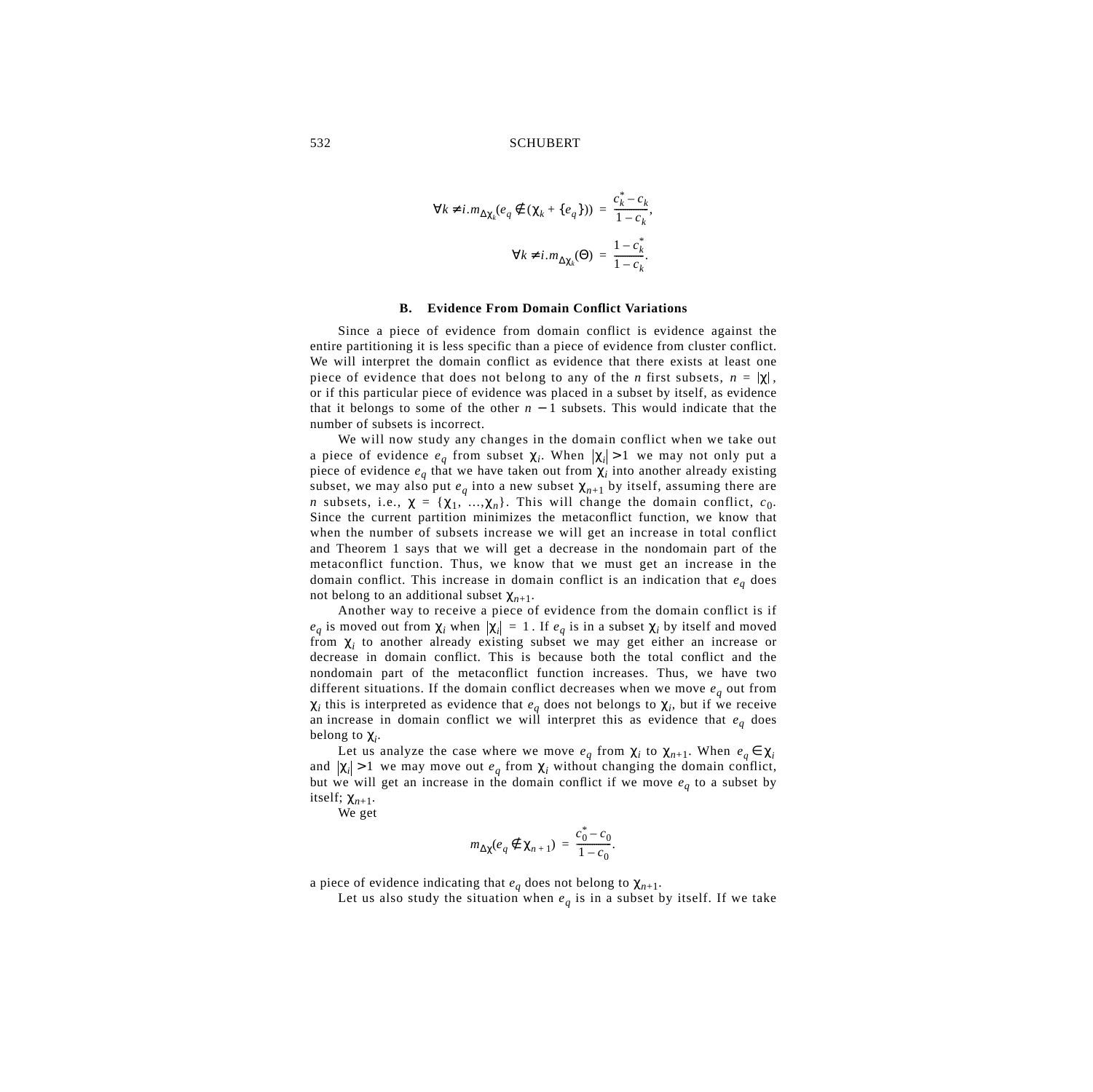$$\forall k \neq i . m_{\Delta\chi_k}(e_q \notin (\chi_k + \{e_q\})) = \frac{c_k^* - c_k}{1 - c_k},$$

$$\forall k \neq i . m_{\Delta\chi_k}(\Theta) = \frac{1 - c_k^*}{1 - c_k}.$$

### B. Evidence From Domain Conflict Variations

Since a piece of evidence from domain conflict is evidence against the entire partitioning it is less specific than a piece of evidence from cluster conflict. We will interpret the domain conflict as evidence that there exists at least one piece of evidence that does not belong to any of the $n$ first subsets, $n = |\chi|$, or if this particular piece of evidence was placed in a subset by itself, as evidence that it belongs to some of the other $n - 1$ subsets. This would indicate that the number of subsets is incorrect.

We will now study any changes in the domain conflict when we take out a piece of evidence $e_q$ from subset $\chi_i$. When $|\chi_i| > 1$ we may not only put a piece of evidence $e_q$ that we have taken out from $\chi_i$ into another already existing subset, we may also put $e_q$ into a new subset $\chi_{n+1}$ by itself, assuming there are $n$ subsets, i.e., $\chi = \{\chi_1, \ldots, \chi_n\}$. This will change the domain conflict, $c_0$. Since the current partition minimizes the metaconflict function, we know that when the number of subsets increase we will get an increase in total conflict and Theorem 1 says that we will get a decrease in the nondomain part of the metaconflict function. Thus, we know that we must get an increase in the domain conflict. This increase in domain conflict is an indication that $e_q$ does not belong to an additional subset $\chi_{n+1}$.

Another way to receive a piece of evidence from the domain conflict is if $e_q$ is moved out from $\chi_i$ when $|\chi_i| = 1$. If $e_q$ is in a subset $\chi_i$ by itself and moved from $\chi_i$ to another already existing subset we may get either an increase or decrease in domain conflict. This is because both the total conflict and the nondomain part of the metaconflict function increases. Thus, we have two different situations. If the domain conflict decreases when we move $e_q$ out from $\chi_i$ this is interpreted as evidence that $e_q$ does not belongs to $\chi_i$, but if we receive an increase in domain conflict we will interpret this as evidence that $e_q$ does belong to $\chi_i$.

Let us analyze the case where we move $e_q$ from $\chi_i$ to $\chi_{n+1}$. When $e_q \in \chi_i$ and $|\chi_i| > 1$ we may move out $e_q$ from $\chi_i$ without changing the domain conflict, but we will get an increase in the domain conflict if we move $e_q$ to a subset by itself; $\chi_{n+1}$.

We get

$$m_{\Delta\chi}(e_q \notin \chi_{n+1}) = \frac{c_0^* - c_0}{1 - c_0}.$$

a piece of evidence indicating that $e_q$ does not belong to $\chi_{n+1}$.

Let us also study the situation when $e_q$ is in a subset by itself. If we take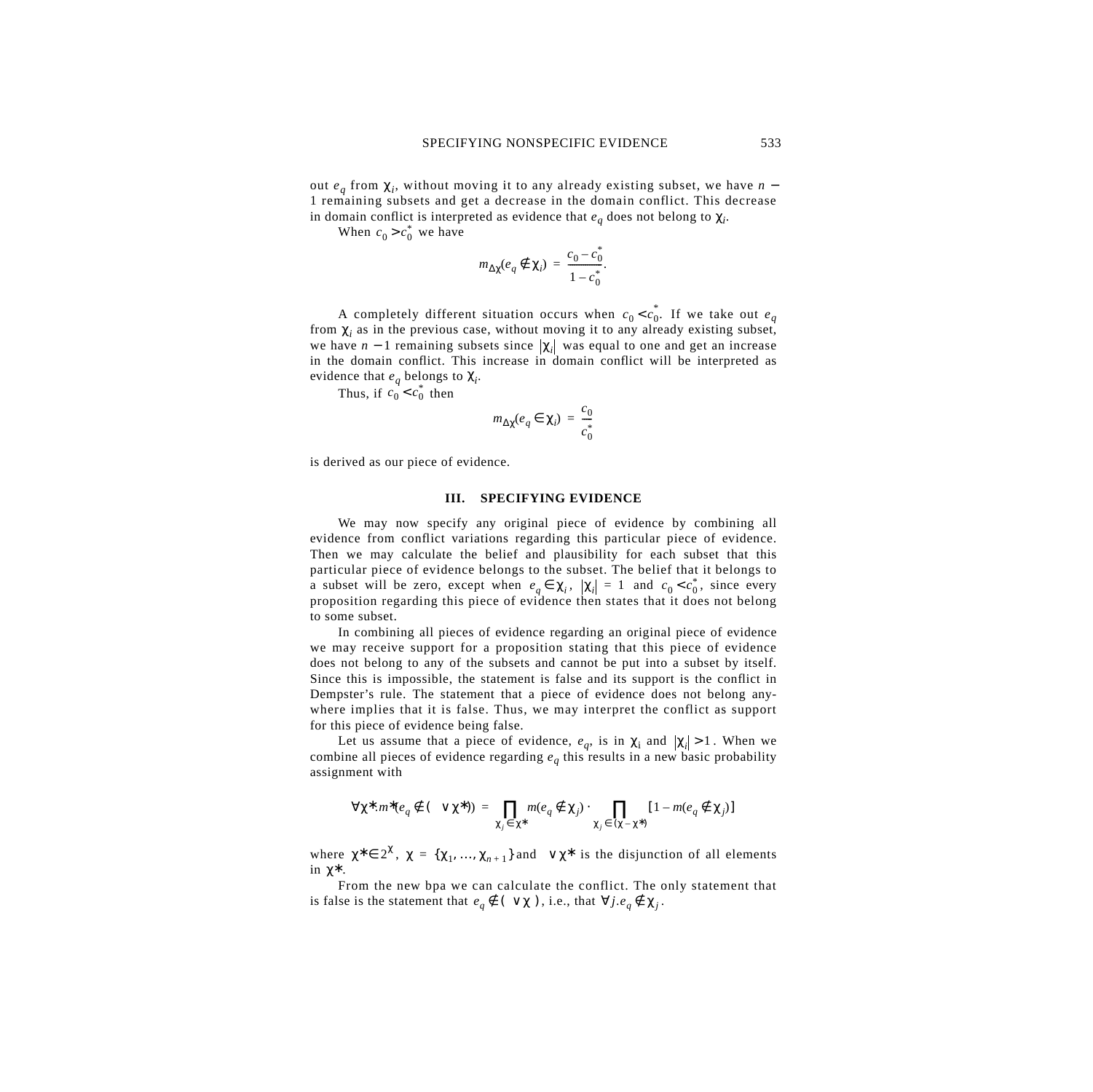out $e_q$ from $\chi_i$, without moving it to any already existing subset, we have $n-1$ remaining subsets and get a decrease in the domain conflict. This decrease in domain conflict is interpreted as evidence that $e_q$ does not belong to $\chi_i$.

When $c_0 > c_0^*$ we have

$$m_{\Delta\chi}(e_q \notin \chi_i) = \frac{c_0 - c_0^*}{1 - c_0^*}.$$

A completely different situation occurs when $c_0 < c_0^*$. If we take out $e_q$ from $\chi_i$ as in the previous case, without moving it to any already existing subset, we have $n-1$ remaining subsets since $|\chi_i|$ was equal to one and get an increase in the domain conflict. This increase in domain conflict will be interpreted as evidence that $e_q$ belongs to $\chi_i$.

Thus, if $c_0 < c_0^*$ then

$$m_{\Delta\chi}(e_q \in \chi_i) = \frac{c_0}{c_0^*}$$

is derived as our piece of evidence.

## III. SPECIFYING EVIDENCE

We may now specify any original piece of evidence by combining all evidence from conflict variations regarding this particular piece of evidence. Then we may calculate the belief and plausibility for each subset that this particular piece of evidence belongs to the subset. The belief that it belongs to a subset will be zero, except when $e_q \in \chi_i$, $|\chi_i| = 1$ and $c_0 < c_0^*$, since every proposition regarding this piece of evidence then states that it does not belong to some subset.

In combining all pieces of evidence regarding an original piece of evidence we may receive support for a proposition stating that this piece of evidence does not belong to any of the subsets and cannot be put into a subset by itself. Since this is impossible, the statement is false and its support is the conflict in Dempster's rule. The statement that a piece of evidence does not belong anywhere implies that it is false. Thus, we may interpret the conflict as support for this piece of evidence being false.

Let us assume that a piece of evidence, $e_q$, is in $\chi_i$ and $|\chi_i| > 1$. When we combine all pieces of evidence regarding $e_q$ this results in a new basic probability assignment with

$$\forall \chi^*. m^*(e_q \notin (\vee \chi^*)) = \prod_{\chi_j \in \chi^*} m(e_q \notin \chi_j) \cdot \prod_{\chi_j \in (\chi - \chi^*)} [1 - m(e_q \notin \chi_j)]$$

where $\chi^* \in 2^{\chi}$, $\chi = \{\chi_1, \ldots, \chi_{n+1}\}$ and $\vee \chi^*$ is the disjunction of all elements in $\chi^*$.

From the new bpa we can calculate the conflict. The only statement that is false is the statement that $e_q \notin (\vee \chi)$, i.e., that $\forall j. e_q \notin \chi_j$.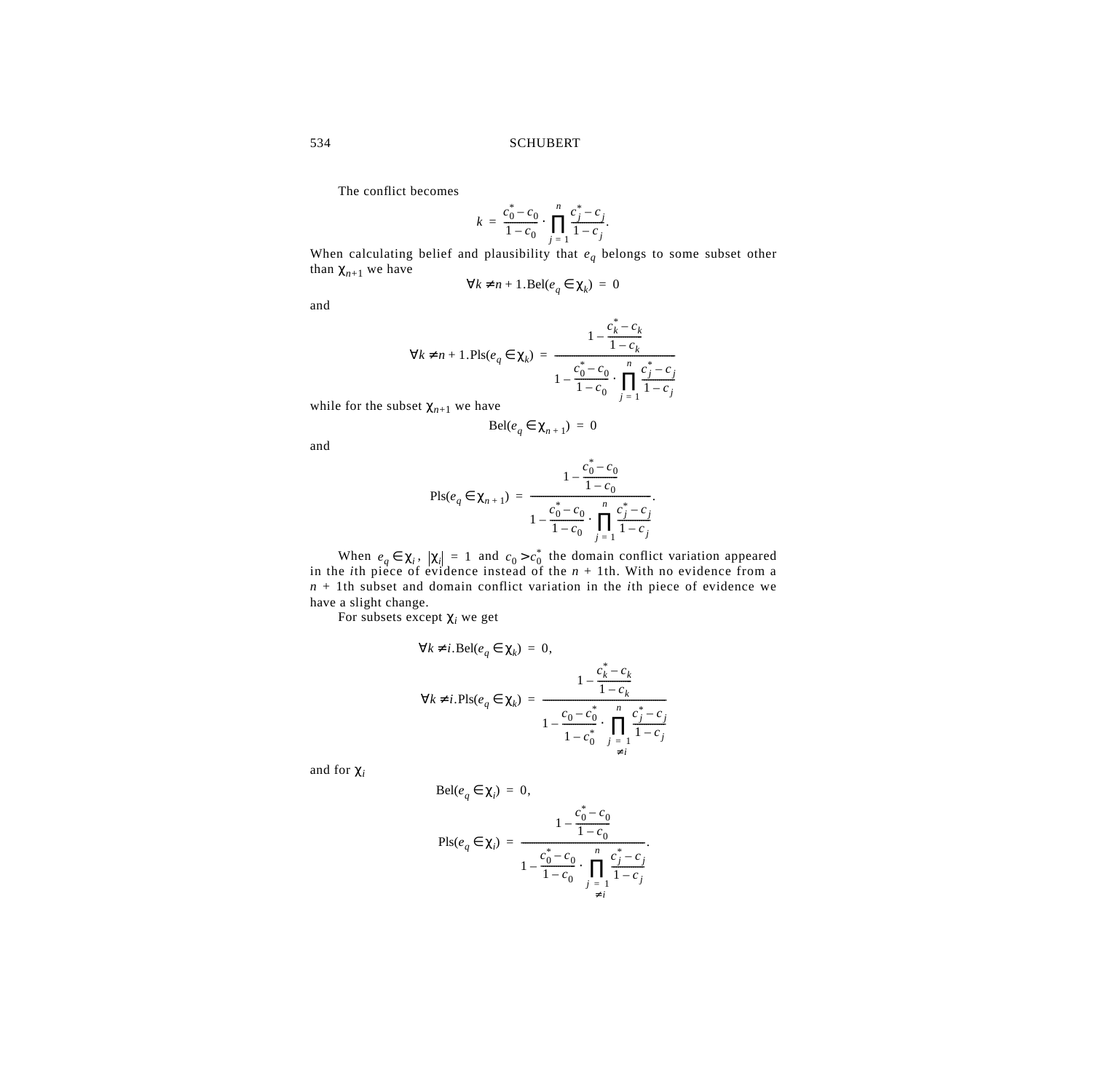The conflict becomes

$$k = \frac{c_0^* - c_0}{1 - c_0} \cdot \prod_{j=1}^{n} \frac{c_j^* - c_j}{1 - c_j}.$$

When calculating belief and plausibility that $e_q$ belongs to some subset other than $\chi_{n+1}$ we have

$$\forall k \neq n+1. \mathrm{Bel}(e_q \in \chi_k) = 0$$

and

$$\forall k \neq n+1. \mathrm{Pls}(e_q \in \chi_k) = \frac{1 - \dfrac{c_k^* - c_k}{1 - c_k}}{1 - \dfrac{c_0^* - c_0}{1 - c_0} \cdot \displaystyle\prod_{j=1}^{n} \frac{c_j^* - c_j}{1 - c_j}}$$

while for the subset $\chi_{n+1}$ we have

$$\mathrm{Bel}(e_q \in \chi_{n+1}) = 0$$

and

$$\mathrm{Pls}(e_q \in \chi_{n+1}) = \frac{1 - \dfrac{c_0^* - c_0}{1 - c_0}}{1 - \dfrac{c_0^* - c_0}{1 - c_0} \cdot \displaystyle\prod_{j=1}^{n} \frac{c_j^* - c_j}{1 - c_j}}.$$

When $e_q \in \chi_i$, $|\chi_i| = 1$ and $c_0 > c_0^*$ the domain conflict variation appeared in the $i$th piece of evidence instead of the $n+1$th. With no evidence from a $n+1$th subset and domain conflict variation in the $i$th piece of evidence we have a slight change.

For subsets except $\chi_i$ we get

$$\forall k \neq i. \mathrm{Bel}(e_q \in \chi_k) = 0,$$

$$\forall k \neq i. \mathrm{Pls}(e_q \in \chi_k) = \frac{1 - \dfrac{c_k^* - c_k}{1 - c_k}}{1 - \dfrac{c_0 - c_0^*}{1 - c_0^*} \cdot \displaystyle\prod_{\substack{j=1 \\ \neq i}}^{n} \frac{c_j^* - c_j}{1 - c_j}}$$

and for $\chi_i$

$$\mathrm{Bel}(e_q \in \chi_i) = 0,$$

$$\mathrm{Pls}(e_q \in \chi_i) = \frac{1 - \dfrac{c_0^* - c_0}{1 - c_0}}{1 - \dfrac{c_0^* - c_0}{1 - c_0} \cdot \displaystyle\prod_{\substack{j=1 \\ \neq i}}^{n} \frac{c_j^* - c_j}{1 - c_j}}.$$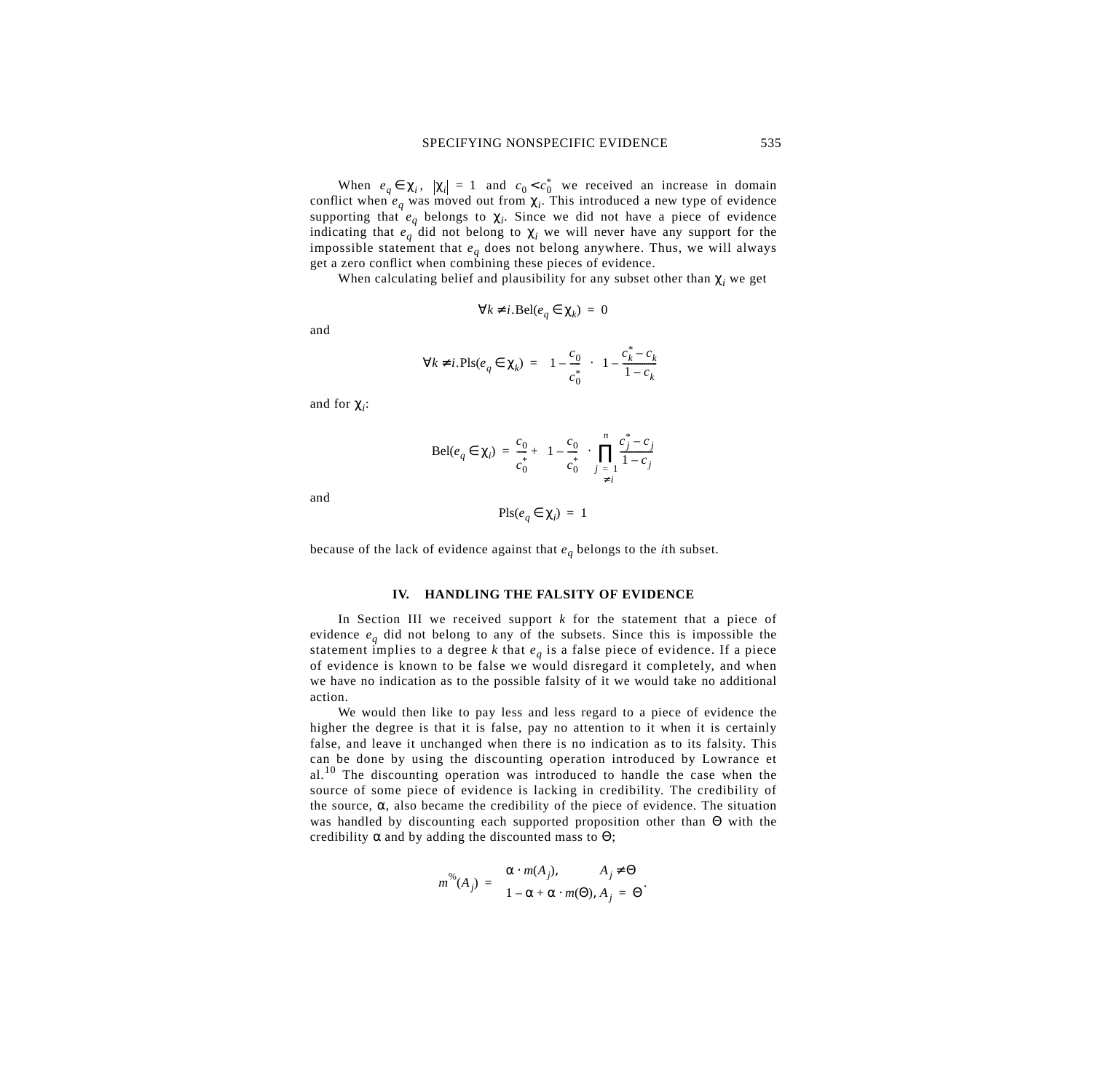When $e_q \in \chi_i$, $|\chi_i| = 1$ and $c_0 < c_0^*$ we received an increase in domain conflict when $e_q$ was moved out from $\chi_i$. This introduced a new type of evidence supporting that $e_q$ belongs to $\chi_i$. Since we did not have a piece of evidence indicating that $e_q$ did not belong to $\chi_i$ we will never have any support for the impossible statement that $e_q$ does not belong anywhere. Thus, we will always get a zero conflict when combining these pieces of evidence.

When calculating belief and plausibility for any subset other than $\chi_i$ we get

$$\forall k \neq i . \mathrm{Bel}(e_q \in \chi_k) = 0$$

and

$$\forall k \neq i . \mathrm{Pls}(e_q \in \chi_k) = \left(1 - \frac{c_0}{c_0^*}\right) \cdot \left(1 - \frac{c_k^* - c_k}{1 - c_k}\right)$$

and for $\chi_i$:

$$\mathrm{Bel}(e_q \in \chi_i) = \frac{c_0}{c_0^*} + \left(1 - \frac{c_0}{c_0^*}\right) \cdot \prod_{\substack{j=1 \\ \neq i}}^{n} \frac{c_j^* - c_j}{1 - c_j}$$

and

$$\mathrm{Pls}(e_q \in \chi_i) = 1$$

because of the lack of evidence against that $e_q$ belongs to the $i$th subset.

## IV. HANDLING THE FALSITY OF EVIDENCE

In Section III we received support $k$ for the statement that a piece of evidence $e_q$ did not belong to any of the subsets. Since this is impossible the statement implies to a degree $k$ that $e_q$ is a false piece of evidence. If a piece of evidence is known to be false we would disregard it completely, and when we have no indication as to the possible falsity of it we would take no additional action.

We would then like to pay less and less regard to a piece of evidence the higher the degree is that it is false, pay no attention to it when it is certainly false, and leave it unchanged when there is no indication as to its falsity. This can be done by using the discounting operation introduced by Lowrance et al.[10] The discounting operation was introduced to handle the case when the source of some piece of evidence is lacking in credibility. The credibility of the source, $\alpha$, also became the credibility of the piece of evidence. The situation was handled by discounting each supported proposition other than $\Theta$ with the credibility $\alpha$ and by adding the discounted mass to $\Theta$;

$$m^{\%}(A_j) = \begin{cases} \alpha \cdot m(A_j), & A_j \neq \Theta \\ 1 - \alpha + \alpha \cdot m(\Theta), & A_j = \Theta \end{cases}.$$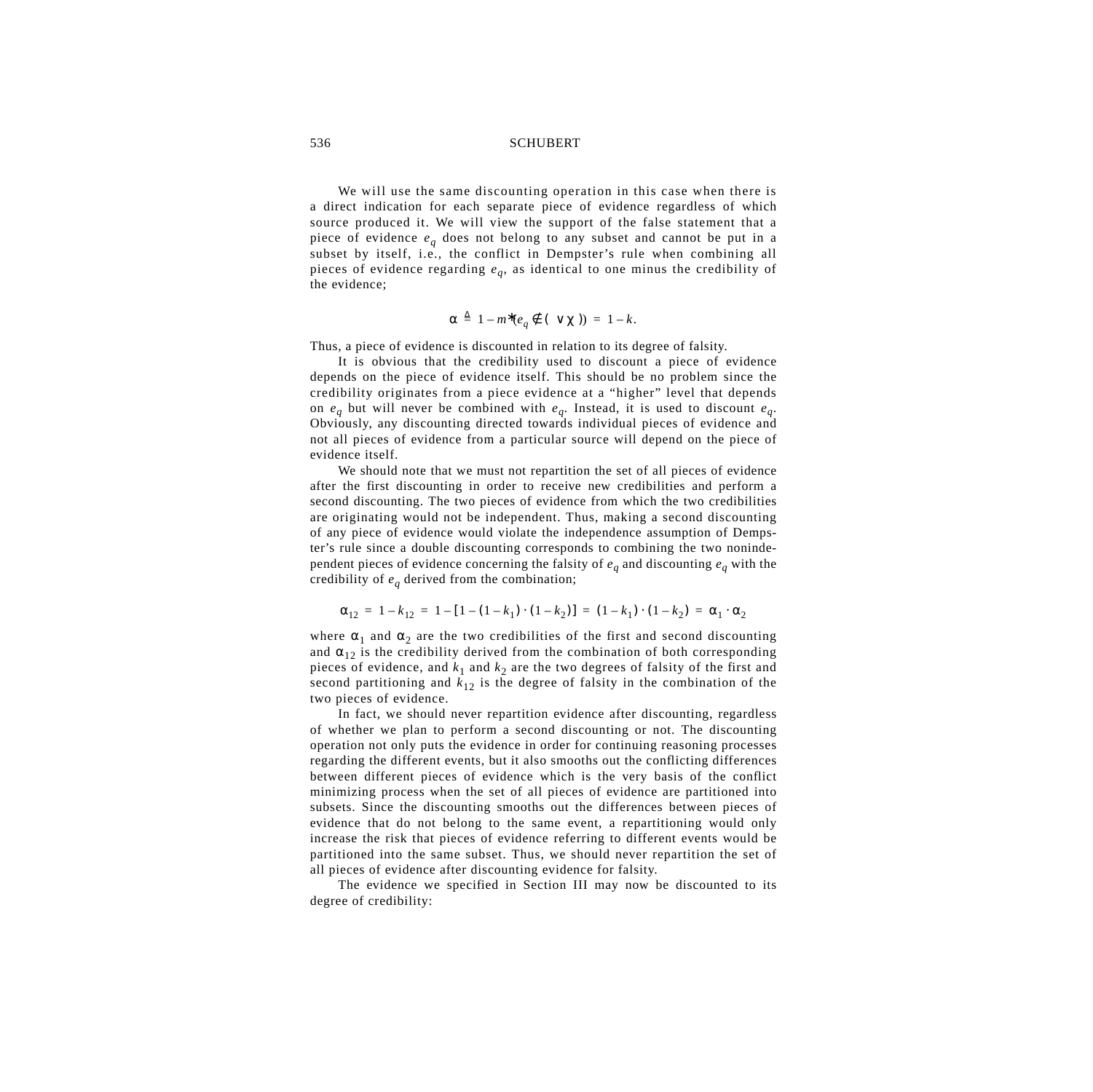We will use the same discounting operation in this case when there is a direct indication for each separate piece of evidence regardless of which source produced it. We will view the support of the false statement that a piece of evidence $e_q$ does not belong to any subset and cannot be put in a subset by itself, i.e., the conflict in Dempster's rule when combining all pieces of evidence regarding $e_q$, as identical to one minus the credibility of the evidence;

$$\alpha \triangleq 1 - m^*(e_q \notin (\vee \chi)) = 1 - k.$$

Thus, a piece of evidence is discounted in relation to its degree of falsity.

It is obvious that the credibility used to discount a piece of evidence depends on the piece of evidence itself. This should be no problem since the credibility originates from a piece evidence at a "higher" level that depends on $e_q$ but will never be combined with $e_q$. Instead, it is used to discount $e_q$. Obviously, any discounting directed towards individual pieces of evidence and not all pieces of evidence from a particular source will depend on the piece of evidence itself.

We should note that we must not repartition the set of all pieces of evidence after the first discounting in order to receive new credibilities and perform a second discounting. The two pieces of evidence from which the two credibilities are originating would not be independent. Thus, making a second discounting of any piece of evidence would violate the independence assumption of Dempster's rule since a double discounting corresponds to combining the two nonindependent pieces of evidence concerning the falsity of $e_q$ and discounting $e_q$ with the credibility of $e_q$ derived from the combination;

$$\alpha_{12} = 1 - k_{12} = 1 - [1 - (1 - k_1) \cdot (1 - k_2)] = (1 - k_1) \cdot (1 - k_2) = \alpha_1 \cdot \alpha_2$$

where $\alpha_1$ and $\alpha_2$ are the two credibilities of the first and second discounting and $\alpha_{12}$ is the credibility derived from the combination of both corresponding pieces of evidence, and $k_1$ and $k_2$ are the two degrees of falsity of the first and second partitioning and $k_{12}$ is the degree of falsity in the combination of the two pieces of evidence.

In fact, we should never repartition evidence after discounting, regardless of whether we plan to perform a second discounting or not. The discounting operation not only puts the evidence in order for continuing reasoning processes regarding the different events, but it also smooths out the conflicting differences between different pieces of evidence which is the very basis of the conflict minimizing process when the set of all pieces of evidence are partitioned into subsets. Since the discounting smooths out the differences between pieces of evidence that do not belong to the same event, a repartitioning would only increase the risk that pieces of evidence referring to different events would be partitioned into the same subset. Thus, we should never repartition the set of all pieces of evidence after discounting evidence for falsity.

The evidence we specified in Section III may now be discounted to its degree of credibility: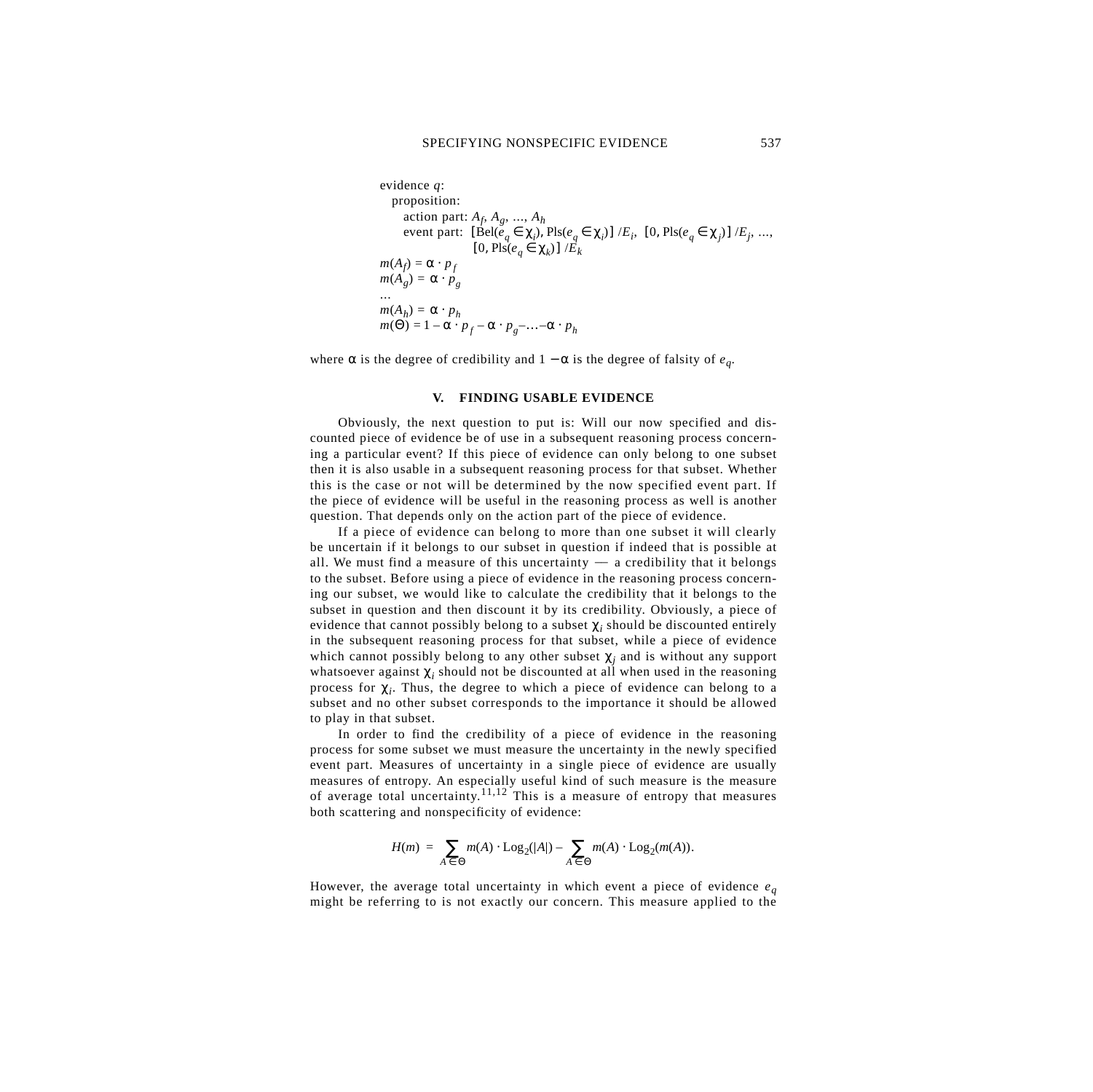evidence $q$:
  proposition:
    action part: $A_f, A_g, \ldots, A_h$
    event part: $[\mathrm{Bel}(e_q \in \chi_i), \mathrm{Pls}(e_q \in \chi_i)]\ /E_i$, $[0, \mathrm{Pls}(e_q \in \chi_j)]\ /E_j, \ldots,$ $[0, \mathrm{Pls}(e_q \in \chi_k)]\ /E_k$

$$m(A_f) = \alpha \cdot p_f$$
$$m(A_g) = \alpha \cdot p_g$$
$$\ldots$$
$$m(A_h) = \alpha \cdot p_h$$
$$m(\Theta) = 1 - \alpha \cdot p_f - \alpha \cdot p_g - \ldots - \alpha \cdot p_h$$

where $\alpha$ is the degree of credibility and $1 - \alpha$ is the degree of falsity of $e_q$.

## V. FINDING USABLE EVIDENCE

Obviously, the next question to put is: Will our now specified and discounted piece of evidence be of use in a subsequent reasoning process concerning a particular event? If this piece of evidence can only belong to one subset then it is also usable in a subsequent reasoning process for that subset. Whether this is the case or not will be determined by the now specified event part. If the piece of evidence will be useful in the reasoning process as well is another question. That depends only on the action part of the piece of evidence.

If a piece of evidence can belong to more than one subset it will clearly be uncertain if it belongs to our subset in question if indeed that is possible at all. We must find a measure of this uncertainty — a credibility that it belongs to the subset. Before using a piece of evidence in the reasoning process concerning our subset, we would like to calculate the credibility that it belongs to the subset in question and then discount it by its credibility. Obviously, a piece of evidence that cannot possibly belong to a subset $\chi_i$ should be discounted entirely in the subsequent reasoning process for that subset, while a piece of evidence which cannot possibly belong to any other subset $\chi_j$ and is without any support whatsoever against $\chi_i$ should not be discounted at all when used in the reasoning process for $\chi_i$. Thus, the degree to which a piece of evidence can belong to a subset and no other subset corresponds to the importance it should be allowed to play in that subset.

In order to find the credibility of a piece of evidence in the reasoning process for some subset we must measure the uncertainty in the newly specified event part. Measures of uncertainty in a single piece of evidence are usually measures of entropy. An especially useful kind of such measure is the measure of average total uncertainty.[11,12] This is a measure of entropy that measures both scattering and nonspecificity of evidence:

$$H(m) = \sum_{A \in \Theta} m(A) \cdot \mathrm{Log}_2(|A|) - \sum_{A \in \Theta} m(A) \cdot \mathrm{Log}_2(m(A)).$$

However, the average total uncertainty in which event a piece of evidence $e_q$ might be referring to is not exactly our concern. This measure applied to the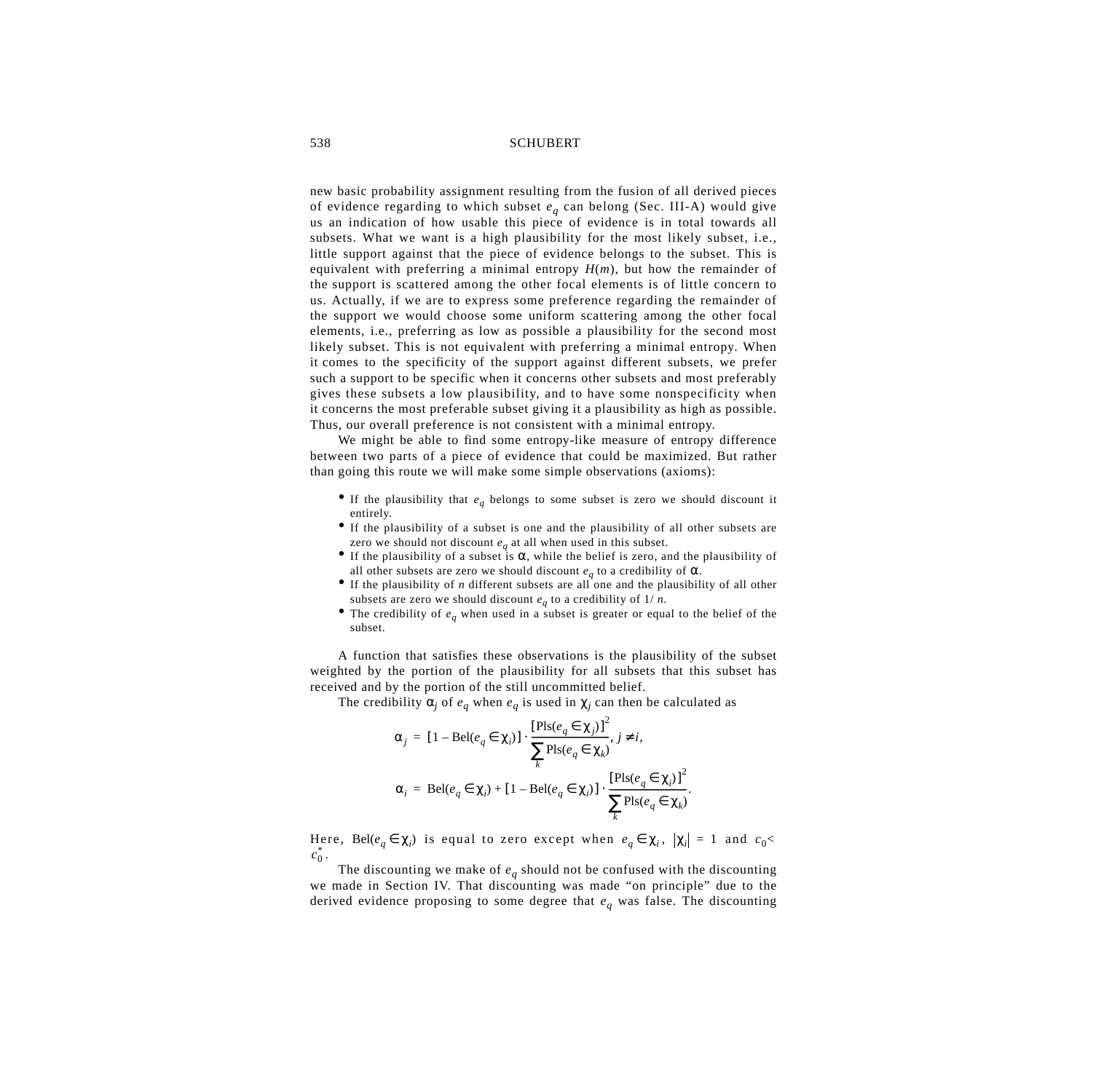new basic probability assignment resulting from the fusion of all derived pieces of evidence regarding to which subset $e_q$ can belong (Sec. III-A) would give us an indication of how usable this piece of evidence is in total towards all subsets. What we want is a high plausibility for the most likely subset, i.e., little support against that the piece of evidence belongs to the subset. This is equivalent with preferring a minimal entropy $H(m)$, but how the remainder of the support is scattered among the other focal elements is of little concern to us. Actually, if we are to express some preference regarding the remainder of the support we would choose some uniform scattering among the other focal elements, i.e., preferring as low as possible a plausibility for the second most likely subset. This is not equivalent with preferring a minimal entropy. When it comes to the specificity of the support against different subsets, we prefer such a support to be specific when it concerns other subsets and most preferably gives these subsets a low plausibility, and to have some nonspecificity when it concerns the most preferable subset giving it a plausibility as high as possible. Thus, our overall preference is not consistent with a minimal entropy.

We might be able to find some entropy-like measure of entropy difference between two parts of a piece of evidence that could be maximized. But rather than going this route we will make some simple observations (axioms):

- If the plausibility that $e_q$ belongs to some subset is zero we should discount it entirely.
- If the plausibility of a subset is one and the plausibility of all other subsets are zero we should not discount $e_q$ at all when used in this subset.
- If the plausibility of a subset is $\alpha$, while the belief is zero, and the plausibility of all other subsets are zero we should discount $e_q$ to a credibility of $\alpha$.
- If the plausibility of $n$ different subsets are all one and the plausibility of all other subsets are zero we should discount $e_q$ to a credibility of $1/n$.
- The credibility of $e_q$ when used in a subset is greater or equal to the belief of the subset.

A function that satisfies these observations is the plausibility of the subset weighted by the portion of the plausibility for all subsets that this subset has received and by the portion of the still uncommitted belief.

The credibility $\alpha_j$ of $e_q$ when $e_q$ is used in $\chi_j$ can then be calculated as

$$\alpha_j = [1 - \mathrm{Bel}(e_q \in \chi_i)] \cdot \frac{[\mathrm{Pls}(e_q \in \chi_j)]^2}{\sum_k \mathrm{Pls}(e_q \in \chi_k)}, \; j \neq i,$$

$$\alpha_i = \mathrm{Bel}(e_q \in \chi_i) + [1 - \mathrm{Bel}(e_q \in \chi_i)] \cdot \frac{[\mathrm{Pls}(e_q \in \chi_i)]^2}{\sum_k \mathrm{Pls}(e_q \in \chi_k)}.$$

Here, $\mathrm{Bel}(e_q \in \chi_i)$ is equal to zero except when $e_q \in \chi_i$, $|\chi_i| = 1$ and $c_0 < c_0^*$.

The discounting we make of $e_q$ should not be confused with the discounting we made in Section IV. That discounting was made "on principle" due to the derived evidence proposing to some degree that $e_q$ was false. The discounting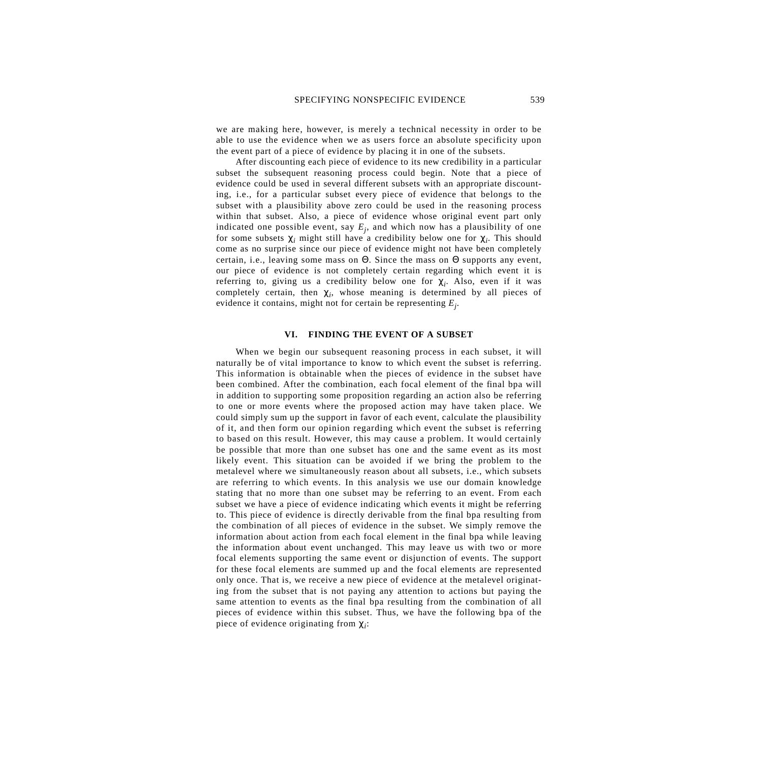we are making here, however, is merely a technical necessity in order to be able to use the evidence when we as users force an absolute specificity upon the event part of a piece of evidence by placing it in one of the subsets.

After discounting each piece of evidence to its new credibility in a particular subset the subsequent reasoning process could begin. Note that a piece of evidence could be used in several different subsets with an appropriate discounting, i.e., for a particular subset every piece of evidence that belongs to the subset with a plausibility above zero could be used in the reasoning process within that subset. Also, a piece of evidence whose original event part only indicated one possible event, say $E_j$, and which now has a plausibility of one for some subsets $\chi_i$ might still have a credibility below one for $\chi_i$. This should come as no surprise since our piece of evidence might not have been completely certain, i.e., leaving some mass on $\Theta$. Since the mass on $\Theta$ supports any event, our piece of evidence is not completely certain regarding which event it is referring to, giving us a credibility below one for $\chi_i$. Also, even if it was completely certain, then $\chi_i$, whose meaning is determined by all pieces of evidence it contains, might not for certain be representing $E_j$.

## VI. FINDING THE EVENT OF A SUBSET

When we begin our subsequent reasoning process in each subset, it will naturally be of vital importance to know to which event the subset is referring. This information is obtainable when the pieces of evidence in the subset have been combined. After the combination, each focal element of the final bpa will in addition to supporting some proposition regarding an action also be referring to one or more events where the proposed action may have taken place. We could simply sum up the support in favor of each event, calculate the plausibility of it, and then form our opinion regarding which event the subset is referring to based on this result. However, this may cause a problem. It would certainly be possible that more than one subset has one and the same event as its most likely event. This situation can be avoided if we bring the problem to the metalevel where we simultaneously reason about all subsets, i.e., which subsets are referring to which events. In this analysis we use our domain knowledge stating that no more than one subset may be referring to an event. From each subset we have a piece of evidence indicating which events it might be referring to. This piece of evidence is directly derivable from the final bpa resulting from the combination of all pieces of evidence in the subset. We simply remove the information about action from each focal element in the final bpa while leaving the information about event unchanged. This may leave us with two or more focal elements supporting the same event or disjunction of events. The support for these focal elements are summed up and the focal elements are represented only once. That is, we receive a new piece of evidence at the metalevel originating from the subset that is not paying any attention to actions but paying the same attention to events as the final bpa resulting from the combination of all pieces of evidence within this subset. Thus, we have the following bpa of the piece of evidence originating from $\chi_i$: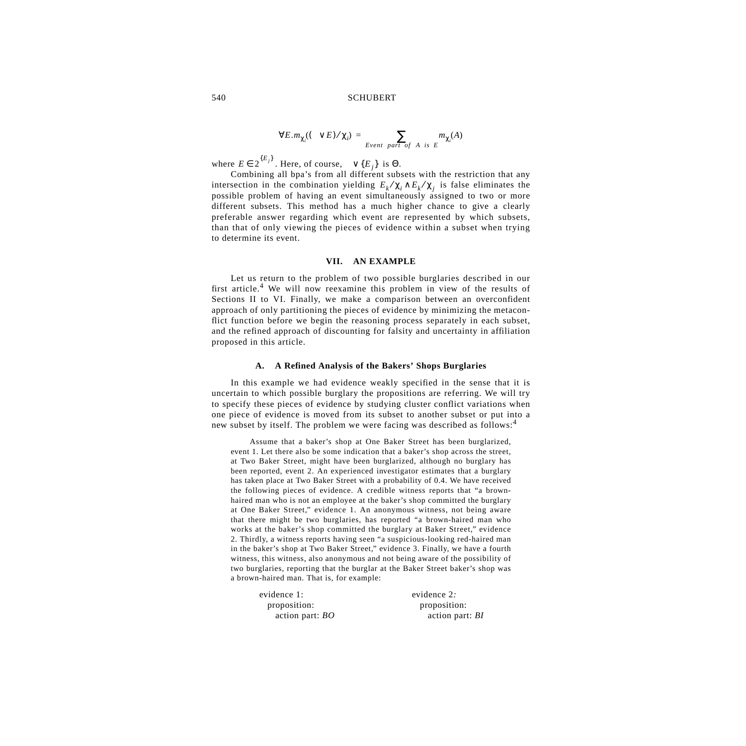$$\forall E . m_{\chi_i}((\vee E)/\chi_i) = \sum_{\text{Event part of } A \text{ is } E} m_{\chi_i}(A)$$

where $E \in 2^{\{E_j\}}$. Here, of course, $\vee \{E_j\}$ is $\Theta$.

Combining all bpa's from all different subsets with the restriction that any intersection in the combination yielding $E_k/\chi_i \wedge E_k/\chi_j$ is false eliminates the possible problem of having an event simultaneously assigned to two or more different subsets. This method has a much higher chance to give a clearly preferable answer regarding which event are represented by which subsets, than that of only viewing the pieces of evidence within a subset when trying to determine its event.

## VII. AN EXAMPLE

Let us return to the problem of two possible burglaries described in our first article.[4] We will now reexamine this problem in view of the results of Sections II to VI. Finally, we make a comparison between an overconfident approach of only partitioning the pieces of evidence by minimizing the metaconflict function before we begin the reasoning process separately in each subset, and the refined approach of discounting for falsity and uncertainty in affiliation proposed in this article.

### A. A Refined Analysis of the Bakers' Shops Burglaries

In this example we had evidence weakly specified in the sense that it is uncertain to which possible burglary the propositions are referring. We will try to specify these pieces of evidence by studying cluster conflict variations when one piece of evidence is moved from its subset to another subset or put into a new subset by itself. The problem we were facing was described as follows:[4]

> Assume that a baker's shop at One Baker Street has been burglarized, event 1. Let there also be some indication that a baker's shop across the street, at Two Baker Street, might have been burglarized, although no burglary has been reported, event 2. An experienced investigator estimates that a burglary has taken place at Two Baker Street with a probability of 0.4. We have received the following pieces of evidence. A credible witness reports that "a brown-haired man who is not an employee at the baker's shop committed the burglary at One Baker Street," evidence 1. An anonymous witness, not being aware that there might be two burglaries, has reported "a brown-haired man who works at the baker's shop committed the burglary at Baker Street," evidence 2. Thirdly, a witness reports having seen "a suspicious-looking red-haired man in the baker's shop at Two Baker Street," evidence 3. Finally, we have a fourth witness, this witness, also anonymous and not being aware of the possibility of two burglaries, reporting that the burglar at the Baker Street baker's shop was a brown-haired man. That is, for example:

evidence 1:
  proposition:
    action part: *BO*

evidence 2:
  proposition:
    action part: *BI*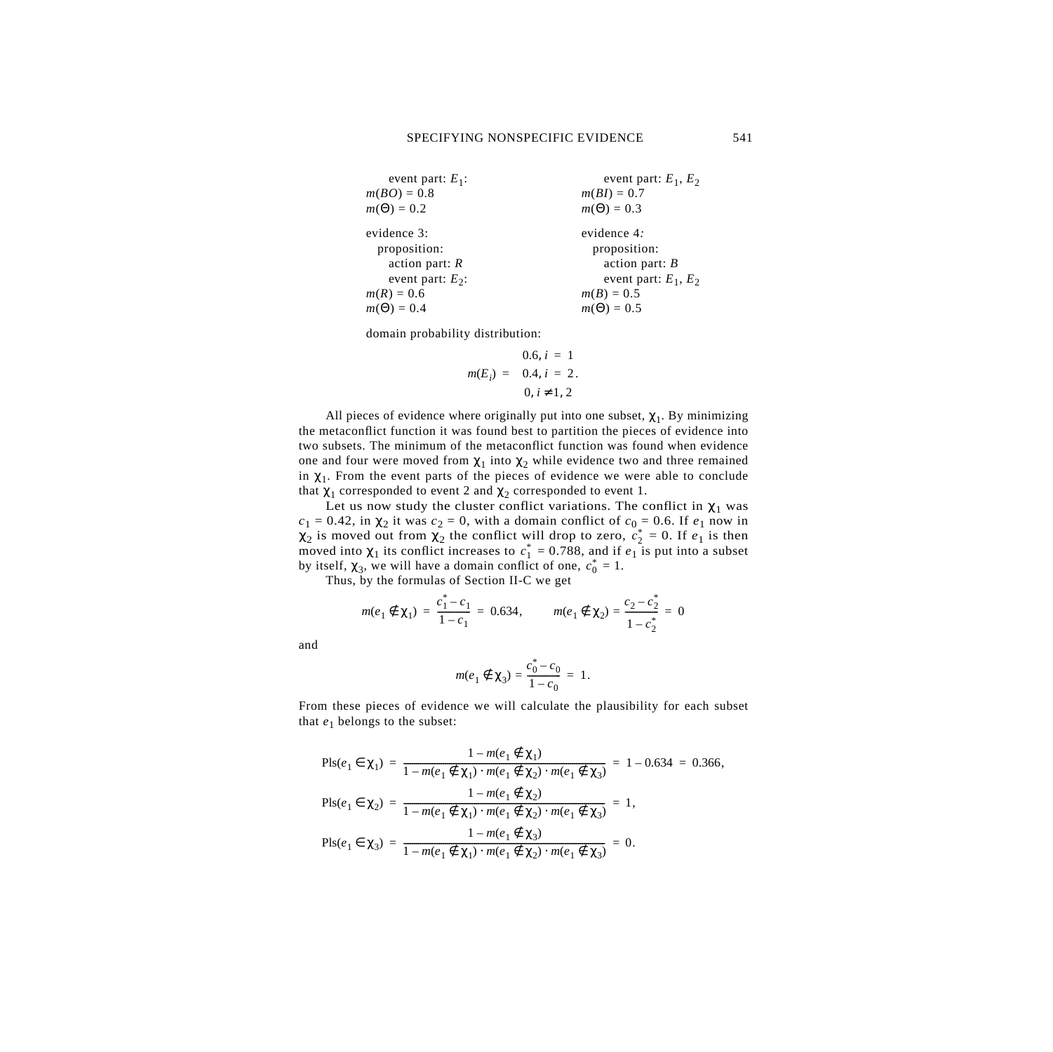event part: $E_1$:
$m(BO) = 0.8$
$m(\Theta) = 0.2$

event part: $E_1$, $E_2$
$m(BI) = 0.7$
$m(\Theta) = 0.3$

evidence 3:
proposition:
action part: $R$
event part: $E_2$:
$m(R) = 0.6$
$m(\Theta) = 0.4$

evidence 4:
proposition:
action part: $B$
event part: $E_1$, $E_2$
$m(B) = 0.5$
$m(\Theta) = 0.5$

domain probability distribution:

$$m(E_i) = \begin{cases} 0.6, & i = 1 \\ 0.4, & i = 2 \\ 0, & i \neq 1, 2 \end{cases}.$$

All pieces of evidence where originally put into one subset, $\chi_1$. By minimizing the metaconflict function it was found best to partition the pieces of evidence into two subsets. The minimum of the metaconflict function was found when evidence one and four were moved from $\chi_1$ into $\chi_2$ while evidence two and three remained in $\chi_1$. From the event parts of the pieces of evidence we were able to conclude that $\chi_1$ corresponded to event 2 and $\chi_2$ corresponded to event 1.

Let us now study the cluster conflict variations. The conflict in $\chi_1$ was $c_1 = 0.42$, in $\chi_2$ it was $c_2 = 0$, with a domain conflict of $c_0 = 0.6$. If $e_1$ now in $\chi_2$ is moved out from $\chi_2$ the conflict will drop to zero, $c_2^* = 0$. If $e_1$ is then moved into $\chi_1$ its conflict increases to $c_1^* = 0.788$, and if $e_1$ is put into a subset by itself, $\chi_3$, we will have a domain conflict of one, $c_0^* = 1$.

Thus, by the formulas of Section II-C we get

$$m(e_1 \notin \chi_1) = \frac{c_1^* - c_1}{1 - c_1} = 0.634, \qquad m(e_1 \notin \chi_2) = \frac{c_2 - c_2^*}{1 - c_2^*} = 0$$

and

$$m(e_1 \notin \chi_3) = \frac{c_0^* - c_0}{1 - c_0} = 1.$$

From these pieces of evidence we will calculate the plausibility for each subset that $e_1$ belongs to the subset:

$$\text{Pls}(e_1 \in \chi_1) = \frac{1 - m(e_1 \notin \chi_1)}{1 - m(e_1 \notin \chi_1) \cdot m(e_1 \notin \chi_2) \cdot m(e_1 \notin \chi_3)} = 1 - 0.634 = 0.366,$$

$$\text{Pls}(e_1 \in \chi_2) = \frac{1 - m(e_1 \notin \chi_2)}{1 - m(e_1 \notin \chi_1) \cdot m(e_1 \notin \chi_2) \cdot m(e_1 \notin \chi_3)} = 1,$$

$$\text{Pls}(e_1 \in \chi_3) = \frac{1 - m(e_1 \notin \chi_3)}{1 - m(e_1 \notin \chi_1) \cdot m(e_1 \notin \chi_2) \cdot m(e_1 \notin \chi_3)} = 0.$$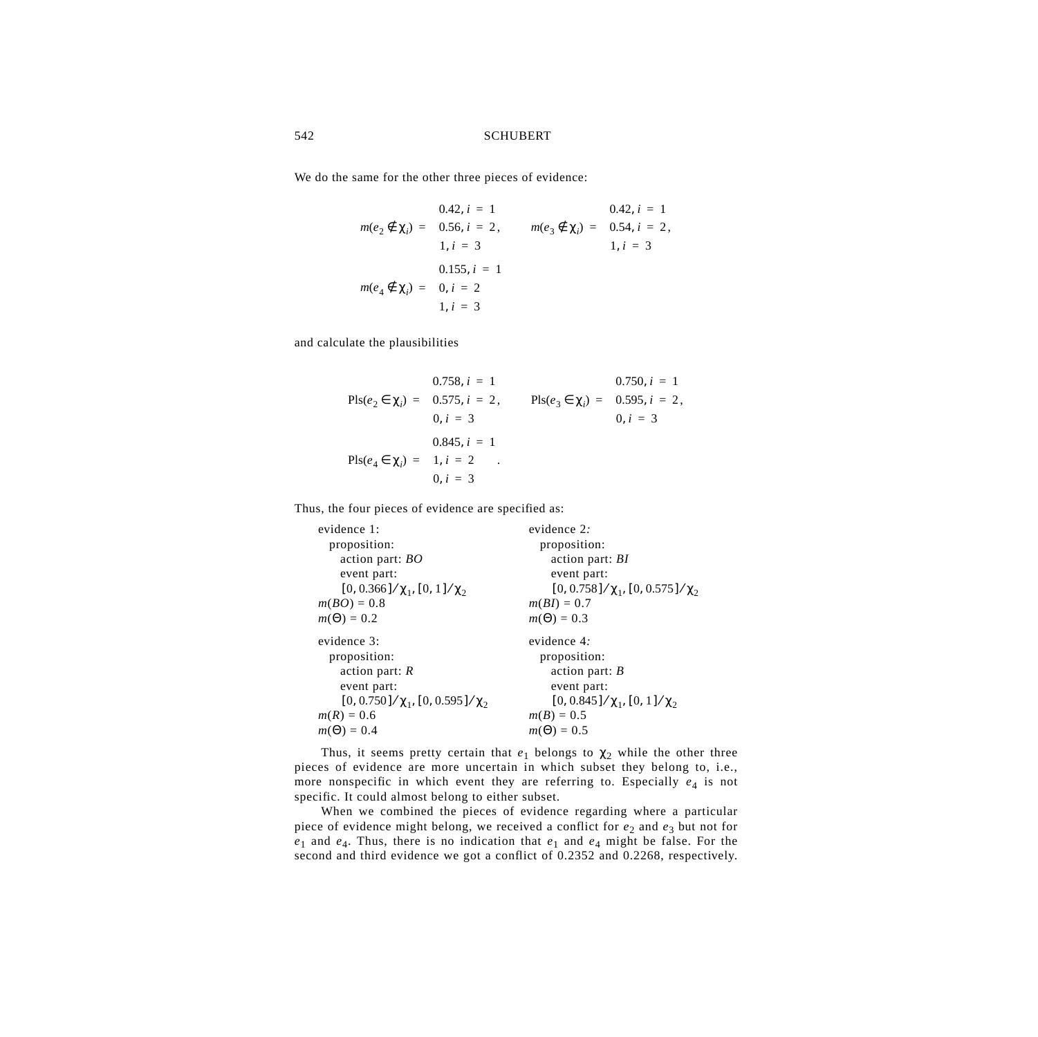We do the same for the other three pieces of evidence:

$$m(e_2 \notin \chi_i) = \begin{cases} 0.42, i = 1 \\ 0.56, i = 2 \\ 1, i = 3 \end{cases}, \qquad m(e_3 \notin \chi_i) = \begin{cases} 0.42, i = 1 \\ 0.54, i = 2 \\ 1, i = 3 \end{cases},$$

$$m(e_4 \notin \chi_i) = \begin{cases} 0.155, i = 1 \\ 0, i = 2 \\ 1, i = 3 \end{cases}$$

and calculate the plausibilities

$$\text{Pls}(e_2 \in \chi_i) = \begin{cases} 0.758, i = 1 \\ 0.575, i = 2 \\ 0, i = 3 \end{cases}, \qquad \text{Pls}(e_3 \in \chi_i) = \begin{cases} 0.750, i = 1 \\ 0.595, i = 2 \\ 0, i = 3 \end{cases},$$

$$\text{Pls}(e_4 \in \chi_i) = \begin{cases} 0.845, i = 1 \\ 1, i = 2 \\ 0, i = 3 \end{cases}.$$

Thus, the four pieces of evidence are specified as:

evidence 1:
 proposition:
  action part: *BO*
  event part:
  $[0, 0.366]/\chi_1, [0, 1]/\chi_2$
$m(BO) = 0.8$
$m(\Theta) = 0.2$

evidence 2:
 proposition:
  action part: *BI*
  event part:
  $[0, 0.758]/\chi_1, [0, 0.575]/\chi_2$
$m(BI) = 0.7$
$m(\Theta) = 0.3$

evidence 3:
 proposition:
  action part: *R*
  event part:
  $[0, 0.750]/\chi_1, [0, 0.595]/\chi_2$
$m(R) = 0.6$
$m(\Theta) = 0.4$

evidence 4:
 proposition:
  action part: *B*
  event part:
  $[0, 0.845]/\chi_1, [0, 1]/\chi_2$
$m(B) = 0.5$
$m(\Theta) = 0.5$

Thus, it seems pretty certain that $e_1$ belongs to $\chi_2$ while the other three pieces of evidence are more uncertain in which subset they belong to, i.e., more nonspecific in which event they are referring to. Especially $e_4$ is not specific. It could almost belong to either subset.

When we combined the pieces of evidence regarding where a particular piece of evidence might belong, we received a conflict for $e_2$ and $e_3$ but not for $e_1$ and $e_4$. Thus, there is no indication that $e_1$ and $e_4$ might be false. For the second and third evidence we got a conflict of 0.2352 and 0.2268, respectively.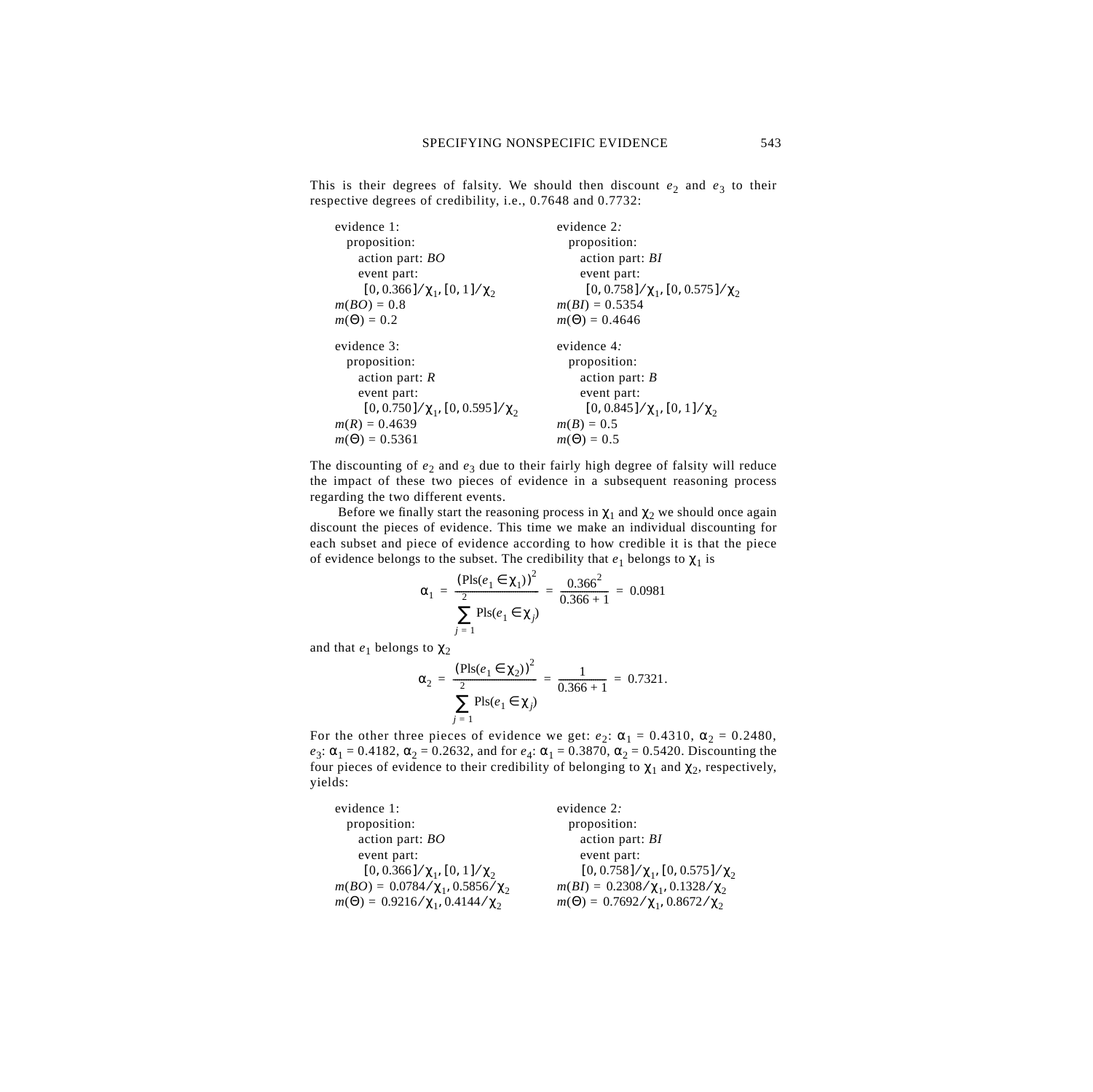This is their degrees of falsity. We should then discount $e_2$ and $e_3$ to their respective degrees of credibility, i.e., 0.7648 and 0.7732:

evidence 1:
  proposition:
    action part: *BO*
    event part:
      $[0, 0.366]/\chi_1, [0, 1]/\chi_2$
$m(BO) = 0.8$
$m(\Theta) = 0.2$

evidence 2:
  proposition:
    action part: *BI*
    event part:
      $[0, 0.758]/\chi_1, [0, 0.575]/\chi_2$
$m(BI) = 0.5354$
$m(\Theta) = 0.4646$

evidence 3:
  proposition:
    action part: *R*
    event part:
      $[0, 0.750]/\chi_1, [0, 0.595]/\chi_2$
$m(R) = 0.4639$
$m(\Theta) = 0.5361$

evidence 4:
  proposition:
    action part: *B*
    event part:
      $[0, 0.845]/\chi_1, [0, 1]/\chi_2$
$m(B) = 0.5$
$m(\Theta) = 0.5$

The discounting of $e_2$ and $e_3$ due to their fairly high degree of falsity will reduce the impact of these two pieces of evidence in a subsequent reasoning process regarding the two different events.

Before we finally start the reasoning process in $\chi_1$ and $\chi_2$ we should once again discount the pieces of evidence. This time we make an individual discounting for each subset and piece of evidence according to how credible it is that the piece of evidence belongs to the subset. The credibility that $e_1$ belongs to $\chi_1$ is

$$\alpha_1 = \frac{(\mathrm{Pls}(e_1 \in \chi_1))^2}{\sum_{j=1}^{2} \mathrm{Pls}(e_1 \in \chi_j)} = \frac{0.366^2}{0.366 + 1} = 0.0981$$

and that $e_1$ belongs to $\chi_2$

$$\alpha_2 = \frac{(\mathrm{Pls}(e_1 \in \chi_2))^2}{\sum_{j=1}^{2} \mathrm{Pls}(e_1 \in \chi_j)} = \frac{1}{0.366 + 1} = 0.7321.$$

For the other three pieces of evidence we get: $e_2$: $\alpha_1 = 0.4310$, $\alpha_2 = 0.2480$, $e_3$: $\alpha_1 = 0.4182$, $\alpha_2 = 0.2632$, and for $e_4$: $\alpha_1 = 0.3870$, $\alpha_2 = 0.5420$. Discounting the four pieces of evidence to their credibility of belonging to $\chi_1$ and $\chi_2$, respectively, yields:

evidence 1:
  proposition:
    action part: *BO*
    event part:
      $[0, 0.366]/\chi_1, [0, 1]/\chi_2$
$m(BO) = 0.0784/\chi_1, 0.5856/\chi_2$
$m(\Theta) = 0.9216/\chi_1, 0.4144/\chi_2$

evidence 2:
  proposition:
    action part: *BI*
    event part:
      $[0, 0.758]/\chi_1, [0, 0.575]/\chi_2$
$m(BI) = 0.2308/\chi_1, 0.1328/\chi_2$
$m(\Theta) = 0.7692/\chi_1, 0.8672/\chi_2$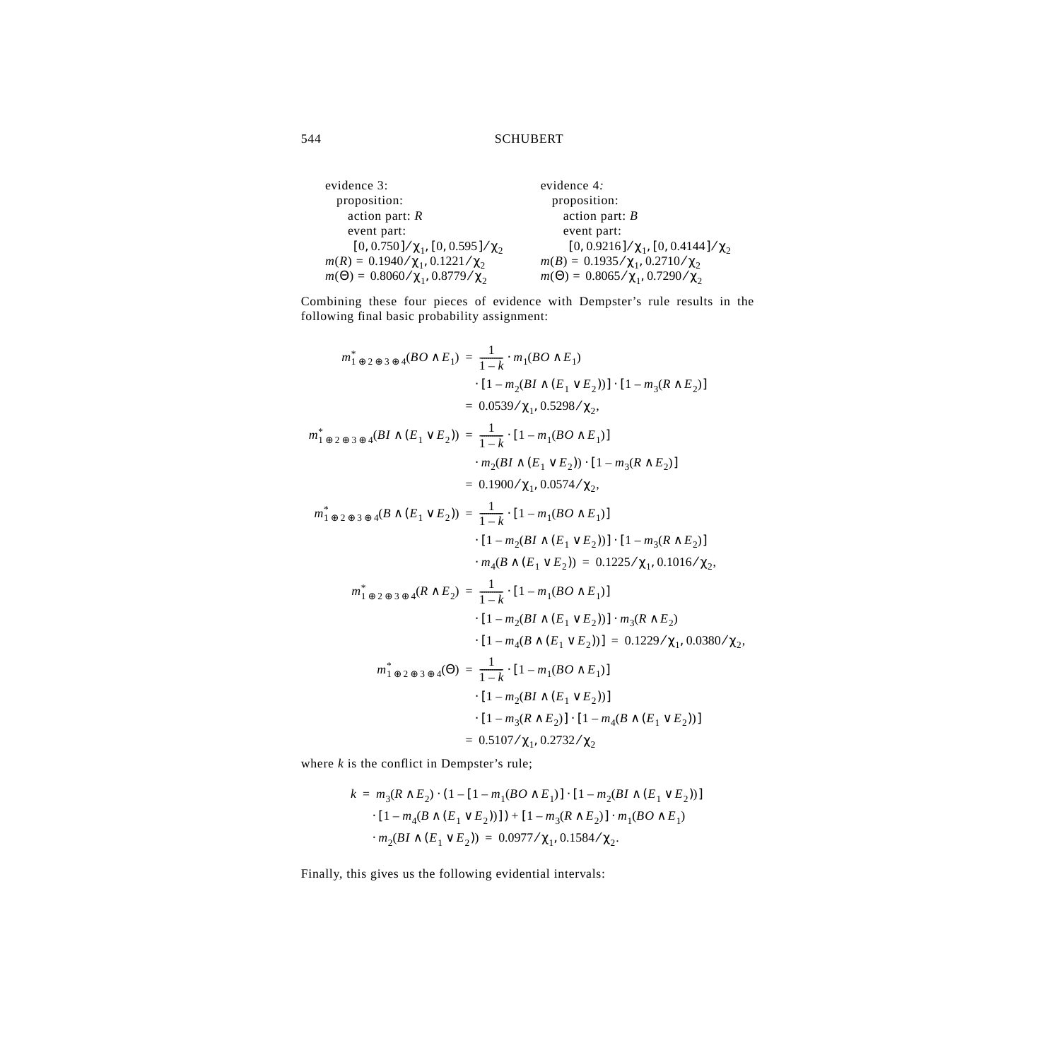evidence 3:
proposition:
action part: $R$
event part:
$[0, 0.750]/\chi_1, [0, 0.595]/\chi_2$
$m(R) = 0.1940/\chi_1, 0.1221/\chi_2$
$m(\Theta) = 0.8060/\chi_1, 0.8779/\chi_2$

evidence 4:
proposition:
action part: $B$
event part:
$[0, 0.9216]/\chi_1, [0, 0.4144]/\chi_2$
$m(B) = 0.1935/\chi_1, 0.2710/\chi_2$
$m(\Theta) = 0.8065/\chi_1, 0.7290/\chi_2$

Combining these four pieces of evidence with Dempster's rule results in the following final basic probability assignment:

$$
\begin{aligned}
m^*_{1\oplus 2\oplus 3\oplus 4}(BO \wedge E_1) &= \frac{1}{1-k} \cdot m_1(BO \wedge E_1) \\
&\quad \cdot [1 - m_2(BI \wedge (E_1 \vee E_2))] \cdot [1 - m_3(R \wedge E_2)] \\
&= 0.0539/\chi_1, 0.5298/\chi_2,
\end{aligned}
$$

$$
\begin{aligned}
m^*_{1\oplus 2\oplus 3\oplus 4}(BI \wedge (E_1 \vee E_2)) &= \frac{1}{1-k} \cdot [1 - m_1(BO \wedge E_1)] \\
&\quad \cdot m_2(BI \wedge (E_1 \vee E_2)) \cdot [1 - m_3(R \wedge E_2)] \\
&= 0.1900/\chi_1, 0.0574/\chi_2,
\end{aligned}
$$

$$
\begin{aligned}
m^*_{1\oplus 2\oplus 3\oplus 4}(B \wedge (E_1 \vee E_2)) &= \frac{1}{1-k} \cdot [1 - m_1(BO \wedge E_1)] \\
&\quad \cdot [1 - m_2(BI \wedge (E_1 \vee E_2))] \cdot [1 - m_3(R \wedge E_2)] \\
&\quad \cdot m_4(B \wedge (E_1 \vee E_2)) = 0.1225/\chi_1, 0.1016/\chi_2,
\end{aligned}
$$

$$
\begin{aligned}
m^*_{1\oplus 2\oplus 3\oplus 4}(R \wedge E_2) &= \frac{1}{1-k} \cdot [1 - m_1(BO \wedge E_1)] \\
&\quad \cdot [1 - m_2(BI \wedge (E_1 \vee E_2))] \cdot m_3(R \wedge E_2) \\
&\quad \cdot [1 - m_4(B \wedge (E_1 \vee E_2))] = 0.1229/\chi_1, 0.0380/\chi_2,
\end{aligned}
$$

$$
\begin{aligned}
m^*_{1\oplus 2\oplus 3\oplus 4}(\Theta) &= \frac{1}{1-k} \cdot [1 - m_1(BO \wedge E_1)] \\
&\quad \cdot [1 - m_2(BI \wedge (E_1 \vee E_2))] \\
&\quad \cdot [1 - m_3(R \wedge E_2)] \cdot [1 - m_4(B \wedge (E_1 \vee E_2))] \\
&= 0.5107/\chi_1, 0.2732/\chi_2
\end{aligned}
$$

where $k$ is the conflict in Dempster's rule;

$$
\begin{aligned}
k &= m_3(R \wedge E_2) \cdot (1 - [1 - m_1(BO \wedge E_1)] \cdot [1 - m_2(BI \wedge (E_1 \vee E_2))] \\
&\quad \cdot [1 - m_4(B \wedge (E_1 \vee E_2))]) + [1 - m_3(R \wedge E_2)] \cdot m_1(BO \wedge E_1) \\
&\quad \cdot m_2(BI \wedge (E_1 \vee E_2)) = 0.0977/\chi_1, 0.1584/\chi_2.
\end{aligned}
$$

Finally, this gives us the following evidential intervals: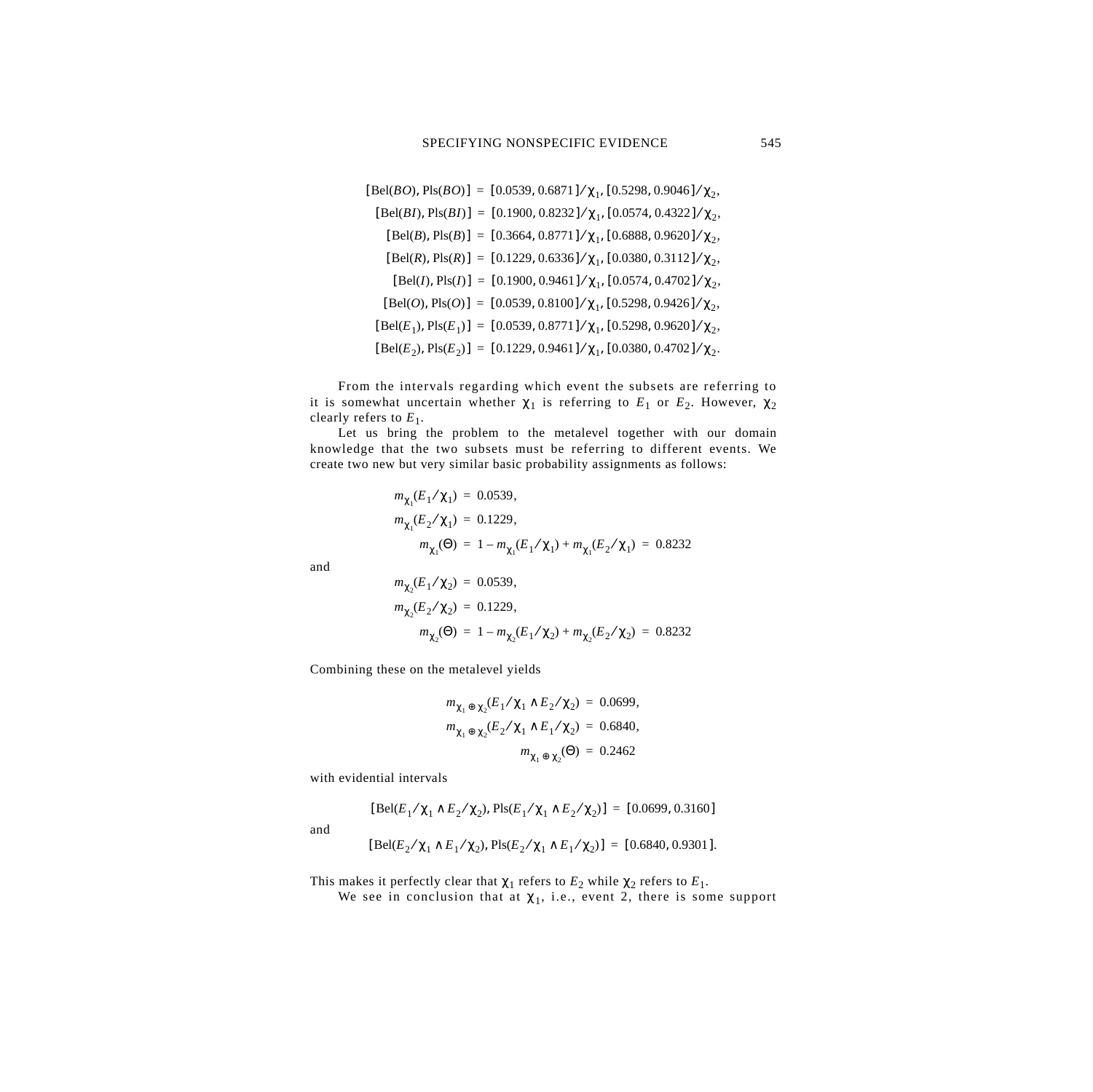$$[\text{Bel}(BO), \text{Pls}(BO)] = [0.0539, 0.6871]/\chi_1, [0.5298, 0.9046]/\chi_2,$$

$$[\text{Bel}(BI), \text{Pls}(BI)] = [0.1900, 0.8232]/\chi_1, [0.0574, 0.4322]/\chi_2,$$

$$[\text{Bel}(B), \text{Pls}(B)] = [0.3664, 0.8771]/\chi_1, [0.6888, 0.9620]/\chi_2,$$

$$[\text{Bel}(R), \text{Pls}(R)] = [0.1229, 0.6336]/\chi_1, [0.0380, 0.3112]/\chi_2,$$

$$[\text{Bel}(I), \text{Pls}(I)] = [0.1900, 0.9461]/\chi_1, [0.0574, 0.4702]/\chi_2,$$

$$[\text{Bel}(O), \text{Pls}(O)] = [0.0539, 0.8100]/\chi_1, [0.5298, 0.9426]/\chi_2,$$

$$[\text{Bel}(E_1), \text{Pls}(E_1)] = [0.0539, 0.8771]/\chi_1, [0.5298, 0.9620]/\chi_2,$$

$$[\text{Bel}(E_2), \text{Pls}(E_2)] = [0.1229, 0.9461]/\chi_1, [0.0380, 0.4702]/\chi_2.$$

From the intervals regarding which event the subsets are referring to it is somewhat uncertain whether $\chi_1$ is referring to $E_1$ or $E_2$. However, $\chi_2$ clearly refers to $E_1$.

Let us bring the problem to the metalevel together with our domain knowledge that the two subsets must be referring to different events. We create two new but very similar basic probability assignments as follows:

$$m_{\chi_1}(E_1/\chi_1) = 0.0539,$$

$$m_{\chi_1}(E_2/\chi_1) = 0.1229,$$

$$m_{\chi_1}(\Theta) = 1 - m_{\chi_1}(E_1/\chi_1) + m_{\chi_1}(E_2/\chi_1) = 0.8232$$

and

$$m_{\chi_2}(E_1/\chi_2) = 0.0539,$$

$$m_{\chi_2}(E_2/\chi_2) = 0.1229,$$

$$m_{\chi_2}(\Theta) = 1 - m_{\chi_2}(E_1/\chi_2) + m_{\chi_2}(E_2/\chi_2) = 0.8232$$

Combining these on the metalevel yields

$$m_{\chi_1 \oplus \chi_2}(E_1/\chi_1 \wedge E_2/\chi_2) = 0.0699,$$

$$m_{\chi_1 \oplus \chi_2}(E_2/\chi_1 \wedge E_1/\chi_2) = 0.6840,$$

$$m_{\chi_1 \oplus \chi_2}(\Theta) = 0.2462$$

with evidential intervals

$$[\text{Bel}(E_1/\chi_1 \wedge E_2/\chi_2), \text{Pls}(E_1/\chi_1 \wedge E_2/\chi_2)] = [0.0699, 0.3160]$$

and

$$[\text{Bel}(E_2/\chi_1 \wedge E_1/\chi_2), \text{Pls}(E_2/\chi_1 \wedge E_1/\chi_2)] = [0.6840, 0.9301].$$

This makes it perfectly clear that $\chi_1$ refers to $E_2$ while $\chi_2$ refers to $E_1$.

We see in conclusion that at $\chi_1$, i.e., event 2, there is some support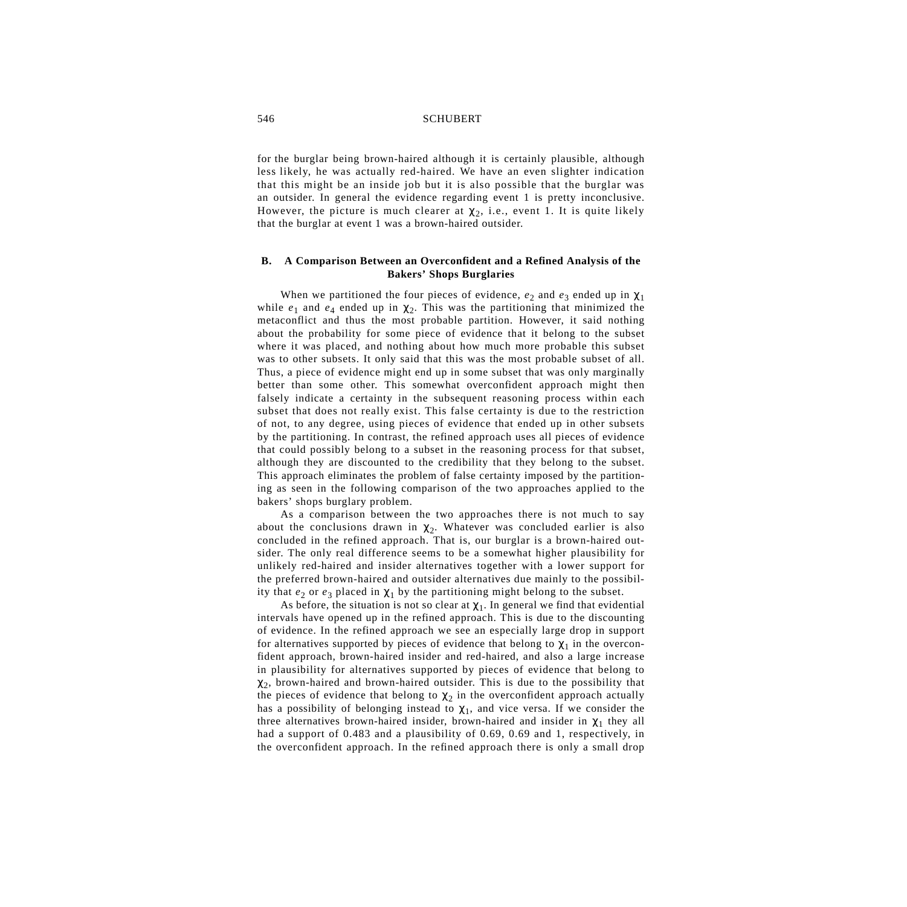for the burglar being brown-haired although it is certainly plausible, although less likely, he was actually red-haired. We have an even slighter indication that this might be an inside job but it is also possible that the burglar was an outsider. In general the evidence regarding event 1 is pretty inconclusive. However, the picture is much clearer at $\chi_2$, i.e., event 1. It is quite likely that the burglar at event 1 was a brown-haired outsider.

### B. A Comparison Between an Overconfident and a Refined Analysis of the Bakers' Shops Burglaries

When we partitioned the four pieces of evidence, $e_2$ and $e_3$ ended up in $\chi_1$ while $e_1$ and $e_4$ ended up in $\chi_2$. This was the partitioning that minimized the metaconflict and thus the most probable partition. However, it said nothing about the probability for some piece of evidence that it belong to the subset where it was placed, and nothing about how much more probable this subset was to other subsets. It only said that this was the most probable subset of all. Thus, a piece of evidence might end up in some subset that was only marginally better than some other. This somewhat overconfident approach might then falsely indicate a certainty in the subsequent reasoning process within each subset that does not really exist. This false certainty is due to the restriction of not, to any degree, using pieces of evidence that ended up in other subsets by the partitioning. In contrast, the refined approach uses all pieces of evidence that could possibly belong to a subset in the reasoning process for that subset, although they are discounted to the credibility that they belong to the subset. This approach eliminates the problem of false certainty imposed by the partitioning as seen in the following comparison of the two approaches applied to the bakers' shops burglary problem.

As a comparison between the two approaches there is not much to say about the conclusions drawn in $\chi_2$. Whatever was concluded earlier is also concluded in the refined approach. That is, our burglar is a brown-haired outsider. The only real difference seems to be a somewhat higher plausibility for unlikely red-haired and insider alternatives together with a lower support for the preferred brown-haired and outsider alternatives due mainly to the possibility that $e_2$ or $e_3$ placed in $\chi_1$ by the partitioning might belong to the subset.

As before, the situation is not so clear at $\chi_1$. In general we find that evidential intervals have opened up in the refined approach. This is due to the discounting of evidence. In the refined approach we see an especially large drop in support for alternatives supported by pieces of evidence that belong to $\chi_1$ in the overconfident approach, brown-haired insider and red-haired, and also a large increase in plausibility for alternatives supported by pieces of evidence that belong to $\chi_2$, brown-haired and brown-haired outsider. This is due to the possibility that the pieces of evidence that belong to $\chi_2$ in the overconfident approach actually has a possibility of belonging instead to $\chi_1$, and vice versa. If we consider the three alternatives brown-haired insider, brown-haired and insider in $\chi_1$ they all had a support of 0.483 and a plausibility of 0.69, 0.69 and 1, respectively, in the overconfident approach. In the refined approach there is only a small drop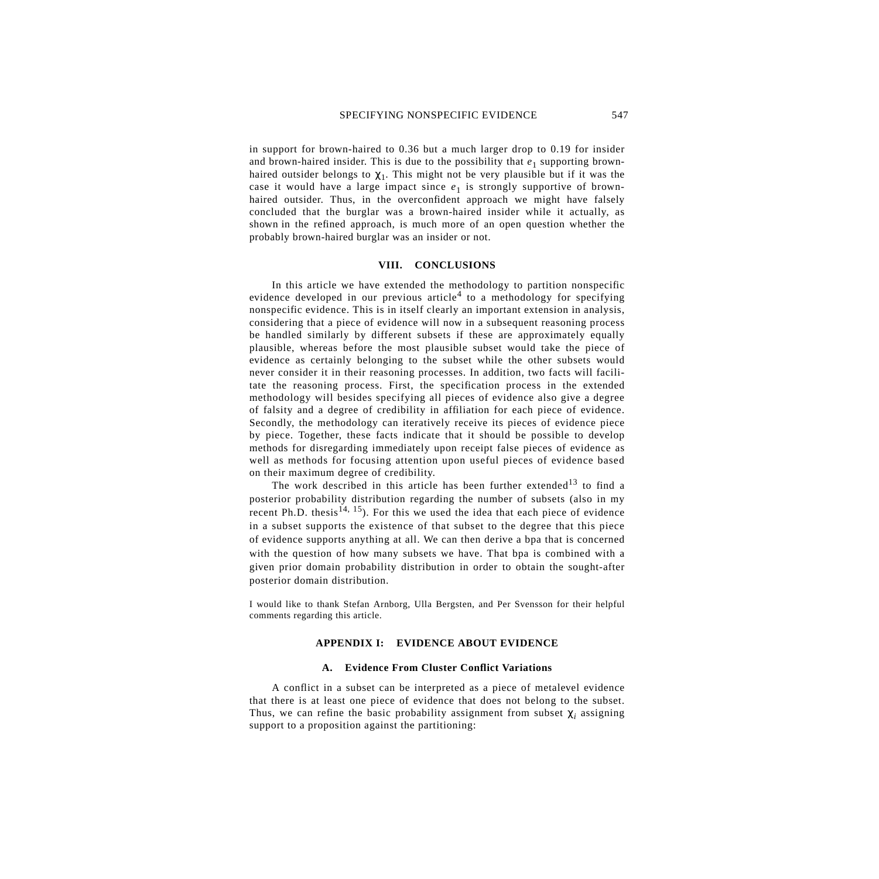in support for brown-haired to 0.36 but a much larger drop to 0.19 for insider and brown-haired insider. This is due to the possibility that $e_1$ supporting brown-haired outsider belongs to $\chi_1$. This might not be very plausible but if it was the case it would have a large impact since $e_1$ is strongly supportive of brown-haired outsider. Thus, in the overconfident approach we might have falsely concluded that the burglar was a brown-haired insider while it actually, as shown in the refined approach, is much more of an open question whether the probably brown-haired burglar was an insider or not.

## VIII. CONCLUSIONS

In this article we have extended the methodology to partition nonspecific evidence developed in our previous article[4] to a methodology for specifying nonspecific evidence. This is in itself clearly an important extension in analysis, considering that a piece of evidence will now in a subsequent reasoning process be handled similarly by different subsets if these are approximately equally plausible, whereas before the most plausible subset would take the piece of evidence as certainly belonging to the subset while the other subsets would never consider it in their reasoning processes. In addition, two facts will facilitate the reasoning process. First, the specification process in the extended methodology will besides specifying all pieces of evidence also give a degree of falsity and a degree of credibility in affiliation for each piece of evidence. Secondly, the methodology can iteratively receive its pieces of evidence piece by piece. Together, these facts indicate that it should be possible to develop methods for disregarding immediately upon receipt false pieces of evidence as well as methods for focusing attention upon useful pieces of evidence based on their maximum degree of credibility.

The work described in this article has been further extended[13] to find a posterior probability distribution regarding the number of subsets (also in my recent Ph.D. thesis[14, 15]). For this we used the idea that each piece of evidence in a subset supports the existence of that subset to the degree that this piece of evidence supports anything at all. We can then derive a bpa that is concerned with the question of how many subsets we have. That bpa is combined with a given prior domain probability distribution in order to obtain the sought-after posterior domain distribution.

I would like to thank Stefan Arnborg, Ulla Bergsten, and Per Svensson for their helpful comments regarding this article.

## APPENDIX I: EVIDENCE ABOUT EVIDENCE

### A. Evidence From Cluster Conflict Variations

A conflict in a subset can be interpreted as a piece of metalevel evidence that there is at least one piece of evidence that does not belong to the subset. Thus, we can refine the basic probability assignment from subset $\chi_i$ assigning support to a proposition against the partitioning: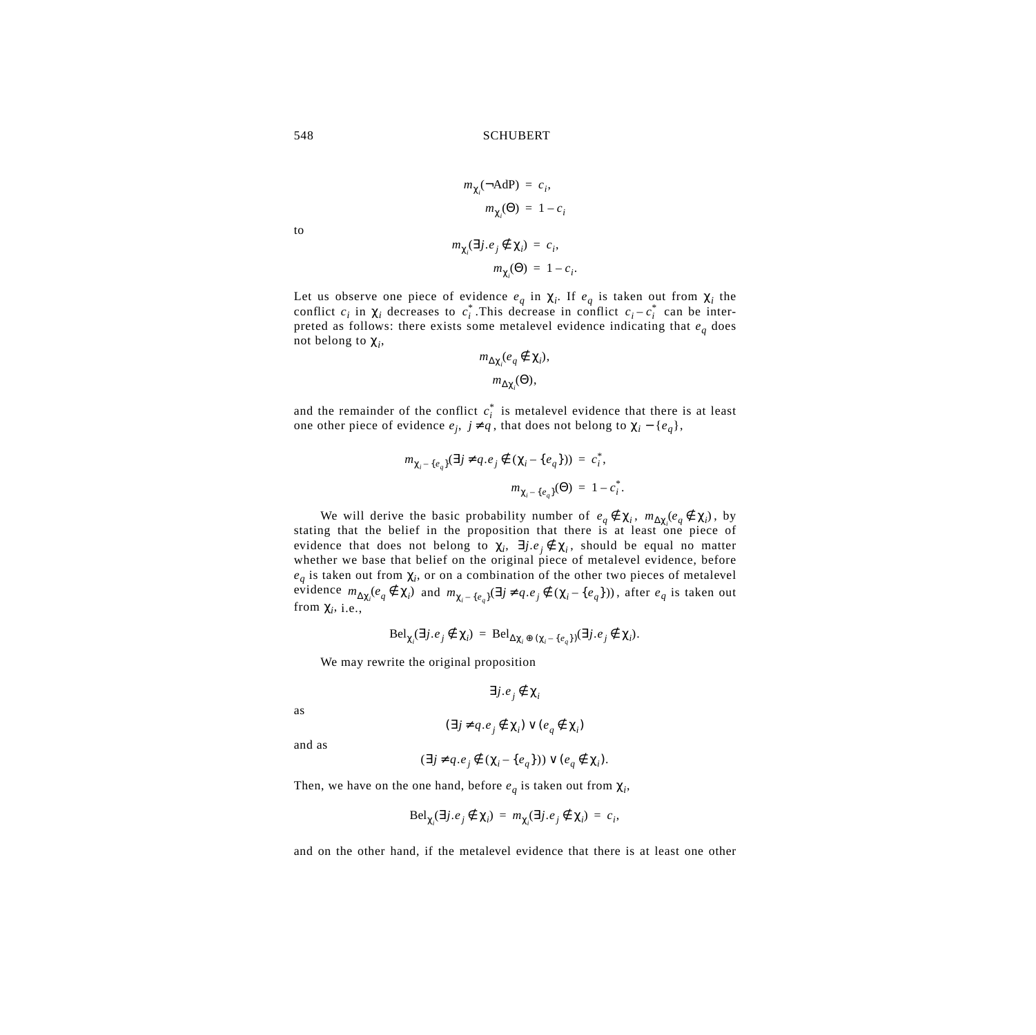$$m_{\chi_i}(\neg\text{AdP}) = c_i,$$
$$m_{\chi_i}(\Theta) = 1 - c_i$$

to

$$m_{\chi_i}(\exists j.e_j \notin \chi_i) = c_i,$$
$$m_{\chi_i}(\Theta) = 1 - c_i.$$

Let us observe one piece of evidence $e_q$ in $\chi_i$. If $e_q$ is taken out from $\chi_i$ the conflict $c_i$ in $\chi_i$ decreases to $c_i^*$. This decrease in conflict $c_i - c_i^*$ can be interpreted as follows: there exists some metalevel evidence indicating that $e_q$ does not belong to $\chi_i$,

$$m_{\Delta\chi_i}(e_q \notin \chi_i),$$
$$m_{\Delta\chi_i}(\Theta),$$

and the remainder of the conflict $c_i^*$ is metalevel evidence that there is at least one other piece of evidence $e_j$, $j \neq q$, that does not belong to $\chi_i - \{e_q\}$,

$$m_{\chi_i - \{e_q\}}(\exists j \neq q.e_j \notin (\chi_i - \{e_q\})) = c_i^*,$$
$$m_{\chi_i - \{e_q\}}(\Theta) = 1 - c_i^*.$$

We will derive the basic probability number of $e_q \notin \chi_i$, $m_{\Delta\chi_i}(e_q \notin \chi_i)$, by stating that the belief in the proposition that there is at least one piece of evidence that does not belong to $\chi_i$, $\exists j.e_j \notin \chi_i$, should be equal no matter whether we base that belief on the original piece of metalevel evidence, before $e_q$ is taken out from $\chi_i$, or on a combination of the other two pieces of metalevel evidence $m_{\Delta\chi_i}(e_q \notin \chi_i)$ and $m_{\chi_i - \{e_q\}}(\exists j \neq q.e_j \notin (\chi_i - \{e_q\}))$, after $e_q$ is taken out from $\chi_i$, i.e.,

$$\text{Bel}_{\chi_i}(\exists j.e_j \notin \chi_i) = \text{Bel}_{\Delta\chi_i \oplus (\chi_i - \{e_q\})}(\exists j.e_j \notin \chi_i).$$

We may rewrite the original proposition

$$\exists j.e_j \notin \chi_i$$

as

$$(\exists j \neq q.e_j \notin \chi_i) \vee (e_q \notin \chi_i)$$

and as

$$(\exists j \neq q.e_j \notin (\chi_i - \{e_q\})) \vee (e_q \notin \chi_i).$$

Then, we have on the one hand, before $e_q$ is taken out from $\chi_i$,

$$\text{Bel}_{\chi_i}(\exists j.e_j \notin \chi_i) = m_{\chi_i}(\exists j.e_j \notin \chi_i) = c_i,$$

and on the other hand, if the metalevel evidence that there is at least one other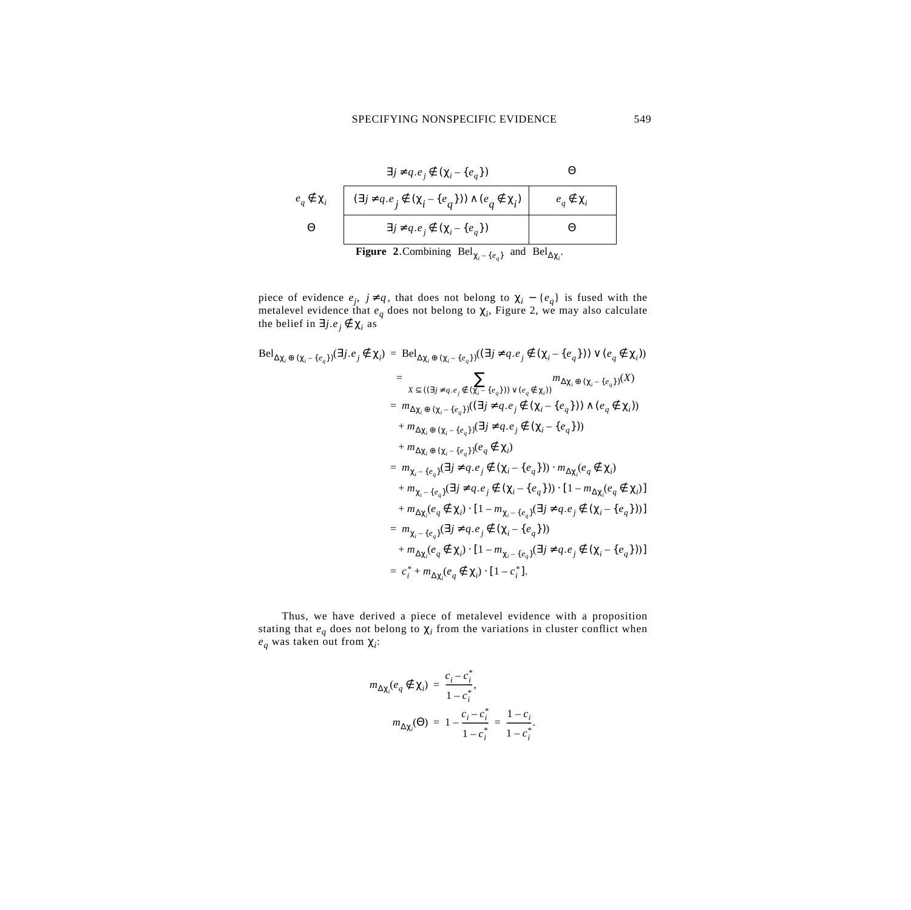| | $\exists j \neq q . e_j \notin (\chi_i - \{e_q\})$ | $\Theta$ |
|---|---|---|
| $e_q \notin \chi_i$ | $(\exists j \neq q . e_j \notin (\chi_i - \{e_q\})) \wedge (e_q \notin \chi_i)$ | $e_q \notin \chi_i$ |
| $\Theta$ | $\exists j \neq q . e_j \notin (\chi_i - \{e_q\})$ | $\Theta$ |

**Figure 2**. Combining $\mathrm{Bel}_{\chi_i - \{e_q\}}$ and $\mathrm{Bel}_{\Delta\chi_i}$.

piece of evidence $e_j$, $j \neq q$, that does not belong to $\chi_i - \{e_q\}$ is fused with the metalevel evidence that $e_q$ does not belong to $\chi_i$, Figure 2, we may also calculate the belief in $\exists j . e_j \notin \chi_i$ as

$$
\begin{aligned}
\mathrm{Bel}_{\Delta\chi_i \oplus (\chi_i - \{e_q\})}(\exists j . e_j \notin \chi_i) &= \mathrm{Bel}_{\Delta\chi_i \oplus (\chi_i - \{e_q\})}((\exists j \neq q . e_j \notin (\chi_i - \{e_q\})) \vee (e_q \notin \chi_i)) \\
&= \sum_{X \subseteq ((\exists j \neq q . e_j \notin (\chi_i - \{e_q\})) \vee (e_q \notin \chi_i))} m_{\Delta\chi_i \oplus (\chi_i - \{e_q\})}(X) \\
&= m_{\Delta\chi_i \oplus (\chi_i - \{e_q\})}((\exists j \neq q . e_j \notin (\chi_i - \{e_q\})) \wedge (e_q \notin \chi_i)) \\
&\quad + m_{\Delta\chi_i \oplus (\chi_i - \{e_q\})}(\exists j \neq q . e_j \notin (\chi_i - \{e_q\})) \\
&\quad + m_{\Delta\chi_i \oplus (\chi_i - \{e_q\})}(e_q \notin \chi_i) \\
&= m_{\chi_i - \{e_q\}}(\exists j \neq q . e_j \notin (\chi_i - \{e_q\})) \cdot m_{\Delta\chi_i}(e_q \notin \chi_i) \\
&\quad + m_{\chi_i - \{e_q\}}(\exists j \neq q . e_j \notin (\chi_i - \{e_q\})) \cdot [1 - m_{\Delta\chi_i}(e_q \notin \chi_i)] \\
&\quad + m_{\Delta\chi_i}(e_q \notin \chi_i) \cdot [1 - m_{\chi_i - \{e_q\}}(\exists j \neq q . e_j \notin (\chi_i - \{e_q\}))] \\
&= m_{\chi_i - \{e_q\}}(\exists j \neq q . e_j \notin (\chi_i - \{e_q\})) \\
&\quad + m_{\Delta\chi_i}(e_q \notin \chi_i) \cdot [1 - m_{\chi_i - \{e_q\}}(\exists j \neq q . e_j \notin (\chi_i - \{e_q\}))] \\
&= c_i^* + m_{\Delta\chi_i}(e_q \notin \chi_i) \cdot [1 - c_i^*].
\end{aligned}
$$

Thus, we have derived a piece of metalevel evidence with a proposition stating that $e_q$ does not belong to $\chi_i$ from the variations in cluster conflict when $e_q$ was taken out from $\chi_i$:

$$
\begin{aligned}
m_{\Delta\chi_i}(e_q \notin \chi_i) &= \frac{c_i - c_i^*}{1 - c_i^*}, \\
m_{\Delta\chi_i}(\Theta) &= 1 - \frac{c_i - c_i^*}{1 - c_i^*} = \frac{1 - c_i}{1 - c_i^*}.
\end{aligned}
$$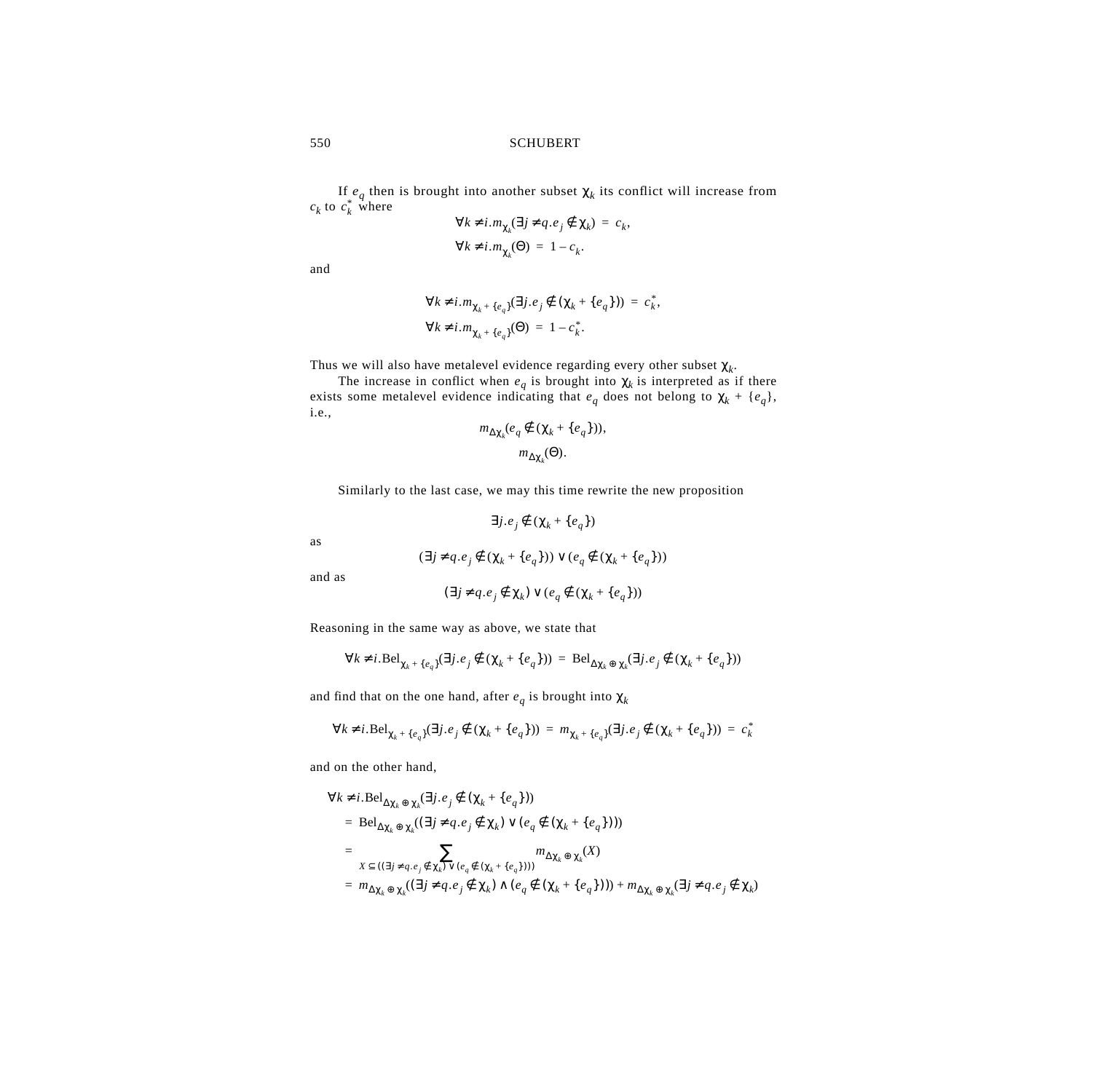If $e_q$ then is brought into another subset $\chi_k$ its conflict will increase from $c_k$ to $c_k^*$ where

$$\forall k \neq i . m_{\chi_k}(\exists j \neq q . e_j \notin \chi_k) = c_k,$$

$$\forall k \neq i . m_{\chi_k}(\Theta) = 1 - c_k.$$

and

$$\forall k \neq i . m_{\chi_k + \{e_q\}}(\exists j . e_j \notin (\chi_k + \{e_q\})) = c_k^*,$$

$$\forall k \neq i . m_{\chi_k + \{e_q\}}(\Theta) = 1 - c_k^*.$$

Thus we will also have metalevel evidence regarding every other subset $\chi_k$.

The increase in conflict when $e_q$ is brought into $\chi_k$ is interpreted as if there exists some metalevel evidence indicating that $e_q$ does not belong to $\chi_k + \{e_q\}$, i.e.,

$$m_{\Delta\chi_k}(e_q \notin (\chi_k + \{e_q\})),$$

$$m_{\Delta\chi_k}(\Theta).$$

Similarly to the last case, we may this time rewrite the new proposition

$$\exists j . e_j \notin (\chi_k + \{e_q\})$$

as

$$(\exists j \neq q . e_j \notin (\chi_k + \{e_q\})) \vee (e_q \notin (\chi_k + \{e_q\}))$$

and as

$$(\exists j \neq q . e_j \notin \chi_k) \vee (e_q \notin (\chi_k + \{e_q\}))$$

Reasoning in the same way as above, we state that

$$\forall k \neq i . \mathrm{Bel}_{\chi_k + \{e_q\}}(\exists j . e_j \notin (\chi_k + \{e_q\})) = \mathrm{Bel}_{\Delta\chi_k \oplus \chi_k}(\exists j . e_j \notin (\chi_k + \{e_q\}))$$

and find that on the one hand, after $e_q$ is brought into $\chi_k$

$$\forall k \neq i . \mathrm{Bel}_{\chi_k + \{e_q\}}(\exists j . e_j \notin (\chi_k + \{e_q\})) = m_{\chi_k + \{e_q\}}(\exists j . e_j \notin (\chi_k + \{e_q\})) = c_k^*$$

and on the other hand,

$$\begin{aligned}
\forall k \neq i . &\mathrm{Bel}_{\Delta\chi_k \oplus \chi_k}(\exists j . e_j \notin (\chi_k + \{e_q\})) \\
&= \mathrm{Bel}_{\Delta\chi_k \oplus \chi_k}((\exists j \neq q . e_j \notin \chi_k) \vee (e_q \notin (\chi_k + \{e_q\}))) \\
&= \sum_{X \subseteq ((\exists j \neq q . e_j \notin \chi_k) \vee (e_q \notin (\chi_k + \{e_q\})))} m_{\Delta\chi_k \oplus \chi_k}(X) \\
&= m_{\Delta\chi_k \oplus \chi_k}((\exists j \neq q . e_j \notin \chi_k) \wedge (e_q \notin (\chi_k + \{e_q\}))) + m_{\Delta\chi_k \oplus \chi_k}(\exists j \neq q . e_j \notin \chi_k)
\end{aligned}$$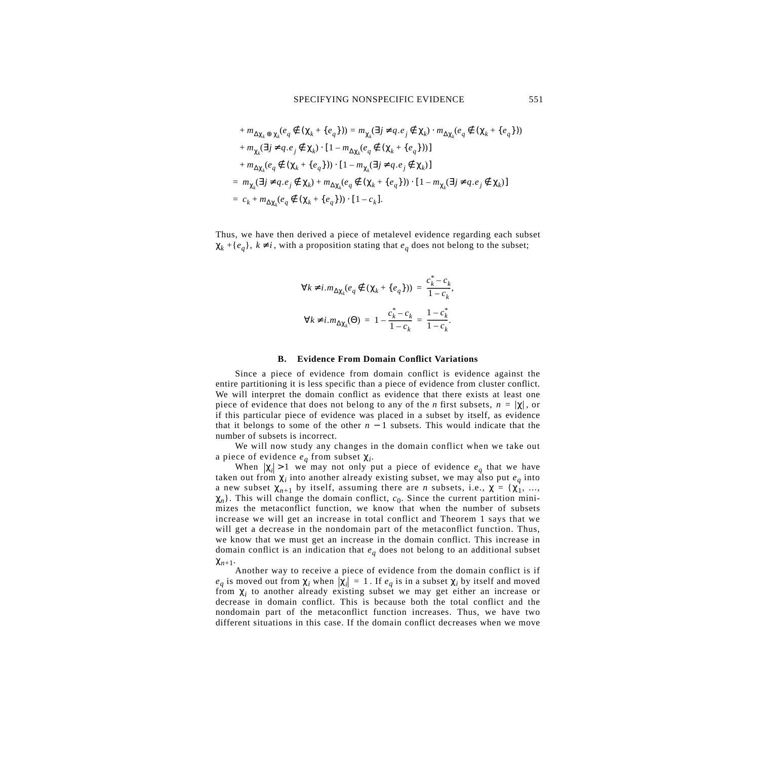$$
\begin{aligned}
&+ m_{\Delta\chi_k \oplus \chi_k}(e_q \notin (\chi_k + \{e_q\})) = m_{\chi_k}(\exists j \neq q . e_j \notin \chi_k) \cdot m_{\Delta\chi_k}(e_q \notin (\chi_k + \{e_q\})) \\
&+ m_{\chi_k}(\exists j \neq q . e_j \notin \chi_k) \cdot [1 - m_{\Delta\chi_k}(e_q \notin (\chi_k + \{e_q\}))] \\
&+ m_{\Delta\chi_k}(e_q \notin (\chi_k + \{e_q\})) \cdot [1 - m_{\chi_k}(\exists j \neq q . e_j \notin \chi_k)] \\
&= m_{\chi_k}(\exists j \neq q . e_j \notin \chi_k) + m_{\Delta\chi_k}(e_q \notin (\chi_k + \{e_q\})) \cdot [1 - m_{\chi_k}(\exists j \neq q . e_j \notin \chi_k)] \\
&= c_k + m_{\Delta\chi_k}(e_q \notin (\chi_k + \{e_q\})) \cdot [1 - c_k].
\end{aligned}
$$

Thus, we have then derived a piece of metalevel evidence regarding each subset $\chi_k + \{e_q\}$, $k \neq i$, with a proposition stating that $e_q$ does not belong to the subset;

$$
\forall k \neq i . m_{\Delta\chi_k}(e_q \notin (\chi_k + \{e_q\})) = \frac{c_k^* - c_k}{1 - c_k},
$$

$$
\forall k \neq i . m_{\Delta\chi_k}(\Theta) = 1 - \frac{c_k^* - c_k}{1 - c_k} = \frac{1 - c_k^*}{1 - c_k}.
$$

### B. Evidence From Domain Conflict Variations

Since a piece of evidence from domain conflict is evidence against the entire partitioning it is less specific than a piece of evidence from cluster conflict. We will interpret the domain conflict as evidence that there exists at least one piece of evidence that does not belong to any of the $n$ first subsets, $n = |\chi|$, or if this particular piece of evidence was placed in a subset by itself, as evidence that it belongs to some of the other $n - 1$ subsets. This would indicate that the number of subsets is incorrect.

We will now study any changes in the domain conflict when we take out a piece of evidence $e_q$ from subset $\chi_i$.

When $|\chi_i| > 1$ we may not only put a piece of evidence $e_q$ that we have taken out from $\chi_i$ into another already existing subset, we may also put $e_q$ into a new subset $\chi_{n+1}$ by itself, assuming there are $n$ subsets, i.e., $\chi = \{\chi_1, \ldots, \chi_n\}$. This will change the domain conflict, $c_0$. Since the current partition minimizes the metaconflict function, we know that when the number of subsets increase we will get an increase in total conflict and Theorem 1 says that we will get a decrease in the nondomain part of the metaconflict function. Thus, we know that we must get an increase in the domain conflict. This increase in domain conflict is an indication that $e_q$ does not belong to an additional subset $\chi_{n+1}$.

Another way to receive a piece of evidence from the domain conflict is if $e_q$ is moved out from $\chi_i$ when $|\chi_i| = 1$. If $e_q$ is in a subset $\chi_i$ by itself and moved from $\chi_i$ to another already existing subset we may get either an increase or decrease in domain conflict. This is because both the total conflict and the nondomain part of the metaconflict function increases. Thus, we have two different situations in this case. If the domain conflict decreases when we move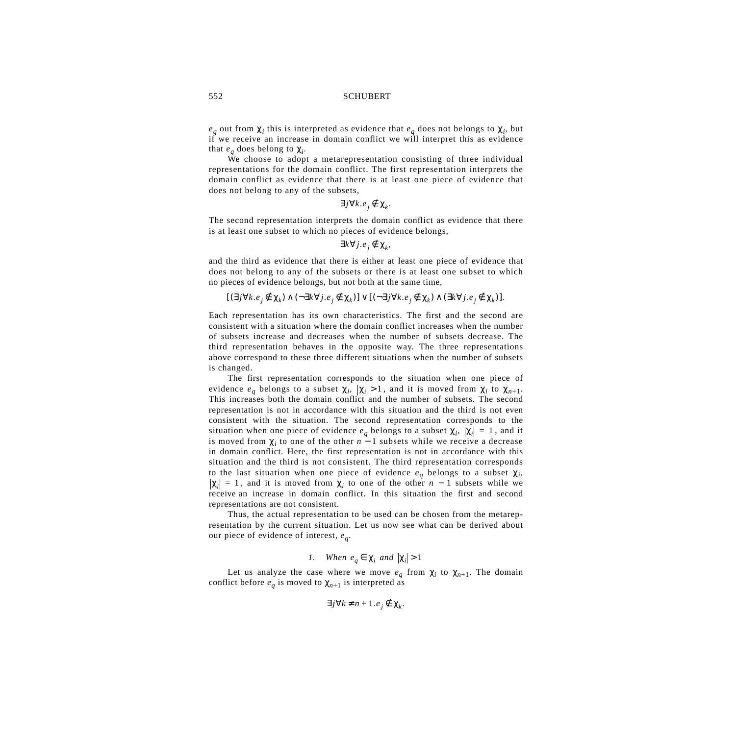$e_q$ out from $\chi_i$ this is interpreted as evidence that $e_q$ does not belongs to $\chi_i$, but if we receive an increase in domain conflict we will interpret this as evidence that $e_q$ does belong to $\chi_i$.

We choose to adopt a metarepresentation consisting of three individual representations for the domain conflict. The first representation interprets the domain conflict as evidence that there is at least one piece of evidence that does not belong to any of the subsets,

$$\exists j \forall k . e_j \notin \chi_k.$$

The second representation interprets the domain conflict as evidence that there is at least one subset to which no pieces of evidence belongs,

$$\exists k \forall j . e_j \notin \chi_k,$$

and the third as evidence that there is either at least one piece of evidence that does not belong to any of the subsets or there is at least one subset to which no pieces of evidence belongs, but not both at the same time,

$$[(\exists j \forall k . e_j \notin \chi_k) \wedge (\neg \exists k \forall j . e_j \notin \chi_k)] \vee [(\neg \exists j \forall k . e_j \notin \chi_k) \wedge (\exists k \forall j . e_j \notin \chi_k)].$$

Each representation has its own characteristics. The first and the second are consistent with a situation where the domain conflict increases when the number of subsets increase and decreases when the number of subsets decrease. The third representation behaves in the opposite way. The three representations above correspond to these three different situations when the number of subsets is changed.

The first representation corresponds to the situation when one piece of evidence $e_q$ belongs to a subset $\chi_i$, $|\chi_i| > 1$, and it is moved from $\chi_i$ to $\chi_{n+1}$. This increases both the domain conflict and the number of subsets. The second representation is not in accordance with this situation and the third is not even consistent with the situation. The second representation corresponds to the situation when one piece of evidence $e_q$ belongs to a subset $\chi_i$, $|\chi_i| = 1$, and it is moved from $\chi_i$ to one of the other $n - 1$ subsets while we receive a decrease in domain conflict. Here, the first representation is not in accordance with this situation and the third is not consistent. The third representation corresponds to the last situation when one piece of evidence $e_q$ belongs to a subset $\chi_i$, $|\chi_i| = 1$, and it is moved from $\chi_i$ to one of the other $n - 1$ subsets while we receive an increase in domain conflict. In this situation the first and second representations are not consistent.

Thus, the actual representation to be used can be chosen from the metarepresentation by the current situation. Let us now see what can be derived about our piece of evidence of interest, $e_q$.

### *1. When $e_q \in \chi_i$ and $|\chi_i| > 1$*

Let us analyze the case where we move $e_q$ from $\chi_i$ to $\chi_{n+1}$. The domain conflict before $e_q$ is moved to $\chi_{n+1}$ is interpreted as

$$\exists j \forall k \neq n+1 . e_j \notin \chi_k.$$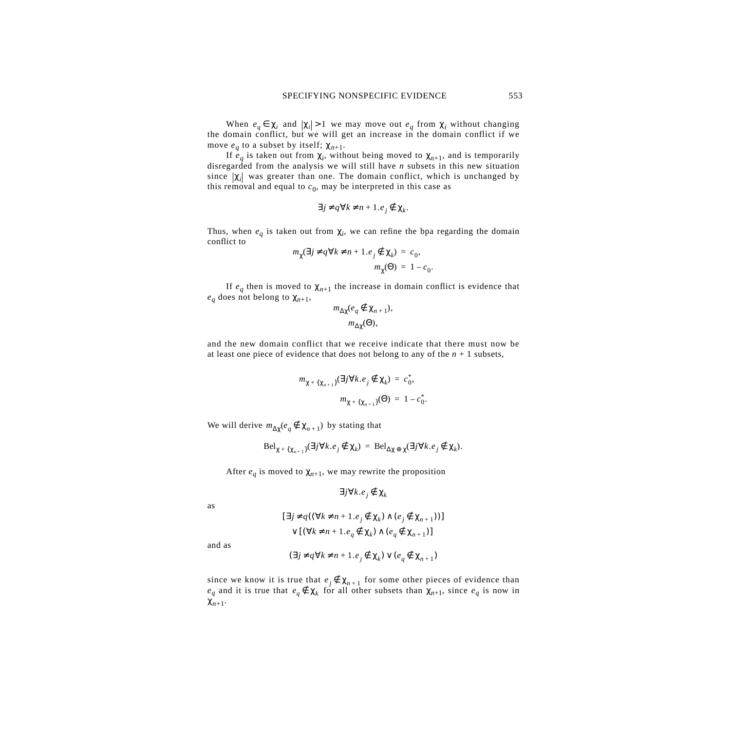When $e_q \in \chi_i$ and $|\chi_i| > 1$ we may move out $e_q$ from $\chi_i$ without changing the domain conflict, but we will get an increase in the domain conflict if we move $e_q$ to a subset by itself; $\chi_{n+1}$.

If $e_q$ is taken out from $\chi_i$, without being moved to $\chi_{n+1}$, and is temporarily disregarded from the analysis we will still have $n$ subsets in this new situation since $|\chi_i|$ was greater than one. The domain conflict, which is unchanged by this removal and equal to $c_0$, may be interpreted in this case as

$$\exists j \neq q \forall k \neq n+1 . e_j \notin \chi_k .$$

Thus, when $e_q$ is taken out from $\chi_i$, we can refine the bpa regarding the domain conflict to

$$m_\chi(\exists j \neq q \forall k \neq n+1 . e_j \notin \chi_k) = c_0,$$
$$m_\chi(\Theta) = 1 - c_0.$$

If $e_q$ then is moved to $\chi_{n+1}$ the increase in domain conflict is evidence that $e_q$ does not belong to $\chi_{n+1}$,

$$m_{\Delta\chi}(e_q \notin \chi_{n+1}),$$
$$m_{\Delta\chi}(\Theta),$$

and the new domain conflict that we receive indicate that there must now be at least one piece of evidence that does not belong to any of the $n + 1$ subsets,

$$m_{\chi + \{\chi_{n+1}\}}(\exists j \forall k . e_j \notin \chi_k) = c_0^*,$$
$$m_{\chi + \{\chi_{n+1}\}}(\Theta) = 1 - c_0^*.$$

We will derive $m_{\Delta\chi}(e_q \notin \chi_{n+1})$ by stating that

$$\mathrm{Bel}_{\chi + \{\chi_{n+1}\}}(\exists j \forall k . e_j \notin \chi_k) = \mathrm{Bel}_{\Delta\chi \oplus \chi}(\exists j \forall k . e_j \notin \chi_k).$$

After $e_q$ is moved to $\chi_{n+1}$, we may rewrite the proposition

$$\exists j \forall k . e_j \notin \chi_k$$

as

$$[\exists j \neq q((\forall k \neq n+1 . e_j \notin \chi_k) \wedge (e_j \notin \chi_{n+1}))]$$
$$\vee [(\forall k \neq n+1 . e_q \notin \chi_k) \wedge (e_q \notin \chi_{n+1})]$$

and as

$$(\exists j \neq q \forall k \neq n+1 . e_j \notin \chi_k) \vee (e_q \notin \chi_{n+1})$$

since we know it is true that $e_j \notin \chi_{n+1}$ for some other pieces of evidence than $e_q$ and it is true that $e_q \notin \chi_k$ for all other subsets than $\chi_{n+1}$, since $e_q$ is now in $\chi_{n+1}$.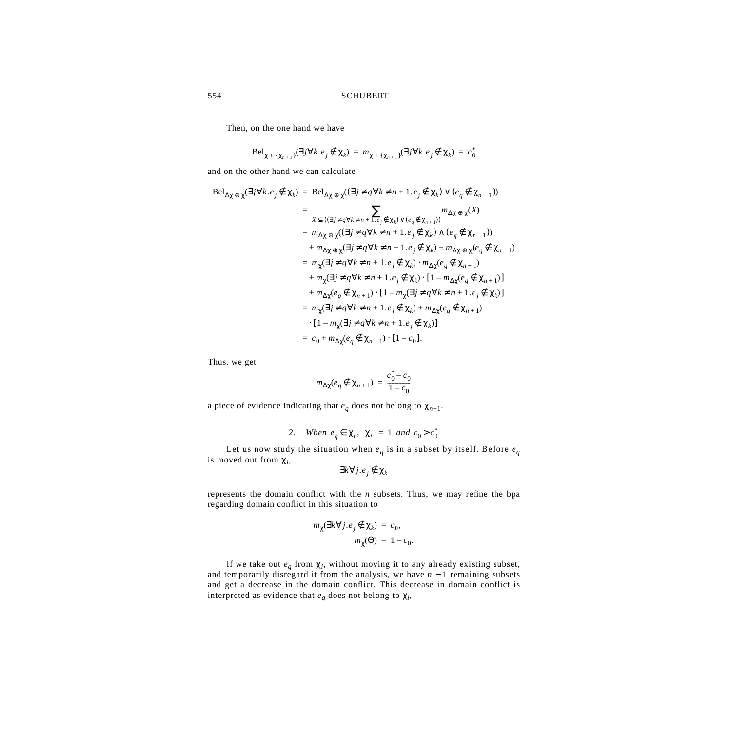Then, on the one hand we have

$$\mathrm{Bel}_{\chi + \{\chi_{n+1}\}}(\exists j \forall k . e_j \notin \chi_k) = m_{\chi + \{\chi_{n+1}\}}(\exists j \forall k . e_j \notin \chi_k) = c_0^*$$

and on the other hand we can calculate

$$\begin{aligned}
\mathrm{Bel}_{\Delta\chi \oplus \chi}(\exists j \forall k . e_j \notin \chi_k) &= \mathrm{Bel}_{\Delta\chi \oplus \chi}((\exists j \neq q \forall k \neq n+1 . e_j \notin \chi_k) \vee (e_q \notin \chi_{n+1})) \\
&= \sum_{X \subseteq ((\exists j \neq q \forall k \neq n+1 . e_j \notin \chi_k) \vee (e_q \notin \chi_{n+1}))} m_{\Delta\chi \oplus \chi}(X) \\
&= m_{\Delta\chi \oplus \chi}((\exists j \neq q \forall k \neq n+1 . e_j \notin \chi_k) \wedge (e_q \notin \chi_{n+1})) \\
&\quad + m_{\Delta\chi \oplus \chi}(\exists j \neq q \forall k \neq n+1 . e_j \notin \chi_k) + m_{\Delta\chi \oplus \chi}(e_q \notin \chi_{n+1}) \\
&= m_{\chi}(\exists j \neq q \forall k \neq n+1 . e_j \notin \chi_k) \cdot m_{\Delta\chi}(e_q \notin \chi_{n+1}) \\
&\quad + m_{\chi}(\exists j \neq q \forall k \neq n+1 . e_j \notin \chi_k) \cdot [1 - m_{\Delta\chi}(e_q \notin \chi_{n+1})] \\
&\quad + m_{\Delta\chi}(e_q \notin \chi_{n+1}) \cdot [1 - m_{\chi}(\exists j \neq q \forall k \neq n+1 . e_j \notin \chi_k)] \\
&= m_{\chi}(\exists j \neq q \forall k \neq n+1 . e_j \notin \chi_k) + m_{\Delta\chi}(e_q \notin \chi_{n+1}) \\
&\quad \cdot [1 - m_{\chi}(\exists j \neq q \forall k \neq n+1 . e_j \notin \chi_k)] \\
&= c_0 + m_{\Delta\chi}(e_q \notin \chi_{n+1}) \cdot [1 - c_0].
\end{aligned}$$

Thus, we get

$$m_{\Delta\chi}(e_q \notin \chi_{n+1}) = \frac{c_0^* - c_0}{1 - c_0}$$

a piece of evidence indicating that $e_q$ does not belong to $\chi_{n+1}$.

### 2. *When* $e_q \in \chi_i$, $|\chi_i| = 1$ *and* $c_0 > c_0^*$

Let us now study the situation when $e_q$ is in a subset by itself. Before $e_q$ is moved out from $\chi_i$,

$$\exists k \forall j . e_j \notin \chi_k$$

represents the domain conflict with the $n$ subsets. Thus, we may refine the bpa regarding domain conflict in this situation to

$$\begin{aligned}
m_{\chi}(\exists k \forall j . e_j \notin \chi_k) &= c_0, \\
m_{\chi}(\Theta) &= 1 - c_0.
\end{aligned}$$

If we take out $e_q$ from $\chi_i$, without moving it to any already existing subset, and temporarily disregard it from the analysis, we have $n - 1$ remaining subsets and get a decrease in the domain conflict. This decrease in domain conflict is interpreted as evidence that $e_q$ does not belong to $\chi_i$,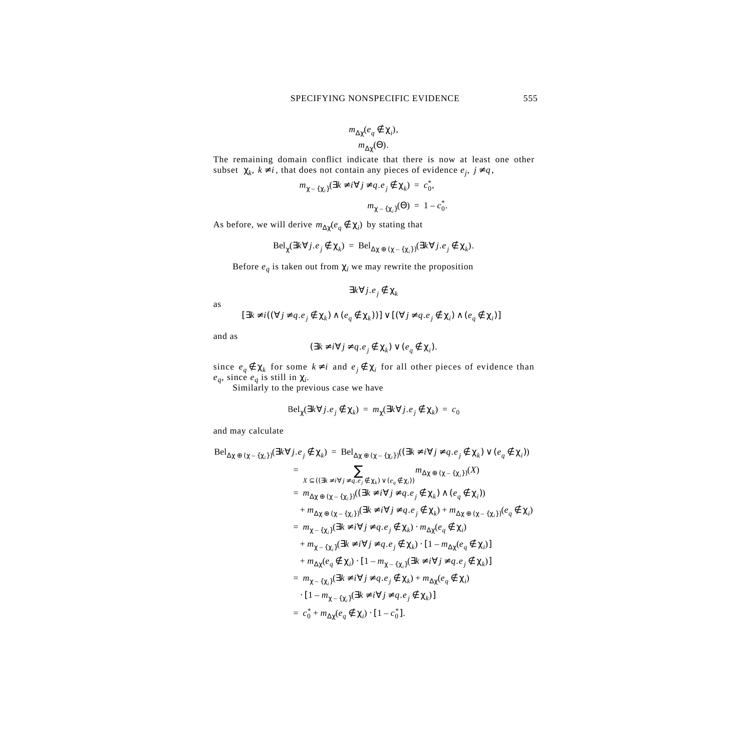$$m_{\Delta\chi}(e_q \notin \chi_i),$$
$$m_{\Delta\chi}(\Theta).$$

The remaining domain conflict indicate that there is now at least one other subset $\chi_k$, $k \neq i$, that does not contain any pieces of evidence $e_j$, $j \neq q$,

$$m_{\chi - \{\chi_i\}}(\exists k \neq i \forall j \neq q . e_j \notin \chi_k) = c_0^*,$$

$$m_{\chi - \{\chi_i\}}(\Theta) = 1 - c_0^*.$$

As before, we will derive $m_{\Delta\chi}(e_q \notin \chi_i)$ by stating that

$$\text{Bel}_{\chi}(\exists k \forall j . e_j \notin \chi_k) = \text{Bel}_{\Delta\chi \oplus (\chi - \{\chi_i\})}(\exists k \forall j . e_j \notin \chi_k).$$

Before $e_q$ is taken out from $\chi_i$ we may rewrite the proposition

$$\exists k \forall j . e_j \notin \chi_k$$

as

$$[\exists k \neq i ((\forall j \neq q . e_j \notin \chi_k) \wedge (e_q \notin \chi_k))] \vee [(\forall j \neq q . e_j \notin \chi_i) \wedge (e_q \notin \chi_i)]$$

and as

$$(\exists k \neq i \forall j \neq q . e_j \notin \chi_k) \vee (e_q \notin \chi_i).$$

since $e_q \notin \chi_k$ for some $k \neq i$ and $e_j \notin \chi_i$ for all other pieces of evidence than $e_q$, since $e_q$ is still in $\chi_i$.

Similarly to the previous case we have

$$\text{Bel}_{\chi}(\exists k \forall j . e_j \notin \chi_k) = m_{\chi}(\exists k \forall j . e_j \notin \chi_k) = c_0$$

and may calculate

$$\begin{aligned}
\text{Bel}_{\Delta\chi \oplus (\chi - \{\chi_i\})}(\exists k \forall j . e_j \notin \chi_k) &= \text{Bel}_{\Delta\chi \oplus (\chi - \{\chi_i\})}((\exists k \neq i \forall j \neq q . e_j \notin \chi_k) \vee (e_q \notin \chi_i)) \\
&= \sum_{X \subseteq ((\exists k \neq i \forall j \neq q . e_j \notin \chi_k) \vee (e_q \notin \chi_i))} m_{\Delta\chi \oplus (\chi - \{\chi_i\})}(X) \\
&= m_{\Delta\chi \oplus (\chi - \{\chi_i\})}((\exists k \neq i \forall j \neq q . e_j \notin \chi_k) \wedge (e_q \notin \chi_i)) \\
&\quad + m_{\Delta\chi \oplus (\chi - \{\chi_i\})}(\exists k \neq i \forall j \neq q . e_j \notin \chi_k) + m_{\Delta\chi \oplus (\chi - \{\chi_i\})}(e_q \notin \chi_i) \\
&= m_{\chi - \{\chi_i\}}(\exists k \neq i \forall j \neq q . e_j \notin \chi_k) \cdot m_{\Delta\chi}(e_q \notin \chi_i) \\
&\quad + m_{\chi - \{\chi_i\}}(\exists k \neq i \forall j \neq q . e_j \notin \chi_k) \cdot [1 - m_{\Delta\chi}(e_q \notin \chi_i)] \\
&\quad + m_{\Delta\chi}(e_q \notin \chi_i) \cdot [1 - m_{\chi - \{\chi_i\}}(\exists k \neq i \forall j \neq q . e_j \notin \chi_k)] \\
&= m_{\chi - \{\chi_i\}}(\exists k \neq i \forall j \neq q . e_j \notin \chi_k) + m_{\Delta\chi}(e_q \notin \chi_i) \\
&\quad \cdot [1 - m_{\chi - \{\chi_i\}}(\exists k \neq i \forall j \neq q . e_j \notin \chi_k)] \\
&= c_0^* + m_{\Delta\chi}(e_q \notin \chi_i) \cdot [1 - c_0^*].
\end{aligned}$$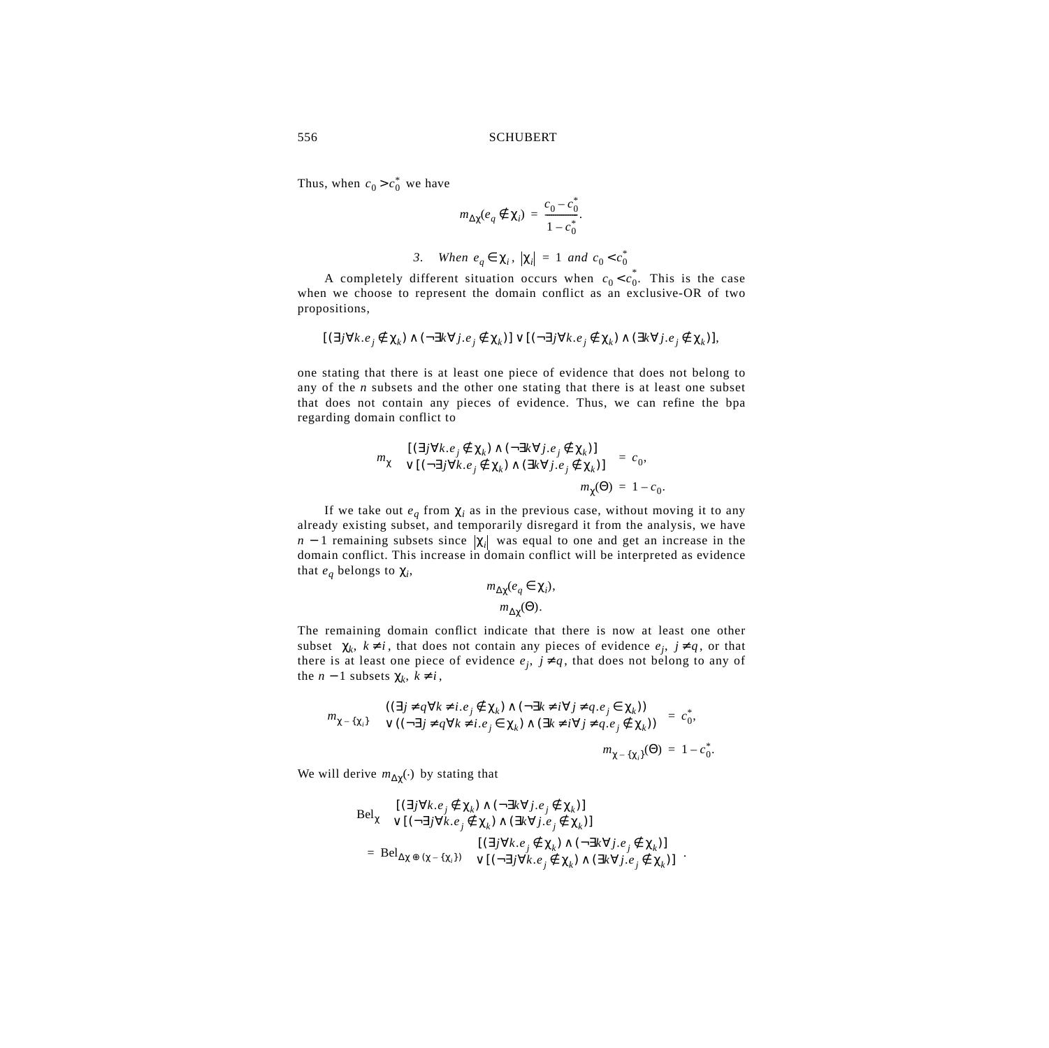Thus, when $c_0 > c_0^*$ we have

$$m_{\Delta\chi}(e_q \notin \chi_i) = \frac{c_0 - c_0^*}{1 - c_0^*}.$$

### *3. When $e_q \in \chi_i$, $|\chi_i| = 1$ and $c_0 < c_0^*$*

A completely different situation occurs when $c_0 < c_0^*$. This is the case when we choose to represent the domain conflict as an exclusive-OR of two propositions,

$$[(\exists j \forall k . e_j \notin \chi_k) \wedge (\neg \exists k \forall j . e_j \notin \chi_k)] \vee [(\neg \exists j \forall k . e_j \notin \chi_k) \wedge (\exists k \forall j . e_j \notin \chi_k)],$$

one stating that there is at least one piece of evidence that does not belong to any of the $n$ subsets and the other one stating that there is at least one subset that does not contain any pieces of evidence. Thus, we can refine the bpa regarding domain conflict to

$$m_\chi \begin{pmatrix} [(\exists j \forall k . e_j \notin \chi_k) \wedge (\neg \exists k \forall j . e_j \notin \chi_k)] \\ \vee [(\neg \exists j \forall k . e_j \notin \chi_k) \wedge (\exists k \forall j . e_j \notin \chi_k)] \end{pmatrix} = c_0,$$

$$m_\chi(\Theta) = 1 - c_0.$$

If we take out $e_q$ from $\chi_i$ as in the previous case, without moving it to any already existing subset, and temporarily disregard it from the analysis, we have $n - 1$ remaining subsets since $|\chi_i|$ was equal to one and get an increase in the domain conflict. This increase in domain conflict will be interpreted as evidence that $e_q$ belongs to $\chi_i$,

$$m_{\Delta\chi}(e_q \in \chi_i),$$
$$m_{\Delta\chi}(\Theta).$$

The remaining domain conflict indicate that there is now at least one other subset $\chi_k$, $k \neq i$, that does not contain any pieces of evidence $e_j$, $j \neq q$, or that there is at least one piece of evidence $e_j$, $j \neq q$, that does not belong to any of the $n - 1$ subsets $\chi_k$, $k \neq i$,

$$m_{\chi - \{\chi_i\}} \begin{pmatrix} ((\exists j \neq q \forall k \neq i . e_j \notin \chi_k) \wedge (\neg \exists k \neq i \forall j \neq q . e_j \in \chi_k)) \\ \vee ((\neg \exists j \neq q \forall k \neq i . e_j \in \chi_k) \wedge (\exists k \neq i \forall j \neq q . e_j \notin \chi_k)) \end{pmatrix} = c_0^*,$$

$$m_{\chi - \{\chi_i\}}(\Theta) = 1 - c_0^*.$$

We will derive $m_{\Delta\chi}(\cdot)$ by stating that

$$\mathrm{Bel}_\chi \begin{pmatrix} [(\exists j \forall k . e_j \notin \chi_k) \wedge (\neg \exists k \forall j . e_j \notin \chi_k)] \\ \vee [(\neg \exists j \forall k . e_j \notin \chi_k) \wedge (\exists k \forall j . e_j \notin \chi_k)] \end{pmatrix}$$

$$= \mathrm{Bel}_{\Delta\chi \oplus (\chi - \{\chi_i\})} \begin{pmatrix} [(\exists j \forall k . e_j \notin \chi_k) \wedge (\neg \exists k \forall j . e_j \notin \chi_k)] \\ \vee [(\neg \exists j \forall k . e_j \notin \chi_k) \wedge (\exists k \forall j . e_j \notin \chi_k)] \end{pmatrix}.$$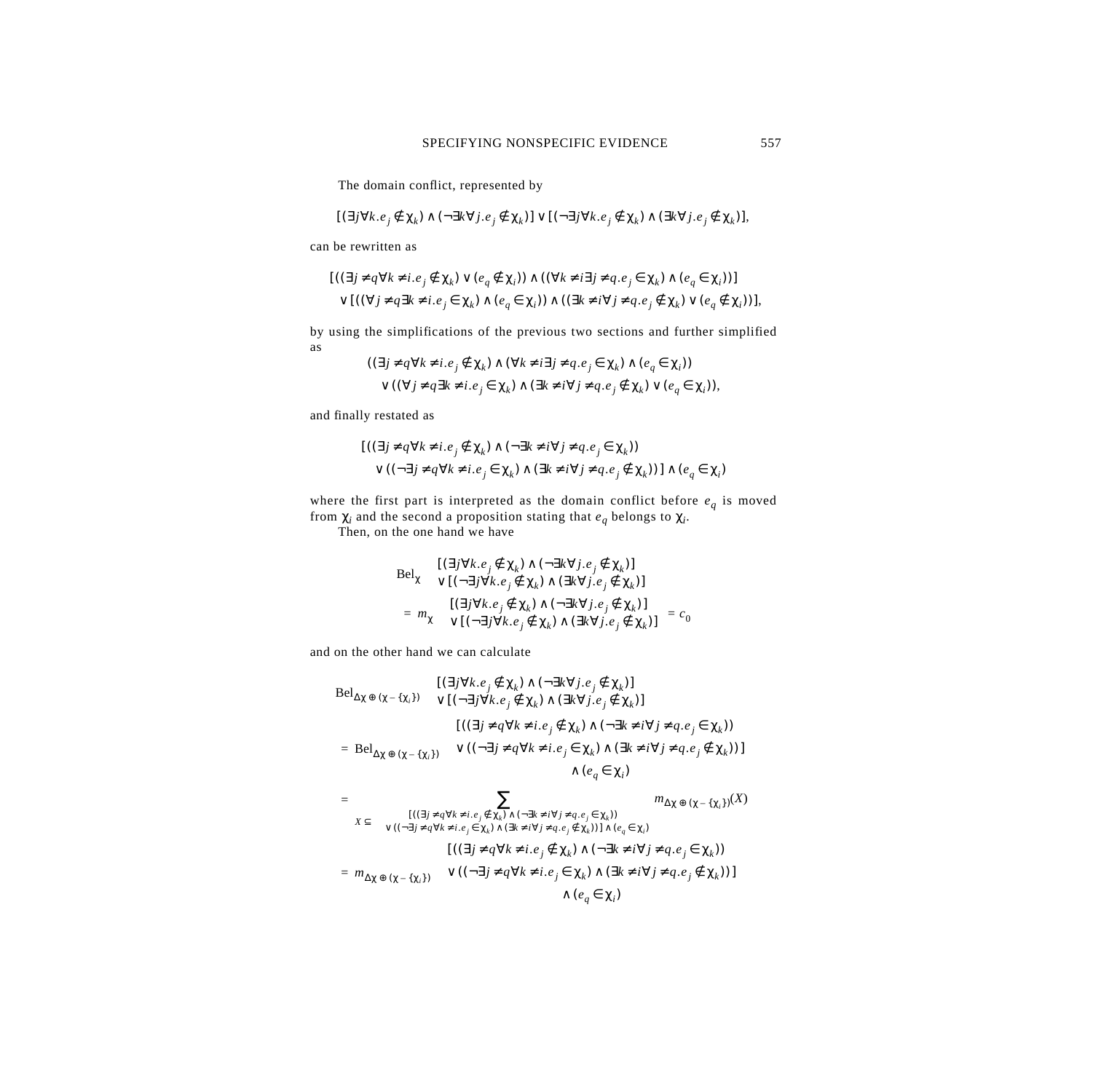The domain conflict, represented by

$$[(\exists j \forall k . e_j \notin \chi_k) \wedge (\neg \exists k \forall j . e_j \notin \chi_k)] \vee [(\neg \exists j \forall k . e_j \notin \chi_k) \wedge (\exists k \forall j . e_j \notin \chi_k)],$$

can be rewritten as

$$\begin{aligned}
&[((\exists j \neq q \forall k \neq i . e_j \notin \chi_k) \vee (e_q \notin \chi_i)) \wedge ((\forall k \neq i \exists j \neq q . e_j \in \chi_k) \wedge (e_q \in \chi_i))] \\
&\quad \vee [((\forall j \neq q \exists k \neq i . e_j \in \chi_k) \wedge (e_q \in \chi_i)) \wedge ((\exists k \neq i \forall j \neq q . e_j \notin \chi_k) \vee (e_q \notin \chi_i))],
\end{aligned}$$

by using the simplifications of the previous two sections and further simplified as

$$\begin{aligned}
&((\exists j \neq q \forall k \neq i . e_j \notin \chi_k) \wedge (\forall k \neq i \exists j \neq q . e_j \in \chi_k) \wedge (e_q \in \chi_i)) \\
&\quad \vee ((\forall j \neq q \exists k \neq i . e_j \in \chi_k) \wedge (\exists k \neq i \forall j \neq q . e_j \notin \chi_k) \vee (e_q \in \chi_i)),
\end{aligned}$$

and finally restated as

$$\begin{aligned}
&[((\exists j \neq q \forall k \neq i . e_j \notin \chi_k) \wedge (\neg \exists k \neq i \forall j \neq q . e_j \in \chi_k)) \\
&\quad \vee ((\neg \exists j \neq q \forall k \neq i . e_j \in \chi_k) \wedge (\exists k \neq i \forall j \neq q . e_j \notin \chi_k))] \wedge (e_q \in \chi_i)
\end{aligned}$$

where the first part is interpreted as the domain conflict before $e_q$ is moved from $\chi_i$ and the second a proposition stating that $e_q$ belongs to $\chi_i$.

Then, on the one hand we have

$$\begin{aligned}
&\mathrm{Bel}_\chi \begin{pmatrix} [(\exists j \forall k . e_j \notin \chi_k) \wedge (\neg \exists k \forall j . e_j \notin \chi_k)] \\ \vee [(\neg \exists j \forall k . e_j \notin \chi_k) \wedge (\exists k \forall j . e_j \notin \chi_k)] \end{pmatrix} \\
&\quad = m_\chi \begin{pmatrix} [(\exists j \forall k . e_j \notin \chi_k) \wedge (\neg \exists k \forall j . e_j \notin \chi_k)] \\ \vee [(\neg \exists j \forall k . e_j \notin \chi_k) \wedge (\exists k \forall j . e_j \notin \chi_k)] \end{pmatrix} = c_0
\end{aligned}$$

and on the other hand we can calculate

$$\begin{aligned}
&\mathrm{Bel}_{\Delta\chi \oplus (\chi - \{\chi_i\})} \begin{pmatrix} [(\exists j \forall k . e_j \notin \chi_k) \wedge (\neg \exists k \forall j . e_j \notin \chi_k)] \\ \vee [(\neg \exists j \forall k . e_j \notin \chi_k) \wedge (\exists k \forall j . e_j \notin \chi_k)] \end{pmatrix} \\
&= \mathrm{Bel}_{\Delta\chi \oplus (\chi - \{\chi_i\})} \begin{pmatrix} [((\exists j \neq q \forall k \neq i . e_j \notin \chi_k) \wedge (\neg \exists k \neq i \forall j \neq q . e_j \in \chi_k)) \\ \vee ((\neg \exists j \neq q \forall k \neq i . e_j \in \chi_k) \wedge (\exists k \neq i \forall j \neq q . e_j \notin \chi_k))] \\ \wedge (e_q \in \chi_i) \end{pmatrix} \\
&= \sum_{\substack{X \subseteq [((\exists j \neq q \forall k \neq i . e_j \notin \chi_k) \wedge (\neg \exists k \neq i \forall j \neq q . e_j \in \chi_k)) \\ \vee ((\neg \exists j \neq q \forall k \neq i . e_j \in \chi_k) \wedge (\exists k \neq i \forall j \neq q . e_j \notin \chi_k))] \wedge (e_q \in \chi_i)}} m_{\Delta\chi \oplus (\chi - \{\chi_i\})}(X) \\
&= m_{\Delta\chi \oplus (\chi - \{\chi_i\})} \begin{pmatrix} [((\exists j \neq q \forall k \neq i . e_j \notin \chi_k) \wedge (\neg \exists k \neq i \forall j \neq q . e_j \in \chi_k)) \\ \vee ((\neg \exists j \neq q \forall k \neq i . e_j \in \chi_k) \wedge (\exists k \neq i \forall j \neq q . e_j \notin \chi_k))] \\ \wedge (e_q \in \chi_i) \end{pmatrix}
\end{aligned}$$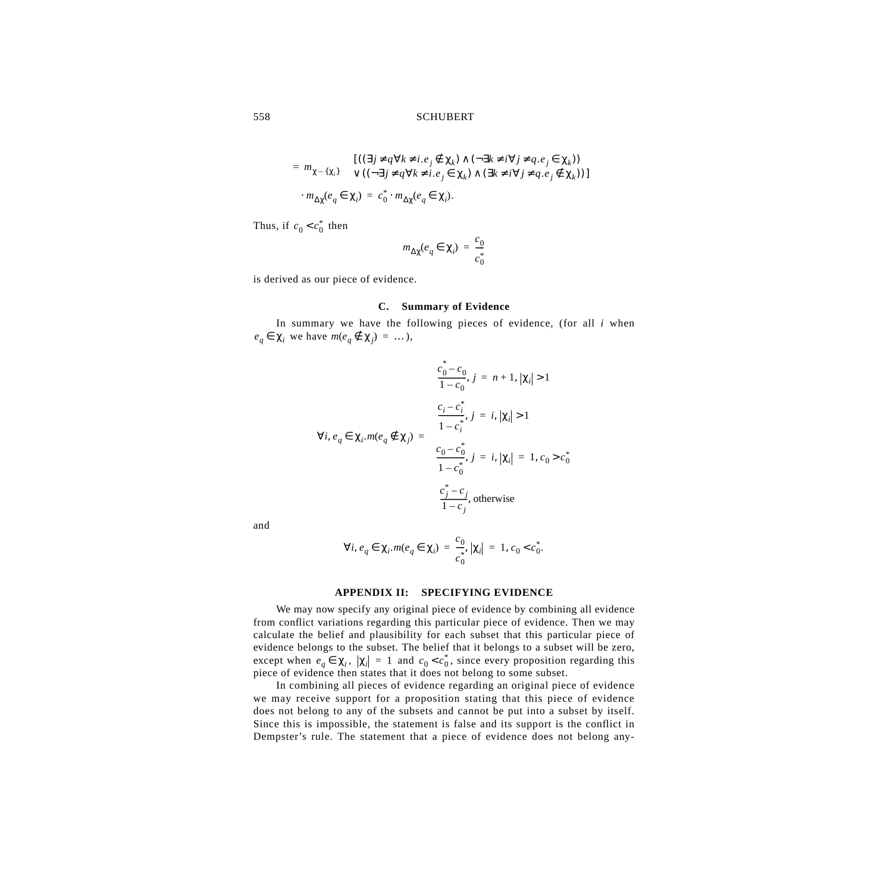$$= m_{\chi - \{\chi_i\}} \begin{array}{l} [((\exists j \neq q \forall k \neq i . e_j \notin \chi_k) \wedge (\neg\exists k \neq i \forall j \neq q . e_j \in \chi_k)) \\ \vee ((\neg\exists j \neq q \forall k \neq i . e_j \in \chi_k) \wedge (\exists k \neq i \forall j \neq q . e_j \notin \chi_k))] \end{array}$$

$$\cdot\, m_{\Delta\chi}(e_q \in \chi_i) = c_0^* \cdot m_{\Delta\chi}(e_q \in \chi_i).$$

Thus, if $c_0 < c_0^*$ then

$$m_{\Delta\chi}(e_q \in \chi_i) = \frac{c_0}{c_0^*}$$

is derived as our piece of evidence.

### C. Summary of Evidence

In summary we have the following pieces of evidence, (for all $i$ when $e_q \in \chi_i$ we have $m(e_q \notin \chi_j) = \ldots$),

$$\forall i, e_q \in \chi_i . m(e_q \notin \chi_j) = \begin{cases} \dfrac{c_0^* - c_0}{1 - c_0}, & j = n+1, |\chi_i| > 1 \\[2ex] \dfrac{c_i - c_i^*}{1 - c_i^*}, & j = i, |\chi_i| > 1 \\[2ex] \dfrac{c_0 - c_0^*}{1 - c_0^*}, & j = i, |\chi_i| = 1, c_0 > c_0^* \\[2ex] \dfrac{c_j^* - c_j}{1 - c_j}, & \text{otherwise} \end{cases}$$

and

$$\forall i, e_q \in \chi_i . m(e_q \in \chi_i) = \frac{c_0}{c_0^*}, |\chi_i| = 1, c_0 < c_0^*.$$

## APPENDIX II: SPECIFYING EVIDENCE

We may now specify any original piece of evidence by combining all evidence from conflict variations regarding this particular piece of evidence. Then we may calculate the belief and plausibility for each subset that this particular piece of evidence belongs to the subset. The belief that it belongs to a subset will be zero, except when $e_q \in \chi_i$, $|\chi_i| = 1$ and $c_0 < c_0^*$, since every proposition regarding this piece of evidence then states that it does not belong to some subset.

In combining all pieces of evidence regarding an original piece of evidence we may receive support for a proposition stating that this piece of evidence does not belong to any of the subsets and cannot be put into a subset by itself. Since this is impossible, the statement is false and its support is the conflict in Dempster's rule. The statement that a piece of evidence does not belong any-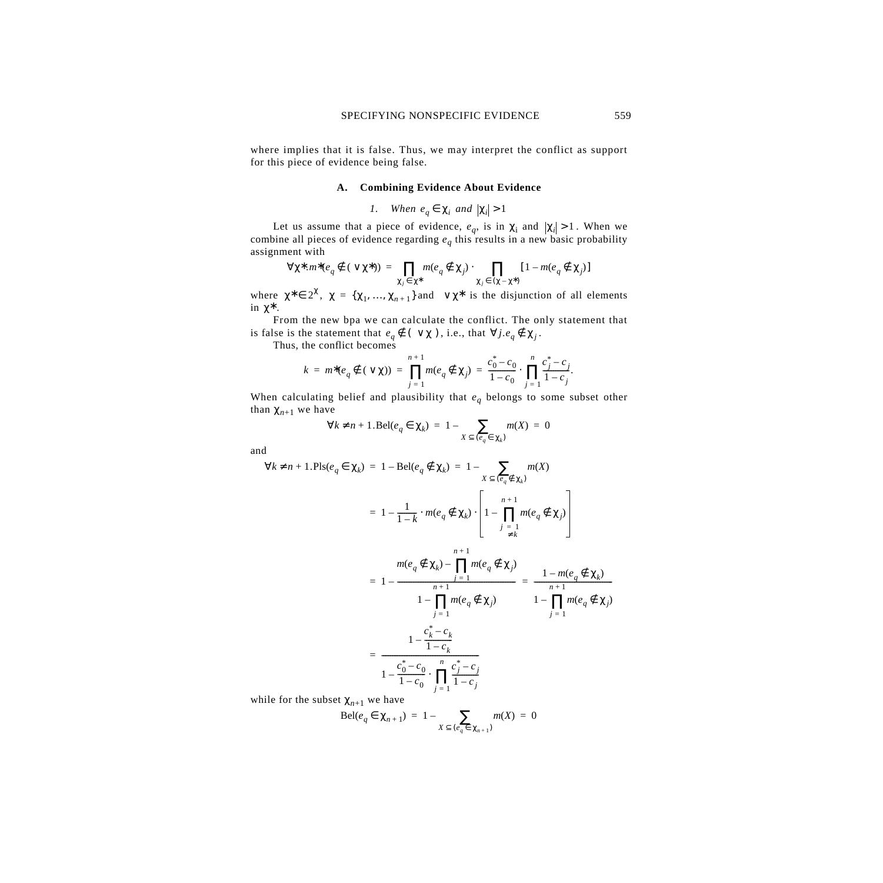where implies that it is false. Thus, we may interpret the conflict as support for this piece of evidence being false.

### A. Combining Evidence About Evidence

#### 1. When $e_q \in \chi_i$ and $|\chi_i| > 1$

Let us assume that a piece of evidence, $e_q$, is in $\chi_i$ and $|\chi_i| > 1$. When we combine all pieces of evidence regarding $e_q$ this results in a new basic probability assignment with

$$\forall \chi^* . m^*(e_q \notin (\vee \chi^*)) = \prod_{\chi_j \in \chi^*} m(e_q \notin \chi_j) \cdot \prod_{\chi_j \in (\chi - \chi^*)} [1 - m(e_q \notin \chi_j)]$$

where $\chi^* \in 2^\chi$, $\chi = \{\chi_1, \ldots, \chi_{n+1}\}$ and $\vee \chi^*$ is the disjunction of all elements in $\chi^*$.

From the new bpa we can calculate the conflict. The only statement that is false is the statement that $e_q \notin (\vee \chi)$, i.e., that $\forall j . e_q \notin \chi_j$.

Thus, the conflict becomes

$$k = m^*(e_q \notin (\vee \chi)) = \prod_{j=1}^{n+1} m(e_q \notin \chi_j) = \frac{c_0^* - c_0}{1 - c_0} \cdot \prod_{j=1}^{n} \frac{c_j^* - c_j}{1 - c_j}.$$

When calculating belief and plausibility that $e_q$ belongs to some subset other than $\chi_{n+1}$ we have

$$\forall k \neq n+1 . \mathrm{Bel}(e_q \in \chi_k) = 1 - \sum_{X \subseteq (e_q \in \chi_k)} m(X) = 0$$

and

$$\begin{aligned}
\forall k \neq n+1 . \mathrm{Pls}(e_q \in \chi_k) &= 1 - \mathrm{Bel}(e_q \notin \chi_k) = 1 - \sum_{X \subseteq (e_q \notin \chi_k)} m(X) \\
&= 1 - \frac{1}{1-k} \cdot m(e_q \notin \chi_k) \cdot \left[ 1 - \prod_{\substack{j=1 \\ \neq k}}^{n+1} m(e_q \notin \chi_j) \right] \\
&= 1 - \frac{m(e_q \notin \chi_k) - \prod_{j=1}^{n+1} m(e_q \notin \chi_j)}{1 - \prod_{j=1}^{n+1} m(e_q \notin \chi_j)} = \frac{1 - m(e_q \notin \chi_k)}{1 - \prod_{j=1}^{n+1} m(e_q \notin \chi_j)} \\
&= \frac{1 - \frac{c_k^* - c_k}{1 - c_k}}{1 - \frac{c_0^* - c_0}{1 - c_0} \cdot \prod_{j=1}^{n} \frac{c_j^* - c_j}{1 - c_j}}
\end{aligned}$$

while for the subset $\chi_{n+1}$ we have

$$\mathrm{Bel}(e_q \in \chi_{n+1}) = 1 - \sum_{X \subseteq (e_q \in \chi_{n+1})} m(X) = 0$$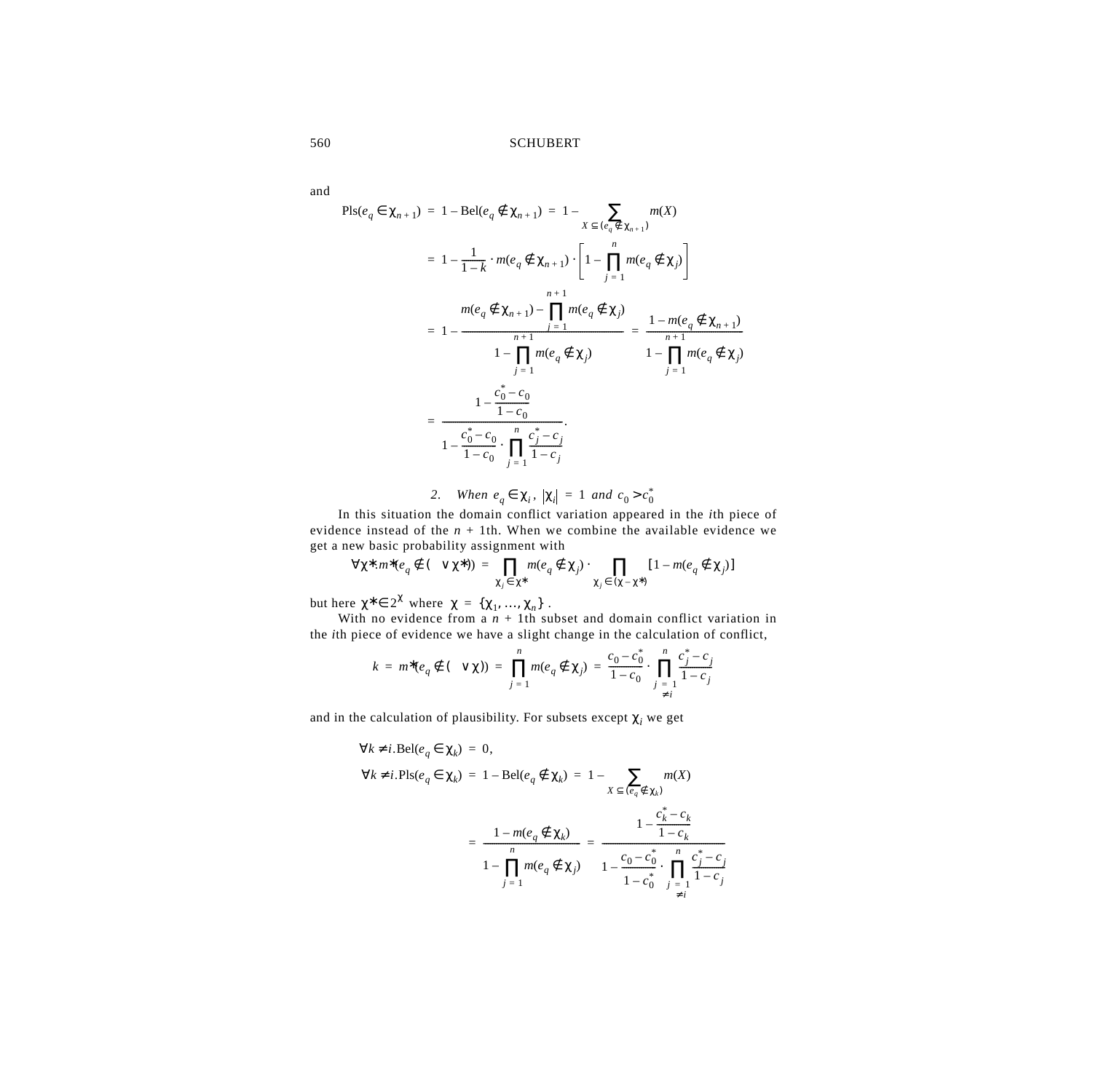and

$$
\begin{aligned}
\text{Pls}(e_q \in \chi_{n+1}) &= 1 - \text{Bel}(e_q \notin \chi_{n+1}) = 1 - \sum_{X \subseteq (e_q \notin \chi_{n+1})} m(X) \\
&= 1 - \frac{1}{1-k} \cdot m(e_q \notin \chi_{n+1}) \cdot \left[1 - \prod_{j=1}^{n} m(e_q \notin \chi_j)\right] \\
&= 1 - \frac{m(e_q \notin \chi_{n+1}) - \prod_{j=1}^{n+1} m(e_q \notin \chi_j)}{1 - \prod_{j=1}^{n+1} m(e_q \notin \chi_j)} = \frac{1 - m(e_q \notin \chi_{n+1})}{1 - \prod_{j=1}^{n+1} m(e_q \notin \chi_j)} \\
&= \frac{1 - \frac{c_0^* - c_0}{1 - c_0}}{1 - \frac{c_0^* - c_0}{1 - c_0} \cdot \prod_{j=1}^{n} \frac{c_j^* - c_j}{1 - c_j}}.
\end{aligned}
$$

*2. When $e_q \in \chi_i$, $|\chi_i| = 1$ and $c_0 > c_0^*$*

In this situation the domain conflict variation appeared in the $i$th piece of evidence instead of the $n + 1$th. When we combine the available evidence we get a new basic probability assignment with

$$
\forall \chi^*. m^*(e_q \notin (\vee \chi^*)) = \prod_{\chi_j \in \chi^*} m(e_q \notin \chi_j) \cdot \prod_{\chi_j \in (\chi - \chi^*)} [1 - m(e_q \notin \chi_j)]
$$

but here $\chi^* \in 2^{\chi}$ where $\chi = \{\chi_1, \ldots, \chi_n\}$.

With no evidence from a $n + 1$th subset and domain conflict variation in the $i$th piece of evidence we have a slight change in the calculation of conflict,

$$
k = m^*(e_q \notin (\vee \chi)) = \prod_{j=1}^{n} m(e_q \notin \chi_j) = \frac{c_0 - c_0^*}{1 - c_0} \cdot \prod_{\substack{j=1 \\ \neq i}}^{n} \frac{c_j^* - c_j}{1 - c_j}
$$

and in the calculation of plausibility. For subsets except $\chi_i$ we get

$$
\begin{aligned}
&\forall k \neq i. \text{Bel}(e_q \in \chi_k) = 0, \\
&\forall k \neq i. \text{Pls}(e_q \in \chi_k) = 1 - \text{Bel}(e_q \notin \chi_k) = 1 - \sum_{X \subseteq (e_q \notin \chi_k)} m(X) \\
&\qquad = \frac{1 - m(e_q \notin \chi_k)}{1 - \prod_{j=1}^{n} m(e_q \notin \chi_j)} = \frac{1 - \frac{c_k^* - c_k}{1 - c_k}}{1 - \frac{c_0 - c_0^*}{1 - c_0^*} \cdot \prod_{\substack{j=1 \\ \neq i}}^{n} \frac{c_j^* - c_j}{1 - c_j}}
\end{aligned}
$$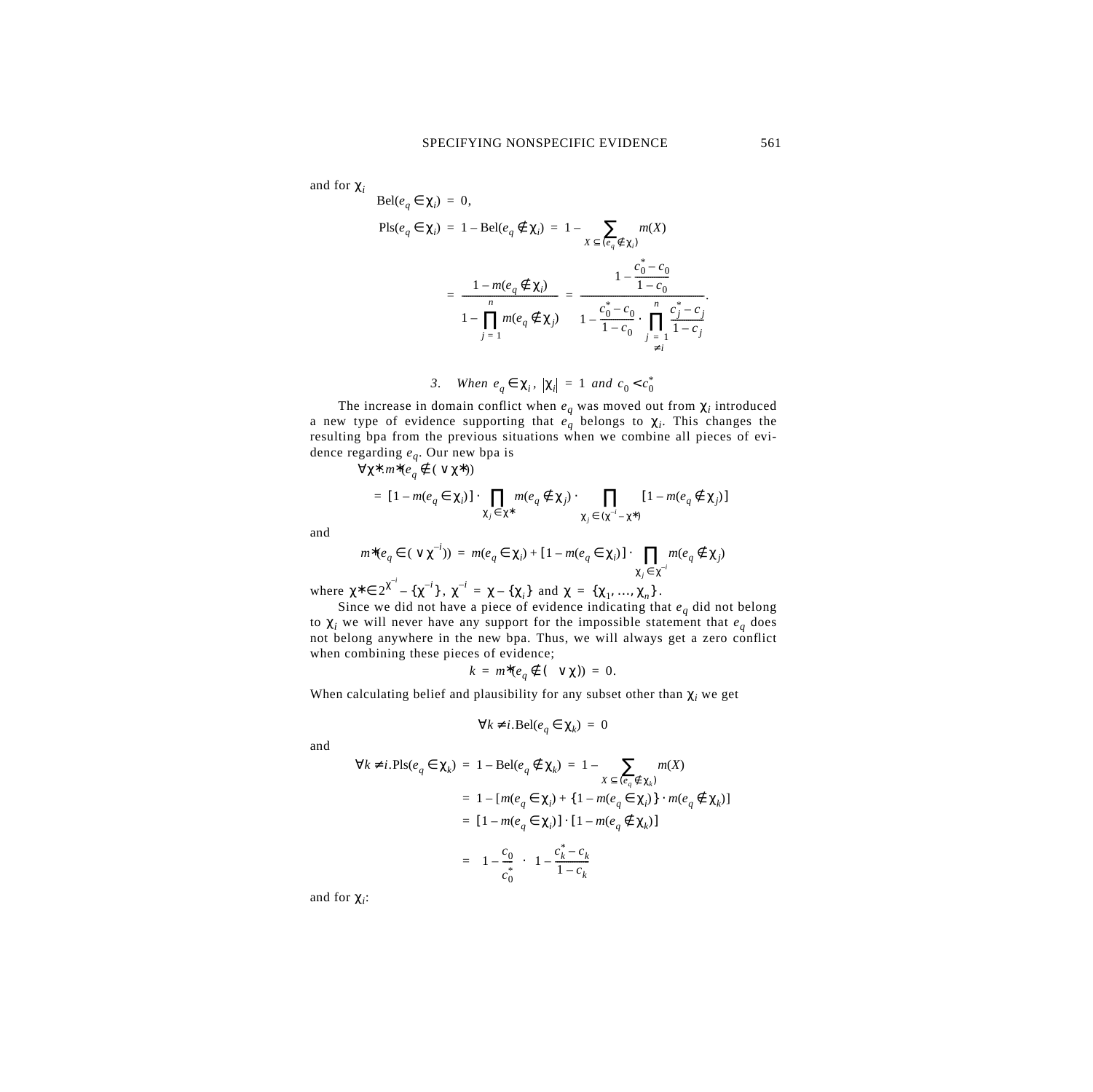and for $\chi_i$

$$\mathrm{Bel}(e_q \in \chi_i) = 0,$$

$$\mathrm{Pls}(e_q \in \chi_i) = 1 - \mathrm{Bel}(e_q \notin \chi_i) = 1 - \sum_{X \subseteq (e_q \notin \chi_i)} m(X)$$

$$= \frac{1 - m(e_q \notin \chi_i)}{1 - \prod_{j=1}^{n} m(e_q \notin \chi_j)} = \frac{1 - \dfrac{c_0^* - c_0}{1 - c_0}}{1 - \dfrac{c_0^* - c_0}{1 - c_0} \cdot \prod_{\substack{j=1 \\ \neq i}}^{n} \dfrac{c_j^* - c_j}{1 - c_j}}.$$

### 3. When $e_q \in \chi_i$, $|\chi_i| = 1$ and $c_0 < c_0^*$

The increase in domain conflict when $e_q$ was moved out from $\chi_i$ introduced a new type of evidence supporting that $e_q$ belongs to $\chi_i$. This changes the resulting bpa from the previous situations when we combine all pieces of evidence regarding $e_q$. Our new bpa is

$$\forall \chi^*. m^*(e_q \notin (\vee \chi^*))$$

$$= [1 - m(e_q \in \chi_i)] \cdot \prod_{\chi_j \in \chi^*} m(e_q \notin \chi_j) \cdot \prod_{\chi_j \in (\chi^{-i} - \chi^*)} [1 - m(e_q \notin \chi_j)]$$

and

$$m^*(e_q \in (\vee \chi^{-i})) = m(e_q \in \chi_i) + [1 - m(e_q \in \chi_i)] \cdot \prod_{\chi_j \in \chi^{-i}} m(e_q \notin \chi_j)$$

where $\chi^* \in 2^{\chi^{-i}} - \{\chi^{-i}\}$, $\chi^{-i} = \chi - \{\chi_i\}$ and $\chi = \{\chi_1, \ldots, \chi_n\}$.

Since we did not have a piece of evidence indicating that $e_q$ did not belong to $\chi_i$ we will never have any support for the impossible statement that $e_q$ does not belong anywhere in the new bpa. Thus, we will always get a zero conflict when combining these pieces of evidence;

$$k = m^*(e_q \notin (\vee \chi)) = 0.$$

When calculating belief and plausibility for any subset other than $\chi_i$ we get

$$\forall k \neq i. \mathrm{Bel}(e_q \in \chi_k) = 0$$

and

$$\forall k \neq i. \mathrm{Pls}(e_q \in \chi_k) = 1 - \mathrm{Bel}(e_q \notin \chi_k) = 1 - \sum_{X \subseteq (e_q \notin \chi_k)} m(X)$$

$$= 1 - [m(e_q \in \chi_i) + \{1 - m(e_q \in \chi_i)\} \cdot m(e_q \notin \chi_k)]$$

$$= [1 - m(e_q \in \chi_i)] \cdot [1 - m(e_q \notin \chi_k)]$$

$$= \left(1 - \frac{c_0}{c_0^*}\right) \cdot \left(1 - \frac{c_k^* - c_k}{1 - c_k}\right)$$

and for $\chi_i$: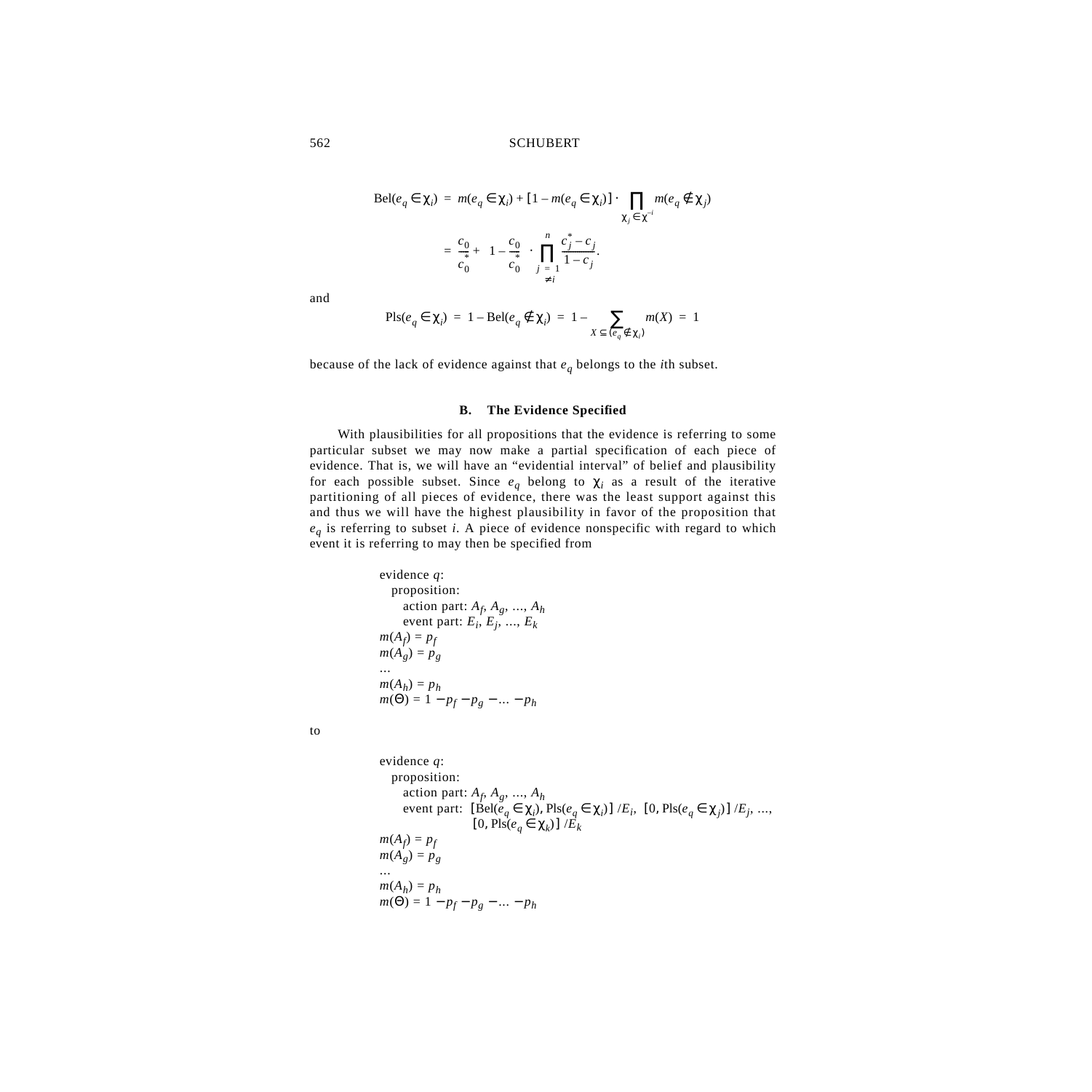$$\mathrm{Bel}(e_q \in \chi_i) = m(e_q \in \chi_i) + [1 - m(e_q \in \chi_i)] \cdot \prod_{\chi_j \in \chi^{-i}} m(e_q \notin \chi_j)$$

$$= \frac{c_0}{c_0^*} + \left(1 - \frac{c_0}{c_0^*}\right) \cdot \prod_{\substack{j = 1 \\ \neq i}}^{n} \frac{c_j^* - c_j}{1 - c_j}.$$

and

$$\mathrm{Pls}(e_q \in \chi_i) = 1 - \mathrm{Bel}(e_q \notin \chi_i) = 1 - \sum_{X \subseteq (e_q \notin \chi_i)} m(X) = 1$$

because of the lack of evidence against that $e_q$ belongs to the $i$th subset.

### B. The Evidence Specified

With plausibilities for all propositions that the evidence is referring to some particular subset we may now make a partial specification of each piece of evidence. That is, we will have an "evidential interval" of belief and plausibility for each possible subset. Since $e_q$ belong to $\chi_i$ as a result of the iterative partitioning of all pieces of evidence, there was the least support against this and thus we will have the highest plausibility in favor of the proposition that $e_q$ is referring to subset $i$. A piece of evidence nonspecific with regard to which event it is referring to may then be specified from

evidence $q$:
  proposition:
    action part: $A_f, A_g, \ldots, A_h$
    event part: $E_i, E_j, \ldots, E_k$
$m(A_f) = p_f$
$m(A_g) = p_g$
…
$m(A_h) = p_h$
$m(\Theta) = 1 - p_f - p_g - \ldots - p_h$

to

evidence $q$:
  proposition:
    action part: $A_f, A_g, \ldots, A_h$
    event part: $[\mathrm{Bel}(e_q \in \chi_i), \mathrm{Pls}(e_q \in \chi_i)]\,/E_i$, $[0, \mathrm{Pls}(e_q \in \chi_j)]\,/E_j$, …, $[0, \mathrm{Pls}(e_q \in \chi_k)]\,/E_k$
$m(A_f) = p_f$
$m(A_g) = p_g$
…
$m(A_h) = p_h$
$m(\Theta) = 1 - p_f - p_g - \ldots - p_h$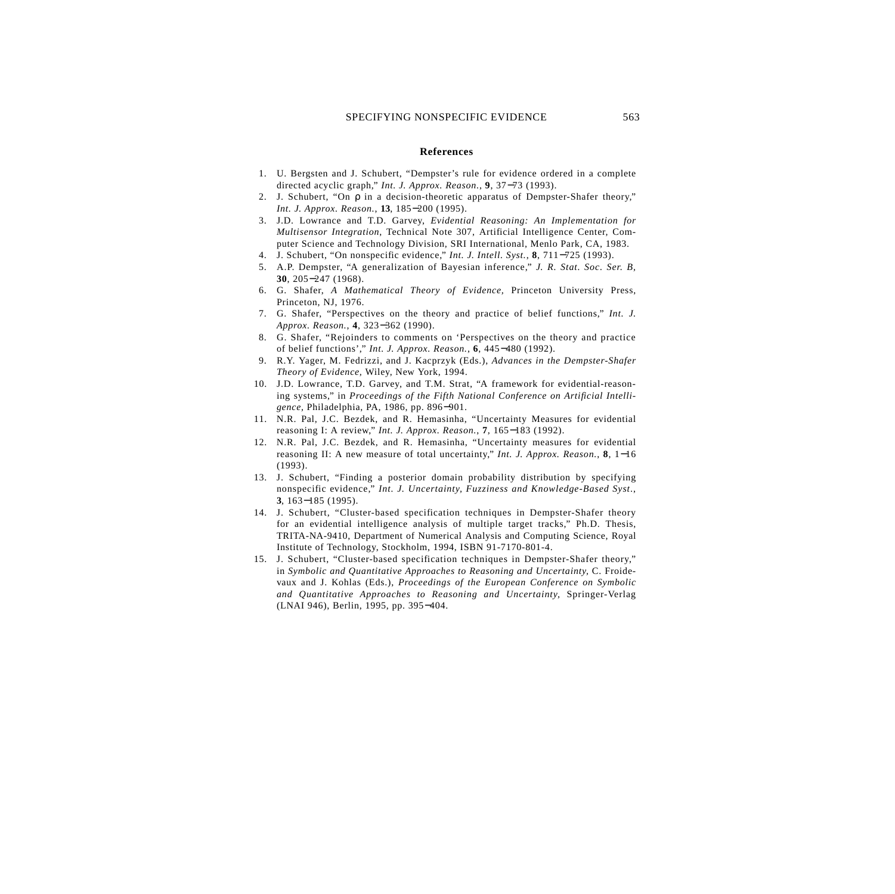### References

1. U. Bergsten and J. Schubert, “Dempster’s rule for evidence ordered in a complete directed acyclic graph,” *Int. J. Approx. Reason.*, **9**, 37−73 (1993).
2. J. Schubert, “On ρ in a decision-theoretic apparatus of Dempster-Shafer theory,” *Int. J. Approx. Reason.*, **13**, 185−200 (1995).
3. J.D. Lowrance and T.D. Garvey, *Evidential Reasoning: An Implementation for Multisensor Integration*, Technical Note 307, Artificial Intelligence Center, Computer Science and Technology Division, SRI International, Menlo Park, CA, 1983.
4. J. Schubert, “On nonspecific evidence,” *Int. J. Intell. Syst.*, **8**, 711−725 (1993).
5. A.P. Dempster, “A generalization of Bayesian inference,” *J. R. Stat. Soc. Ser. B*, **30**, 205−247 (1968).
6. G. Shafer, *A Mathematical Theory of Evidence*, Princeton University Press, Princeton, NJ, 1976.
7. G. Shafer, “Perspectives on the theory and practice of belief functions,” *Int. J. Approx. Reason.*, **4**, 323−362 (1990).
8. G. Shafer, “Rejoinders to comments on ‘Perspectives on the theory and practice of belief functions’,” *Int. J. Approx. Reason.*, **6**, 445−480 (1992).
9. R.Y. Yager, M. Fedrizzi, and J. Kacprzyk (Eds.), *Advances in the Dempster-Shafer Theory of Evidence*, Wiley, New York, 1994.
10. J.D. Lowrance, T.D. Garvey, and T.M. Strat, “A framework for evidential-reasoning systems,” in *Proceedings of the Fifth National Conference on Artificial Intelligence*, Philadelphia, PA, 1986, pp. 896−901.
11. N.R. Pal, J.C. Bezdek, and R. Hemasinha, “Uncertainty Measures for evidential reasoning I: A review,” *Int. J. Approx. Reason.*, **7**, 165−183 (1992).
12. N.R. Pal, J.C. Bezdek, and R. Hemasinha, “Uncertainty measures for evidential reasoning II: A new measure of total uncertainty,” *Int. J. Approx. Reason.*, **8**, 1−16 (1993).
13. J. Schubert, “Finding a posterior domain probability distribution by specifying nonspecific evidence,” *Int. J. Uncertainty, Fuzziness and Knowledge-Based Syst.*, **3**, 163−185 (1995).
14. J. Schubert, “Cluster-based specification techniques in Dempster-Shafer theory for an evidential intelligence analysis of multiple target tracks,” Ph.D. Thesis, TRITA-NA-9410, Department of Numerical Analysis and Computing Science, Royal Institute of Technology, Stockholm, 1994, ISBN 91-7170-801-4.
15. J. Schubert, “Cluster-based specification techniques in Dempster-Shafer theory,” in *Symbolic and Quantitative Approaches to Reasoning and Uncertainty*, C. Froidevaux and J. Kohlas (Eds.), *Proceedings of the European Conference on Symbolic and Quantitative Approaches to Reasoning and Uncertainty*, Springer-Verlag (LNAI 946), Berlin, 1995, pp. 395−404.